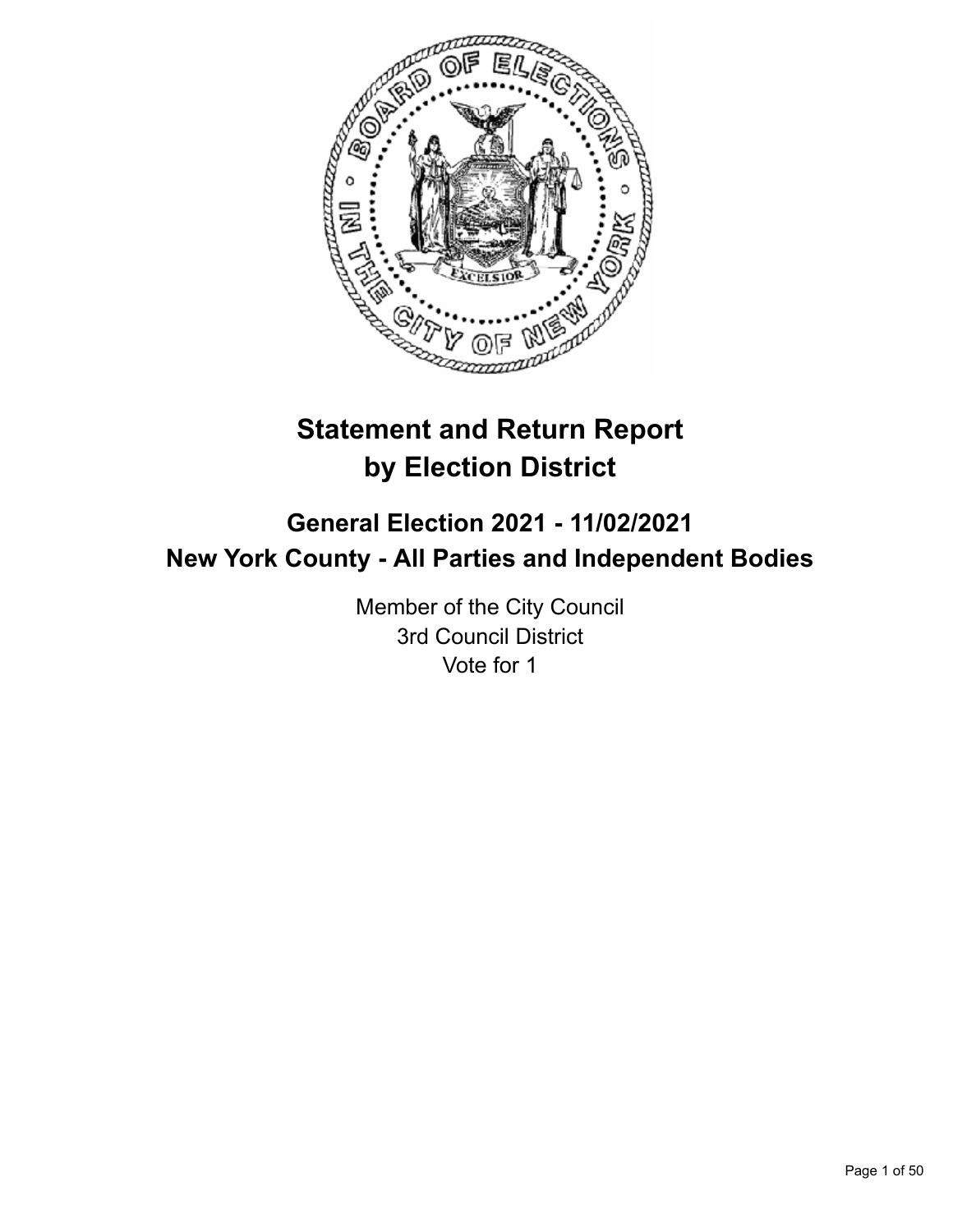# Statement and Return Report by Election District

## General Election 2021 - 11/02/2021
## New York County - All Parties and Independent Bodies

Member of the City Council
3rd Council District
Vote for 1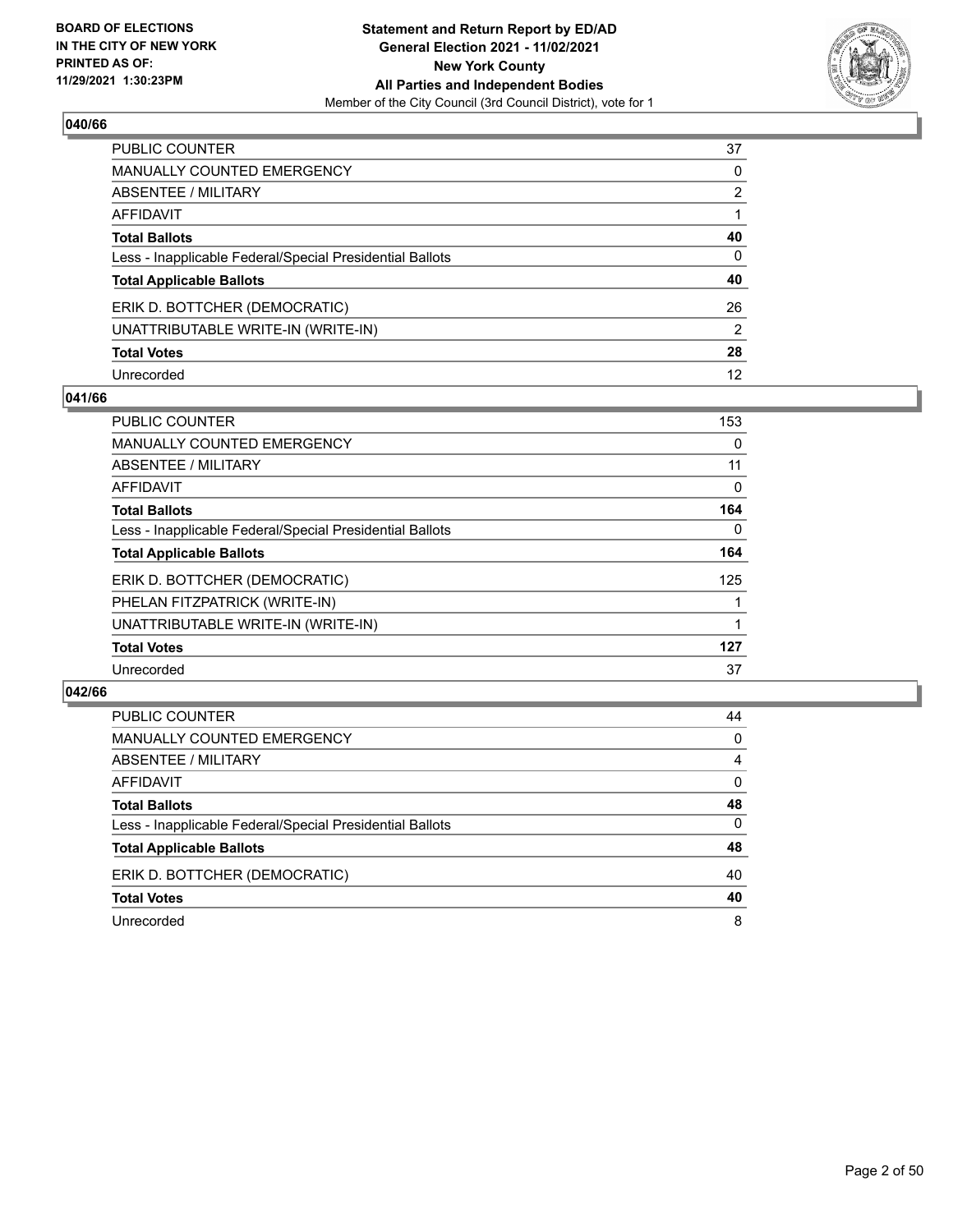## 040/66

| | |
|---|---|
| PUBLIC COUNTER | 37 |
| MANUALLY COUNTED EMERGENCY | 0 |
| ABSENTEE / MILITARY | 2 |
| AFFIDAVIT | 1 |
| **Total Ballots** | **40** |
| Less - Inapplicable Federal/Special Presidential Ballots | 0 |
| **Total Applicable Ballots** | **40** |
| ERIK D. BOTTCHER (DEMOCRATIC) | 26 |
| UNATTRIBUTABLE WRITE-IN (WRITE-IN) | 2 |
| **Total Votes** | **28** |
| Unrecorded | 12 |

## 041/66

| | |
|---|---|
| PUBLIC COUNTER | 153 |
| MANUALLY COUNTED EMERGENCY | 0 |
| ABSENTEE / MILITARY | 11 |
| AFFIDAVIT | 0 |
| **Total Ballots** | **164** |
| Less - Inapplicable Federal/Special Presidential Ballots | 0 |
| **Total Applicable Ballots** | **164** |
| ERIK D. BOTTCHER (DEMOCRATIC) | 125 |
| PHELAN FITZPATRICK (WRITE-IN) | 1 |
| UNATTRIBUTABLE WRITE-IN (WRITE-IN) | 1 |
| **Total Votes** | **127** |
| Unrecorded | 37 |

## 042/66

| | |
|---|---|
| PUBLIC COUNTER | 44 |
| MANUALLY COUNTED EMERGENCY | 0 |
| ABSENTEE / MILITARY | 4 |
| AFFIDAVIT | 0 |
| **Total Ballots** | **48** |
| Less - Inapplicable Federal/Special Presidential Ballots | 0 |
| **Total Applicable Ballots** | **48** |
| ERIK D. BOTTCHER (DEMOCRATIC) | 40 |
| **Total Votes** | **40** |
| Unrecorded | 8 |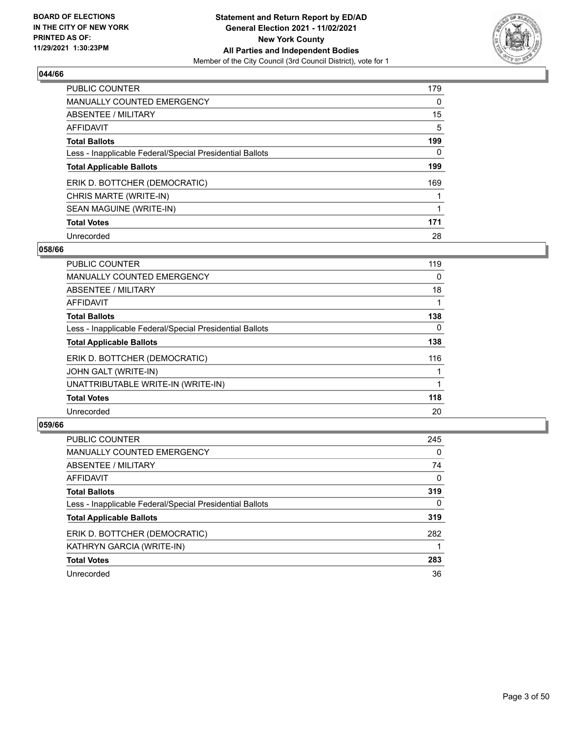### 044/66

| | |
|---|---|
| PUBLIC COUNTER | 179 |
| MANUALLY COUNTED EMERGENCY | 0 |
| ABSENTEE / MILITARY | 15 |
| AFFIDAVIT | 5 |
| **Total Ballots** | **199** |
| Less - Inapplicable Federal/Special Presidential Ballots | 0 |
| **Total Applicable Ballots** | **199** |
| ERIK D. BOTTCHER (DEMOCRATIC) | 169 |
| CHRIS MARTE (WRITE-IN) | 1 |
| SEAN MAGUINE (WRITE-IN) | 1 |
| **Total Votes** | **171** |
| Unrecorded | 28 |

### 058/66

| | |
|---|---|
| PUBLIC COUNTER | 119 |
| MANUALLY COUNTED EMERGENCY | 0 |
| ABSENTEE / MILITARY | 18 |
| AFFIDAVIT | 1 |
| **Total Ballots** | **138** |
| Less - Inapplicable Federal/Special Presidential Ballots | 0 |
| **Total Applicable Ballots** | **138** |
| ERIK D. BOTTCHER (DEMOCRATIC) | 116 |
| JOHN GALT (WRITE-IN) | 1 |
| UNATTRIBUTABLE WRITE-IN (WRITE-IN) | 1 |
| **Total Votes** | **118** |
| Unrecorded | 20 |

### 059/66

| | |
|---|---|
| PUBLIC COUNTER | 245 |
| MANUALLY COUNTED EMERGENCY | 0 |
| ABSENTEE / MILITARY | 74 |
| AFFIDAVIT | 0 |
| **Total Ballots** | **319** |
| Less - Inapplicable Federal/Special Presidential Ballots | 0 |
| **Total Applicable Ballots** | **319** |
| ERIK D. BOTTCHER (DEMOCRATIC) | 282 |
| KATHRYN GARCIA (WRITE-IN) | 1 |
| **Total Votes** | **283** |
| Unrecorded | 36 |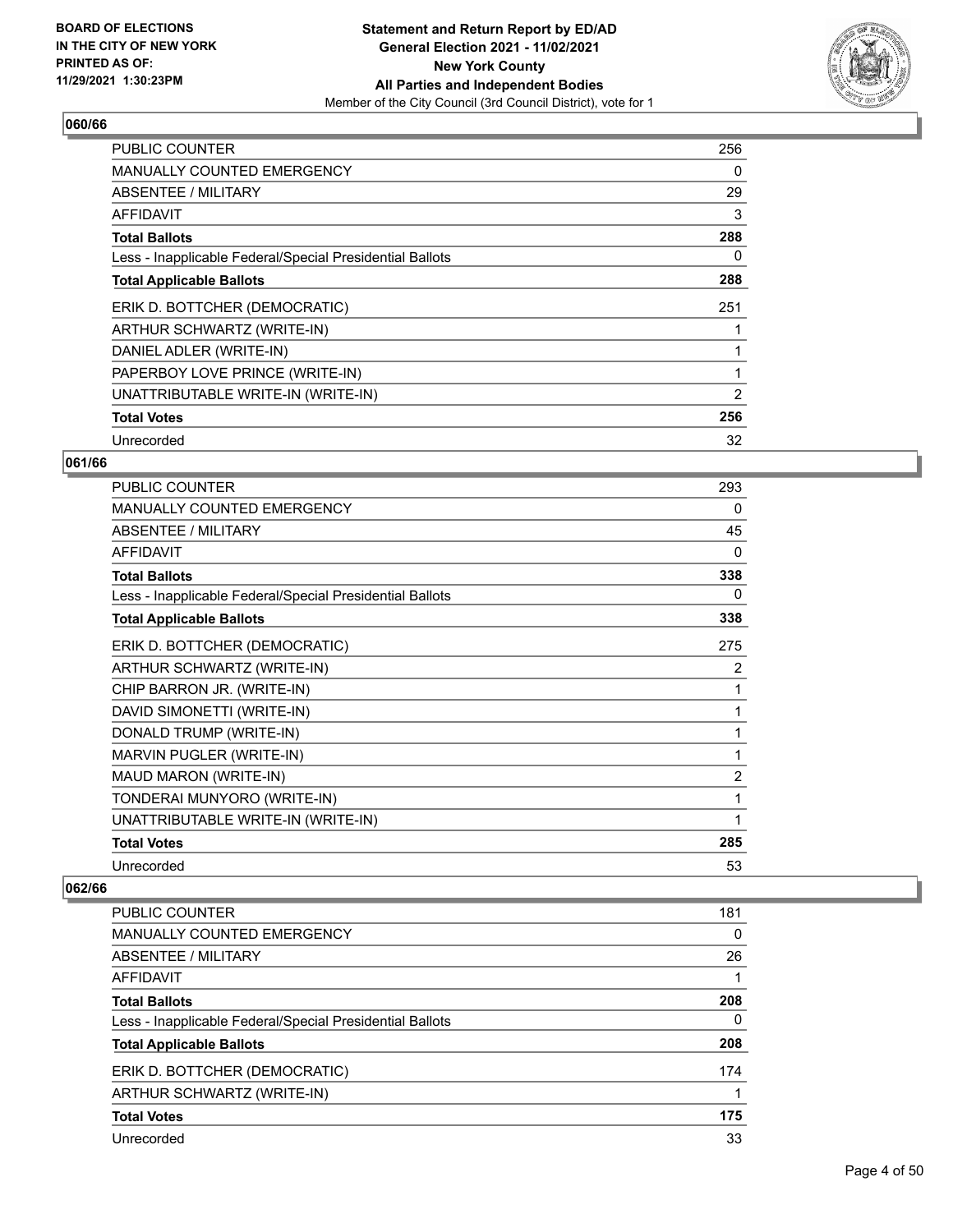**060/66**

| | |
|---|---|
| PUBLIC COUNTER | 256 |
| MANUALLY COUNTED EMERGENCY | 0 |
| ABSENTEE / MILITARY | 29 |
| AFFIDAVIT | 3 |
| **Total Ballots** | **288** |
| Less - Inapplicable Federal/Special Presidential Ballots | 0 |
| **Total Applicable Ballots** | **288** |
| ERIK D. BOTTCHER (DEMOCRATIC) | 251 |
| ARTHUR SCHWARTZ (WRITE-IN) | 1 |
| DANIEL ADLER (WRITE-IN) | 1 |
| PAPERBOY LOVE PRINCE (WRITE-IN) | 1 |
| UNATTRIBUTABLE WRITE-IN (WRITE-IN) | 2 |
| **Total Votes** | **256** |
| Unrecorded | 32 |

**061/66**

| | |
|---|---|
| PUBLIC COUNTER | 293 |
| MANUALLY COUNTED EMERGENCY | 0 |
| ABSENTEE / MILITARY | 45 |
| AFFIDAVIT | 0 |
| **Total Ballots** | **338** |
| Less - Inapplicable Federal/Special Presidential Ballots | 0 |
| **Total Applicable Ballots** | **338** |
| ERIK D. BOTTCHER (DEMOCRATIC) | 275 |
| ARTHUR SCHWARTZ (WRITE-IN) | 2 |
| CHIP BARRON JR. (WRITE-IN) | 1 |
| DAVID SIMONETTI (WRITE-IN) | 1 |
| DONALD TRUMP (WRITE-IN) | 1 |
| MARVIN PUGLER (WRITE-IN) | 1 |
| MAUD MARON (WRITE-IN) | 2 |
| TONDERAI MUNYORO (WRITE-IN) | 1 |
| UNATTRIBUTABLE WRITE-IN (WRITE-IN) | 1 |
| **Total Votes** | **285** |
| Unrecorded | 53 |

**062/66**

| | |
|---|---|
| PUBLIC COUNTER | 181 |
| MANUALLY COUNTED EMERGENCY | 0 |
| ABSENTEE / MILITARY | 26 |
| AFFIDAVIT | 1 |
| **Total Ballots** | **208** |
| Less - Inapplicable Federal/Special Presidential Ballots | 0 |
| **Total Applicable Ballots** | **208** |
| ERIK D. BOTTCHER (DEMOCRATIC) | 174 |
| ARTHUR SCHWARTZ (WRITE-IN) | 1 |
| **Total Votes** | **175** |
| Unrecorded | 33 |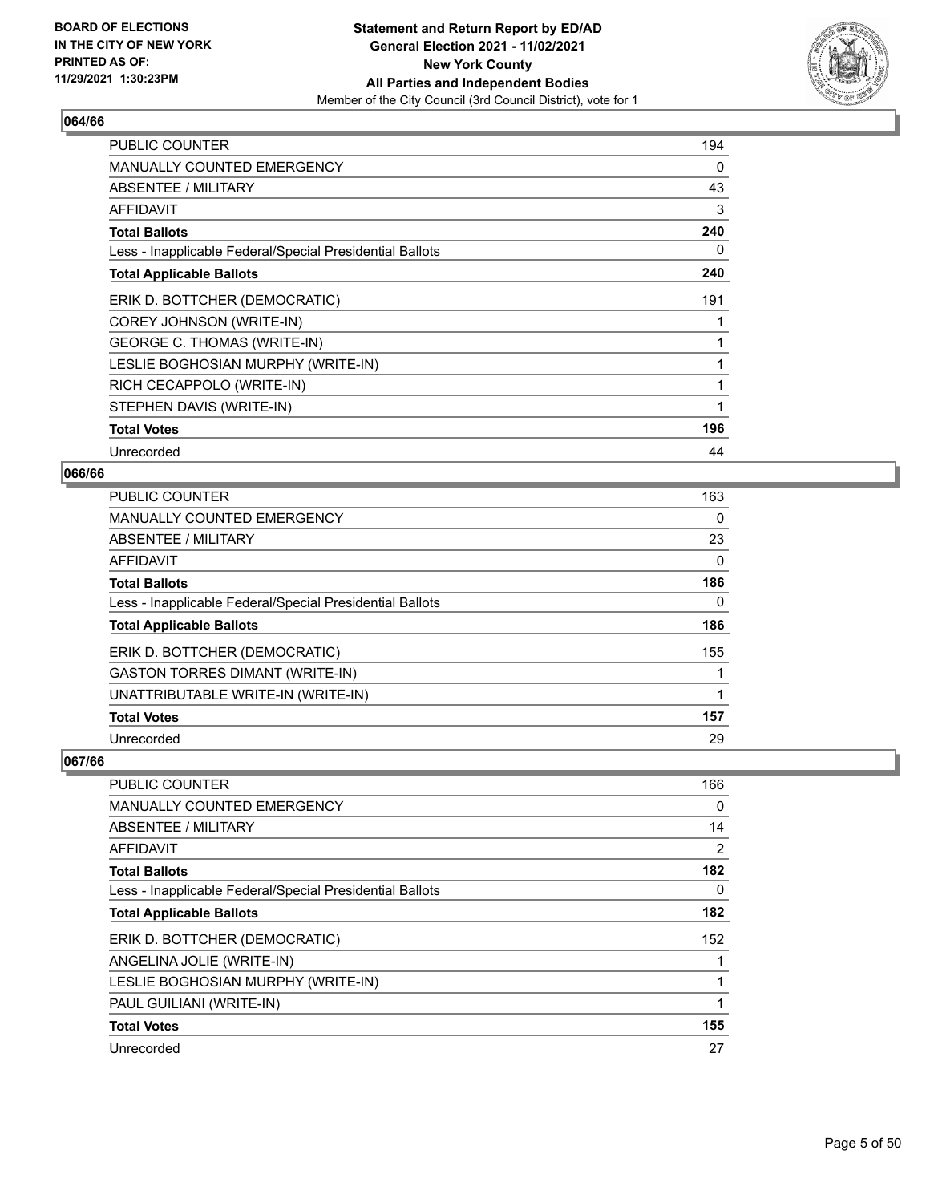**BOARD OF ELECTIONS IN THE CITY OF NEW YORK PRINTED AS OF: 11/29/2021 1:30:23PM**

**Statement and Return Report by ED/AD General Election 2021 - 11/02/2021 New York County All Parties and Independent Bodies**
Member of the City Council (3rd Council District), vote for 1

### 064/66

| | |
|---|---|
| PUBLIC COUNTER | 194 |
| MANUALLY COUNTED EMERGENCY | 0 |
| ABSENTEE / MILITARY | 43 |
| AFFIDAVIT | 3 |
| **Total Ballots** | **240** |
| Less - Inapplicable Federal/Special Presidential Ballots | 0 |
| **Total Applicable Ballots** | **240** |
| ERIK D. BOTTCHER (DEMOCRATIC) | 191 |
| COREY JOHNSON (WRITE-IN) | 1 |
| GEORGE C. THOMAS (WRITE-IN) | 1 |
| LESLIE BOGHOSIAN MURPHY (WRITE-IN) | 1 |
| RICH CECAPPOLO (WRITE-IN) | 1 |
| STEPHEN DAVIS (WRITE-IN) | 1 |
| **Total Votes** | **196** |
| Unrecorded | 44 |

### 066/66

| | |
|---|---|
| PUBLIC COUNTER | 163 |
| MANUALLY COUNTED EMERGENCY | 0 |
| ABSENTEE / MILITARY | 23 |
| AFFIDAVIT | 0 |
| **Total Ballots** | **186** |
| Less - Inapplicable Federal/Special Presidential Ballots | 0 |
| **Total Applicable Ballots** | **186** |
| ERIK D. BOTTCHER (DEMOCRATIC) | 155 |
| GASTON TORRES DIMANT (WRITE-IN) | 1 |
| UNATTRIBUTABLE WRITE-IN (WRITE-IN) | 1 |
| **Total Votes** | **157** |
| Unrecorded | 29 |

### 067/66

| | |
|---|---|
| PUBLIC COUNTER | 166 |
| MANUALLY COUNTED EMERGENCY | 0 |
| ABSENTEE / MILITARY | 14 |
| AFFIDAVIT | 2 |
| **Total Ballots** | **182** |
| Less - Inapplicable Federal/Special Presidential Ballots | 0 |
| **Total Applicable Ballots** | **182** |
| ERIK D. BOTTCHER (DEMOCRATIC) | 152 |
| ANGELINA JOLIE (WRITE-IN) | 1 |
| LESLIE BOGHOSIAN MURPHY (WRITE-IN) | 1 |
| PAUL GUILIANI (WRITE-IN) | 1 |
| **Total Votes** | **155** |
| Unrecorded | 27 |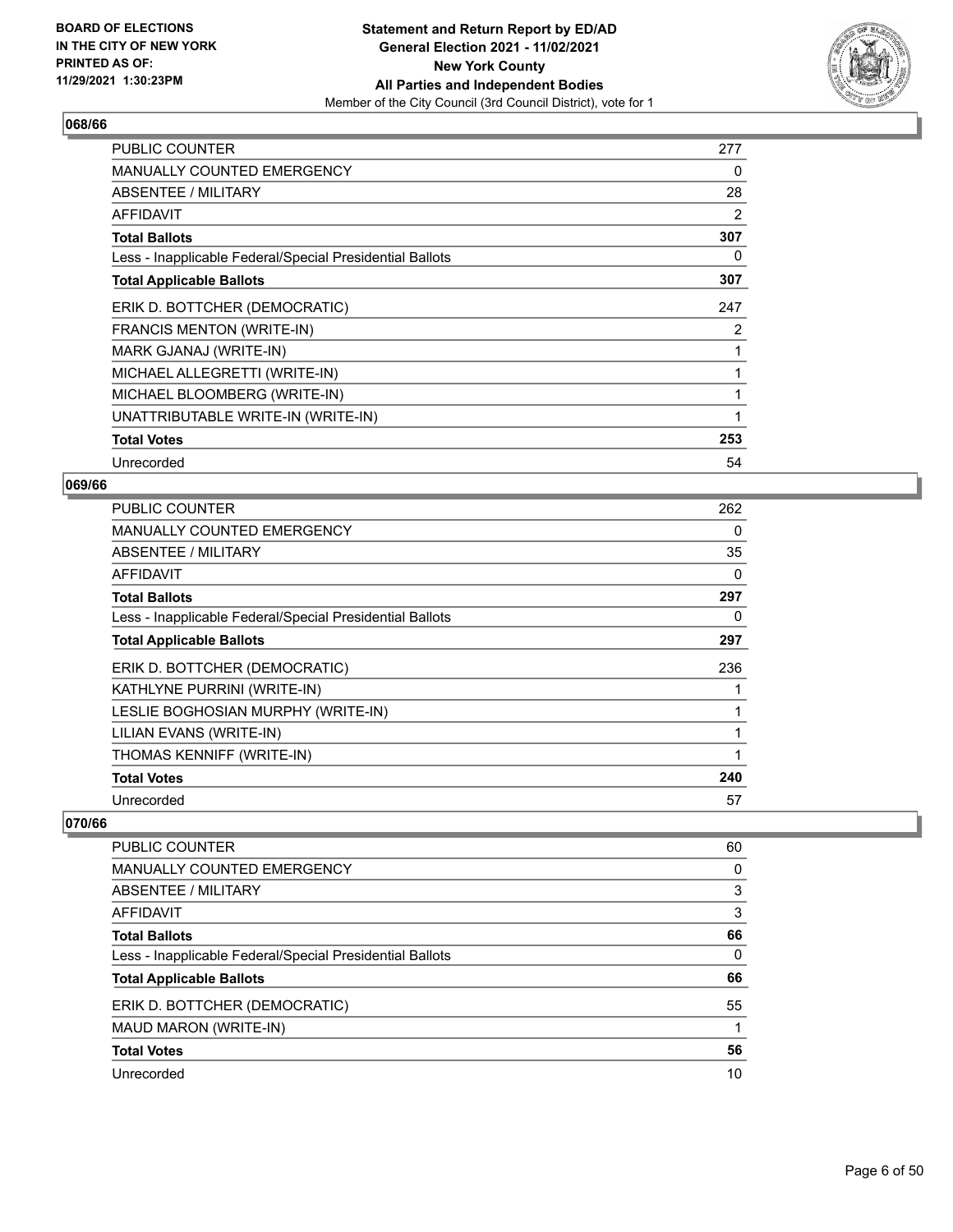## 068/66

| | |
|---|---|
| PUBLIC COUNTER | 277 |
| MANUALLY COUNTED EMERGENCY | 0 |
| ABSENTEE / MILITARY | 28 |
| AFFIDAVIT | 2 |
| **Total Ballots** | **307** |
| Less - Inapplicable Federal/Special Presidential Ballots | 0 |
| **Total Applicable Ballots** | **307** |
| ERIK D. BOTTCHER (DEMOCRATIC) | 247 |
| FRANCIS MENTON (WRITE-IN) | 2 |
| MARK GJANAJ (WRITE-IN) | 1 |
| MICHAEL ALLEGRETTI (WRITE-IN) | 1 |
| MICHAEL BLOOMBERG (WRITE-IN) | 1 |
| UNATTRIBUTABLE WRITE-IN (WRITE-IN) | 1 |
| **Total Votes** | **253** |
| Unrecorded | 54 |

## 069/66

| | |
|---|---|
| PUBLIC COUNTER | 262 |
| MANUALLY COUNTED EMERGENCY | 0 |
| ABSENTEE / MILITARY | 35 |
| AFFIDAVIT | 0 |
| **Total Ballots** | **297** |
| Less - Inapplicable Federal/Special Presidential Ballots | 0 |
| **Total Applicable Ballots** | **297** |
| ERIK D. BOTTCHER (DEMOCRATIC) | 236 |
| KATHLYNE PURRINI (WRITE-IN) | 1 |
| LESLIE BOGHOSIAN MURPHY (WRITE-IN) | 1 |
| LILIAN EVANS (WRITE-IN) | 1 |
| THOMAS KENNIFF (WRITE-IN) | 1 |
| **Total Votes** | **240** |
| Unrecorded | 57 |

## 070/66

| | |
|---|---|
| PUBLIC COUNTER | 60 |
| MANUALLY COUNTED EMERGENCY | 0 |
| ABSENTEE / MILITARY | 3 |
| AFFIDAVIT | 3 |
| **Total Ballots** | **66** |
| Less - Inapplicable Federal/Special Presidential Ballots | 0 |
| **Total Applicable Ballots** | **66** |
| ERIK D. BOTTCHER (DEMOCRATIC) | 55 |
| MAUD MARON (WRITE-IN) | 1 |
| **Total Votes** | **56** |
| Unrecorded | 10 |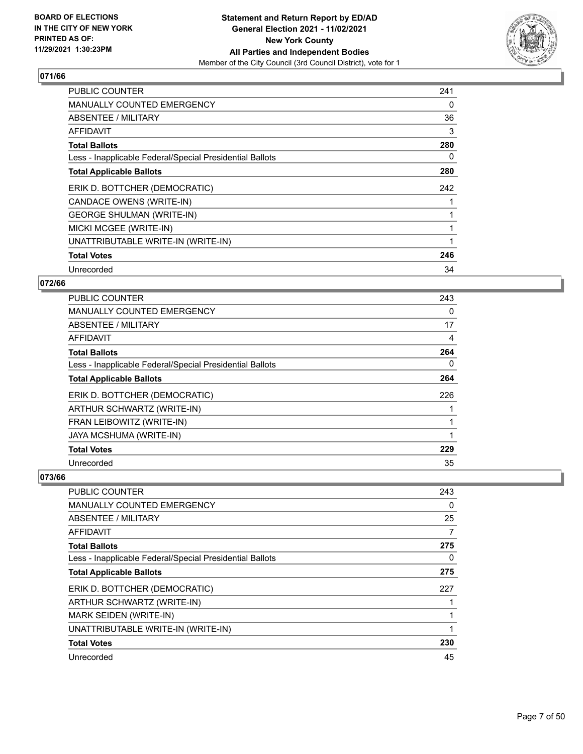BOARD OF ELECTIONS
IN THE CITY OF NEW YORK
PRINTED AS OF:
11/29/2021 1:30:23PM

**Statement and Return Report by ED/AD**
**General Election 2021 - 11/02/2021**
**New York County**
**All Parties and Independent Bodies**
Member of the City Council (3rd Council District), vote for 1

## 071/66

| | |
|---|---|
| PUBLIC COUNTER | 241 |
| MANUALLY COUNTED EMERGENCY | 0 |
| ABSENTEE / MILITARY | 36 |
| AFFIDAVIT | 3 |
| **Total Ballots** | **280** |
| Less - Inapplicable Federal/Special Presidential Ballots | 0 |
| **Total Applicable Ballots** | **280** |
| ERIK D. BOTTCHER (DEMOCRATIC) | 242 |
| CANDACE OWENS (WRITE-IN) | 1 |
| GEORGE SHULMAN (WRITE-IN) | 1 |
| MICKI MCGEE (WRITE-IN) | 1 |
| UNATTRIBUTABLE WRITE-IN (WRITE-IN) | 1 |
| **Total Votes** | **246** |
| Unrecorded | 34 |

## 072/66

| | |
|---|---|
| PUBLIC COUNTER | 243 |
| MANUALLY COUNTED EMERGENCY | 0 |
| ABSENTEE / MILITARY | 17 |
| AFFIDAVIT | 4 |
| **Total Ballots** | **264** |
| Less - Inapplicable Federal/Special Presidential Ballots | 0 |
| **Total Applicable Ballots** | **264** |
| ERIK D. BOTTCHER (DEMOCRATIC) | 226 |
| ARTHUR SCHWARTZ (WRITE-IN) | 1 |
| FRAN LEIBOWITZ (WRITE-IN) | 1 |
| JAYA MCSHUMA (WRITE-IN) | 1 |
| **Total Votes** | **229** |
| Unrecorded | 35 |

## 073/66

| | |
|---|---|
| PUBLIC COUNTER | 243 |
| MANUALLY COUNTED EMERGENCY | 0 |
| ABSENTEE / MILITARY | 25 |
| AFFIDAVIT | 7 |
| **Total Ballots** | **275** |
| Less - Inapplicable Federal/Special Presidential Ballots | 0 |
| **Total Applicable Ballots** | **275** |
| ERIK D. BOTTCHER (DEMOCRATIC) | 227 |
| ARTHUR SCHWARTZ (WRITE-IN) | 1 |
| MARK SEIDEN (WRITE-IN) | 1 |
| UNATTRIBUTABLE WRITE-IN (WRITE-IN) | 1 |
| **Total Votes** | **230** |
| Unrecorded | 45 |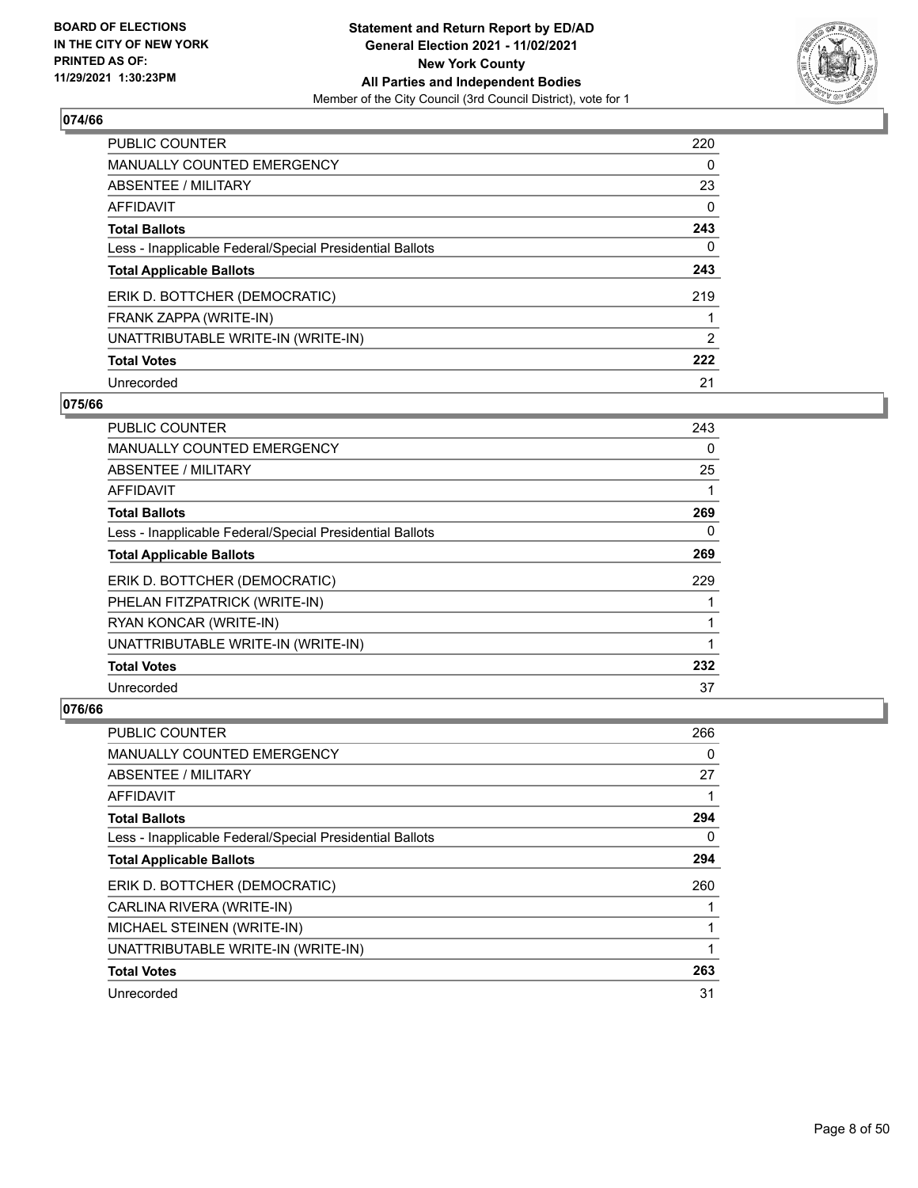BOARD OF ELECTIONS
IN THE CITY OF NEW YORK
PRINTED AS OF:
11/29/2021 1:30:23PM

**Statement and Return Report by ED/AD**
**General Election 2021 - 11/02/2021**
**New York County**
**All Parties and Independent Bodies**
Member of the City Council (3rd Council District), vote for 1

## 074/66

| | |
|---|---|
| PUBLIC COUNTER | 220 |
| MANUALLY COUNTED EMERGENCY | 0 |
| ABSENTEE / MILITARY | 23 |
| AFFIDAVIT | 0 |
| **Total Ballots** | **243** |
| Less - Inapplicable Federal/Special Presidential Ballots | 0 |
| **Total Applicable Ballots** | **243** |
| ERIK D. BOTTCHER (DEMOCRATIC) | 219 |
| FRANK ZAPPA (WRITE-IN) | 1 |
| UNATTRIBUTABLE WRITE-IN (WRITE-IN) | 2 |
| **Total Votes** | **222** |
| Unrecorded | 21 |

## 075/66

| | |
|---|---|
| PUBLIC COUNTER | 243 |
| MANUALLY COUNTED EMERGENCY | 0 |
| ABSENTEE / MILITARY | 25 |
| AFFIDAVIT | 1 |
| **Total Ballots** | **269** |
| Less - Inapplicable Federal/Special Presidential Ballots | 0 |
| **Total Applicable Ballots** | **269** |
| ERIK D. BOTTCHER (DEMOCRATIC) | 229 |
| PHELAN FITZPATRICK (WRITE-IN) | 1 |
| RYAN KONCAR (WRITE-IN) | 1 |
| UNATTRIBUTABLE WRITE-IN (WRITE-IN) | 1 |
| **Total Votes** | **232** |
| Unrecorded | 37 |

## 076/66

| | |
|---|---|
| PUBLIC COUNTER | 266 |
| MANUALLY COUNTED EMERGENCY | 0 |
| ABSENTEE / MILITARY | 27 |
| AFFIDAVIT | 1 |
| **Total Ballots** | **294** |
| Less - Inapplicable Federal/Special Presidential Ballots | 0 |
| **Total Applicable Ballots** | **294** |
| ERIK D. BOTTCHER (DEMOCRATIC) | 260 |
| CARLINA RIVERA (WRITE-IN) | 1 |
| MICHAEL STEINEN (WRITE-IN) | 1 |
| UNATTRIBUTABLE WRITE-IN (WRITE-IN) | 1 |
| **Total Votes** | **263** |
| Unrecorded | 31 |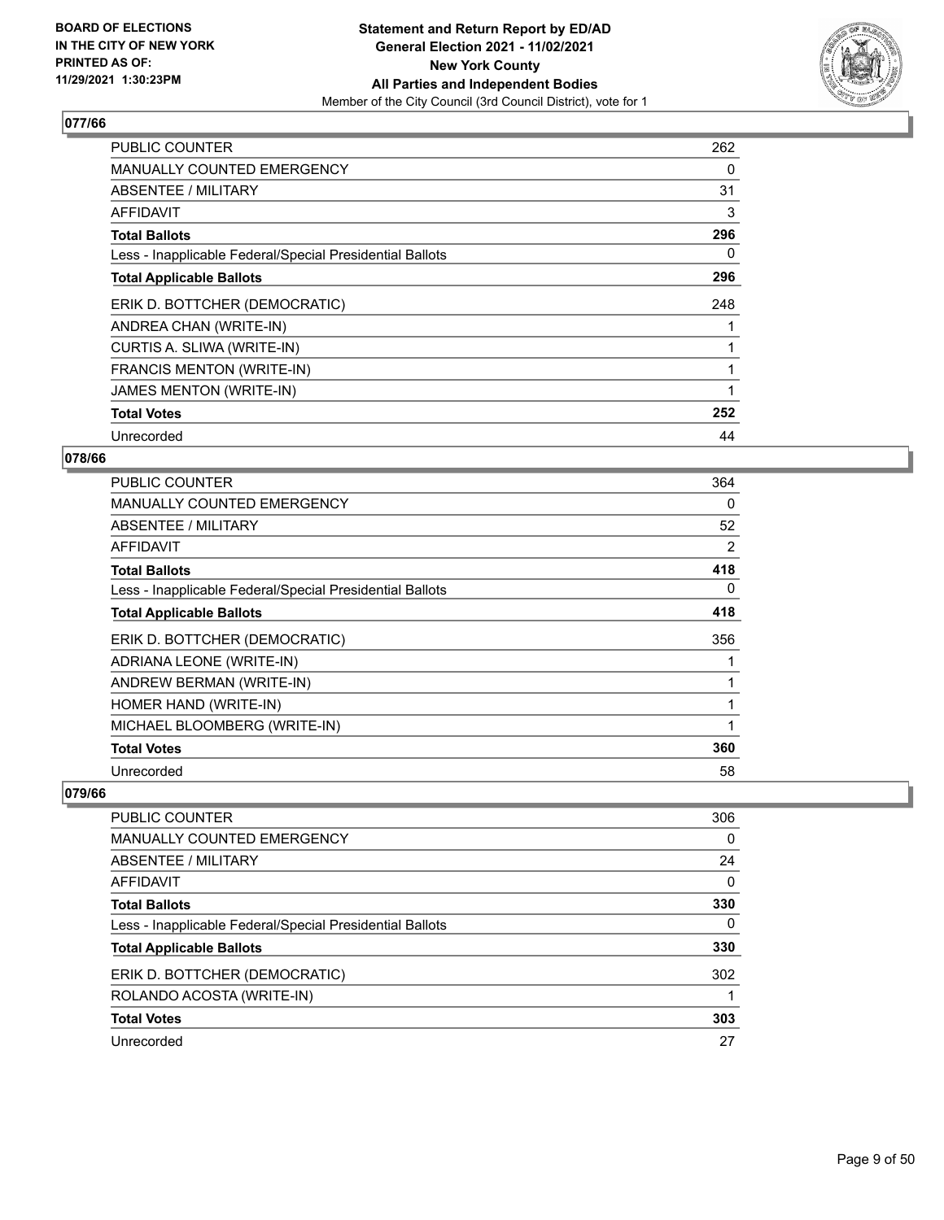**BOARD OF ELECTIONS IN THE CITY OF NEW YORK PRINTED AS OF: 11/29/2021 1:30:23PM**

**Statement and Return Report by ED/AD General Election 2021 - 11/02/2021 New York County All Parties and Independent Bodies**
Member of the City Council (3rd Council District), vote for 1

## 077/66

| | |
|---|---|
| PUBLIC COUNTER | 262 |
| MANUALLY COUNTED EMERGENCY | 0 |
| ABSENTEE / MILITARY | 31 |
| AFFIDAVIT | 3 |
| **Total Ballots** | **296** |
| Less - Inapplicable Federal/Special Presidential Ballots | 0 |
| **Total Applicable Ballots** | **296** |
| ERIK D. BOTTCHER (DEMOCRATIC) | 248 |
| ANDREA CHAN (WRITE-IN) | 1 |
| CURTIS A. SLIWA (WRITE-IN) | 1 |
| FRANCIS MENTON (WRITE-IN) | 1 |
| JAMES MENTON (WRITE-IN) | 1 |
| **Total Votes** | **252** |
| Unrecorded | 44 |

## 078/66

| | |
|---|---|
| PUBLIC COUNTER | 364 |
| MANUALLY COUNTED EMERGENCY | 0 |
| ABSENTEE / MILITARY | 52 |
| AFFIDAVIT | 2 |
| **Total Ballots** | **418** |
| Less - Inapplicable Federal/Special Presidential Ballots | 0 |
| **Total Applicable Ballots** | **418** |
| ERIK D. BOTTCHER (DEMOCRATIC) | 356 |
| ADRIANA LEONE (WRITE-IN) | 1 |
| ANDREW BERMAN (WRITE-IN) | 1 |
| HOMER HAND (WRITE-IN) | 1 |
| MICHAEL BLOOMBERG (WRITE-IN) | 1 |
| **Total Votes** | **360** |
| Unrecorded | 58 |

## 079/66

| | |
|---|---|
| PUBLIC COUNTER | 306 |
| MANUALLY COUNTED EMERGENCY | 0 |
| ABSENTEE / MILITARY | 24 |
| AFFIDAVIT | 0 |
| **Total Ballots** | **330** |
| Less - Inapplicable Federal/Special Presidential Ballots | 0 |
| **Total Applicable Ballots** | **330** |
| ERIK D. BOTTCHER (DEMOCRATIC) | 302 |
| ROLANDO ACOSTA (WRITE-IN) | 1 |
| **Total Votes** | **303** |
| Unrecorded | 27 |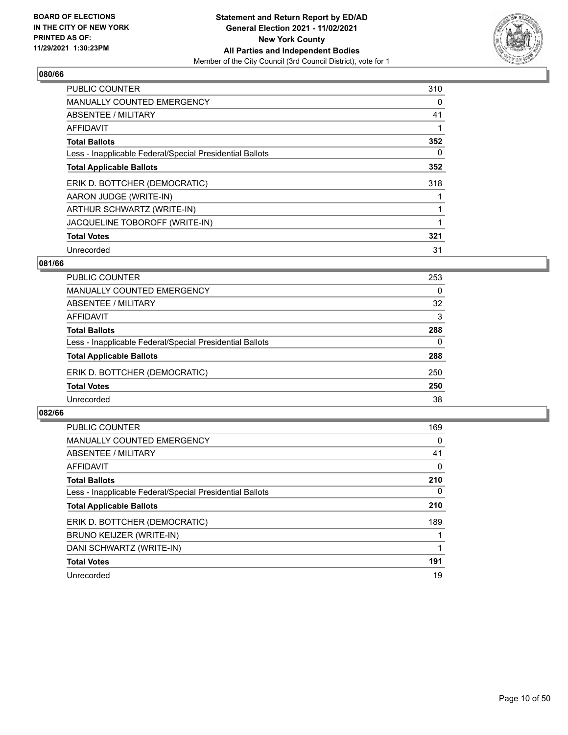**BOARD OF ELECTIONS IN THE CITY OF NEW YORK PRINTED AS OF: 11/29/2021 1:30:23PM**

**Statement and Return Report by ED/AD**
**General Election 2021 - 11/02/2021**
**New York County**
**All Parties and Independent Bodies**
Member of the City Council (3rd Council District), vote for 1

### 080/66

| | |
|---|---|
| PUBLIC COUNTER | 310 |
| MANUALLY COUNTED EMERGENCY | 0 |
| ABSENTEE / MILITARY | 41 |
| AFFIDAVIT | 1 |
| **Total Ballots** | **352** |
| Less - Inapplicable Federal/Special Presidential Ballots | 0 |
| **Total Applicable Ballots** | **352** |
| ERIK D. BOTTCHER (DEMOCRATIC) | 318 |
| AARON JUDGE (WRITE-IN) | 1 |
| ARTHUR SCHWARTZ (WRITE-IN) | 1 |
| JACQUELINE TOBOROFF (WRITE-IN) | 1 |
| **Total Votes** | **321** |
| Unrecorded | 31 |

### 081/66

| | |
|---|---|
| PUBLIC COUNTER | 253 |
| MANUALLY COUNTED EMERGENCY | 0 |
| ABSENTEE / MILITARY | 32 |
| AFFIDAVIT | 3 |
| **Total Ballots** | **288** |
| Less - Inapplicable Federal/Special Presidential Ballots | 0 |
| **Total Applicable Ballots** | **288** |
| ERIK D. BOTTCHER (DEMOCRATIC) | 250 |
| **Total Votes** | **250** |
| Unrecorded | 38 |

### 082/66

| | |
|---|---|
| PUBLIC COUNTER | 169 |
| MANUALLY COUNTED EMERGENCY | 0 |
| ABSENTEE / MILITARY | 41 |
| AFFIDAVIT | 0 |
| **Total Ballots** | **210** |
| Less - Inapplicable Federal/Special Presidential Ballots | 0 |
| **Total Applicable Ballots** | **210** |
| ERIK D. BOTTCHER (DEMOCRATIC) | 189 |
| BRUNO KEIJZER (WRITE-IN) | 1 |
| DANI SCHWARTZ (WRITE-IN) | 1 |
| **Total Votes** | **191** |
| Unrecorded | 19 |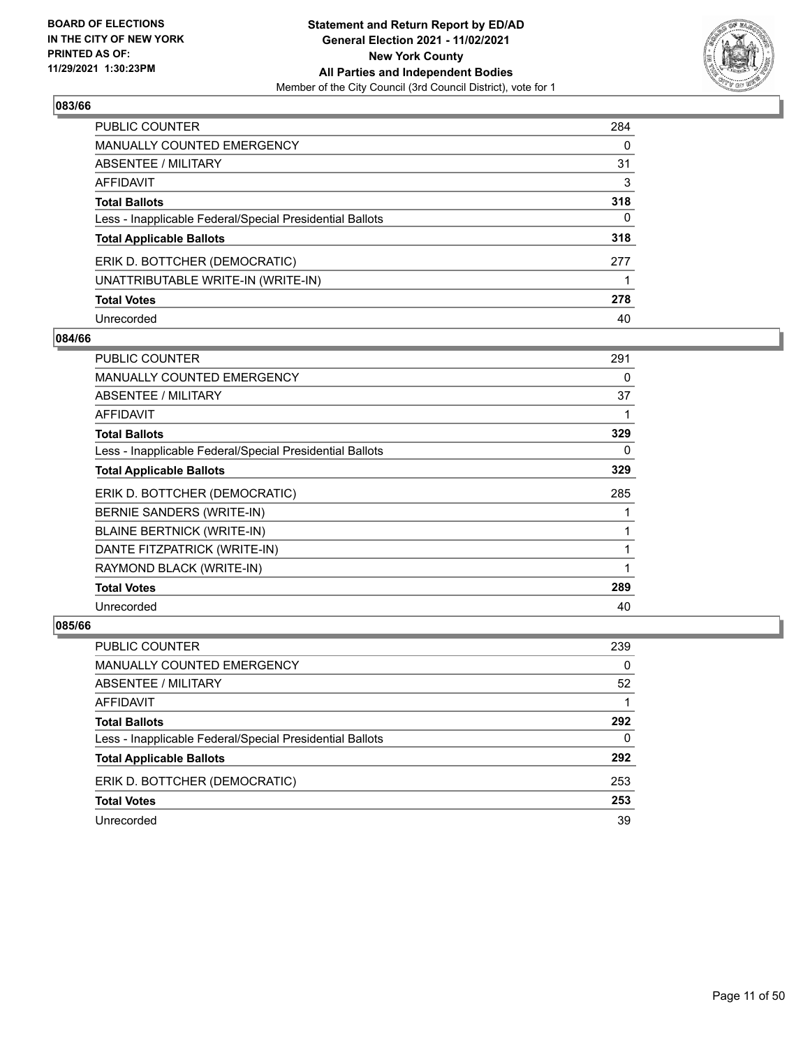## 083/66

| | |
|---|---|
| PUBLIC COUNTER | 284 |
| MANUALLY COUNTED EMERGENCY | 0 |
| ABSENTEE / MILITARY | 31 |
| AFFIDAVIT | 3 |
| **Total Ballots** | **318** |
| Less - Inapplicable Federal/Special Presidential Ballots | 0 |
| **Total Applicable Ballots** | **318** |
| ERIK D. BOTTCHER (DEMOCRATIC) | 277 |
| UNATTRIBUTABLE WRITE-IN (WRITE-IN) | 1 |
| **Total Votes** | **278** |
| Unrecorded | 40 |

## 084/66

| | |
|---|---|
| PUBLIC COUNTER | 291 |
| MANUALLY COUNTED EMERGENCY | 0 |
| ABSENTEE / MILITARY | 37 |
| AFFIDAVIT | 1 |
| **Total Ballots** | **329** |
| Less - Inapplicable Federal/Special Presidential Ballots | 0 |
| **Total Applicable Ballots** | **329** |
| ERIK D. BOTTCHER (DEMOCRATIC) | 285 |
| BERNIE SANDERS (WRITE-IN) | 1 |
| BLAINE BERTNICK (WRITE-IN) | 1 |
| DANTE FITZPATRICK (WRITE-IN) | 1 |
| RAYMOND BLACK (WRITE-IN) | 1 |
| **Total Votes** | **289** |
| Unrecorded | 40 |

## 085/66

| | |
|---|---|
| PUBLIC COUNTER | 239 |
| MANUALLY COUNTED EMERGENCY | 0 |
| ABSENTEE / MILITARY | 52 |
| AFFIDAVIT | 1 |
| **Total Ballots** | **292** |
| Less - Inapplicable Federal/Special Presidential Ballots | 0 |
| **Total Applicable Ballots** | **292** |
| ERIK D. BOTTCHER (DEMOCRATIC) | 253 |
| **Total Votes** | **253** |
| Unrecorded | 39 |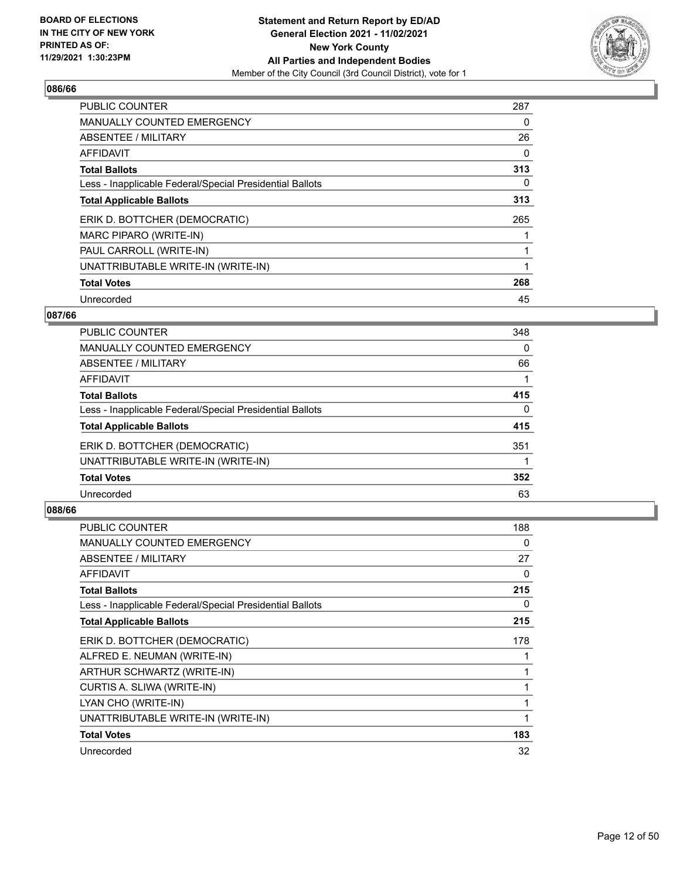**BOARD OF ELECTIONS IN THE CITY OF NEW YORK PRINTED AS OF: 11/29/2021 1:30:23PM**

**Statement and Return Report by ED/AD General Election 2021 - 11/02/2021 New York County All Parties and Independent Bodies**
Member of the City Council (3rd Council District), vote for 1

### 086/66

| | |
|---|---|
| PUBLIC COUNTER | 287 |
| MANUALLY COUNTED EMERGENCY | 0 |
| ABSENTEE / MILITARY | 26 |
| AFFIDAVIT | 0 |
| **Total Ballots** | **313** |
| Less - Inapplicable Federal/Special Presidential Ballots | 0 |
| **Total Applicable Ballots** | **313** |
| ERIK D. BOTTCHER (DEMOCRATIC) | 265 |
| MARC PIPARO (WRITE-IN) | 1 |
| PAUL CARROLL (WRITE-IN) | 1 |
| UNATTRIBUTABLE WRITE-IN (WRITE-IN) | 1 |
| **Total Votes** | **268** |
| Unrecorded | 45 |

### 087/66

| | |
|---|---|
| PUBLIC COUNTER | 348 |
| MANUALLY COUNTED EMERGENCY | 0 |
| ABSENTEE / MILITARY | 66 |
| AFFIDAVIT | 1 |
| **Total Ballots** | **415** |
| Less - Inapplicable Federal/Special Presidential Ballots | 0 |
| **Total Applicable Ballots** | **415** |
| ERIK D. BOTTCHER (DEMOCRATIC) | 351 |
| UNATTRIBUTABLE WRITE-IN (WRITE-IN) | 1 |
| **Total Votes** | **352** |
| Unrecorded | 63 |

### 088/66

| | |
|---|---|
| PUBLIC COUNTER | 188 |
| MANUALLY COUNTED EMERGENCY | 0 |
| ABSENTEE / MILITARY | 27 |
| AFFIDAVIT | 0 |
| **Total Ballots** | **215** |
| Less - Inapplicable Federal/Special Presidential Ballots | 0 |
| **Total Applicable Ballots** | **215** |
| ERIK D. BOTTCHER (DEMOCRATIC) | 178 |
| ALFRED E. NEUMAN (WRITE-IN) | 1 |
| ARTHUR SCHWARTZ (WRITE-IN) | 1 |
| CURTIS A. SLIWA (WRITE-IN) | 1 |
| LYAN CHO (WRITE-IN) | 1 |
| UNATTRIBUTABLE WRITE-IN (WRITE-IN) | 1 |
| **Total Votes** | **183** |
| Unrecorded | 32 |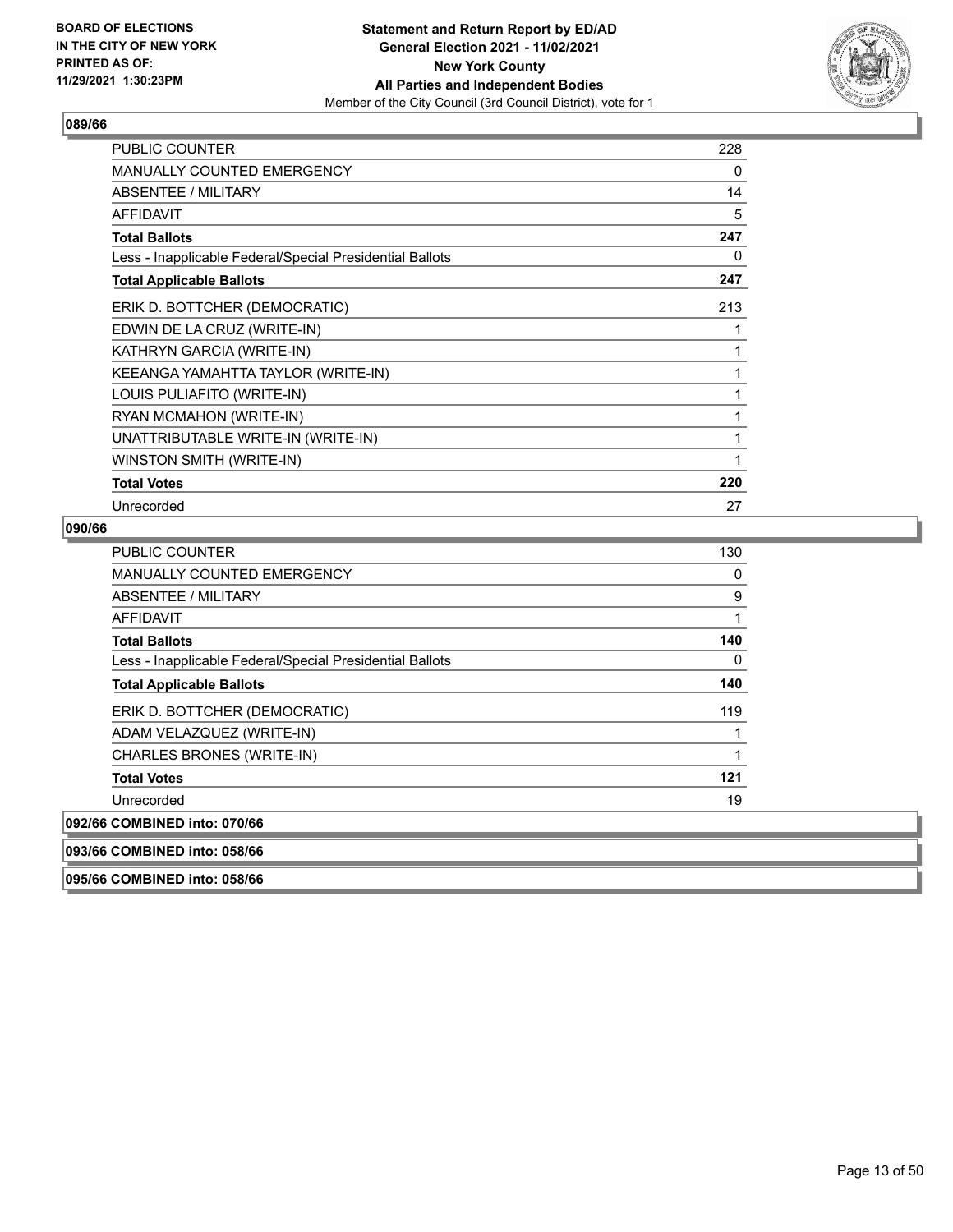### 089/66

| | |
|---|---|
| PUBLIC COUNTER | 228 |
| MANUALLY COUNTED EMERGENCY | 0 |
| ABSENTEE / MILITARY | 14 |
| AFFIDAVIT | 5 |
| **Total Ballots** | **247** |
| Less - Inapplicable Federal/Special Presidential Ballots | 0 |
| **Total Applicable Ballots** | **247** |
| ERIK D. BOTTCHER (DEMOCRATIC) | 213 |
| EDWIN DE LA CRUZ (WRITE-IN) | 1 |
| KATHRYN GARCIA (WRITE-IN) | 1 |
| KEEANGA YAMAHTTA TAYLOR (WRITE-IN) | 1 |
| LOUIS PULIAFITO (WRITE-IN) | 1 |
| RYAN MCMAHON (WRITE-IN) | 1 |
| UNATTRIBUTABLE WRITE-IN (WRITE-IN) | 1 |
| WINSTON SMITH (WRITE-IN) | 1 |
| **Total Votes** | **220** |
| Unrecorded | 27 |

### 090/66

| | |
|---|---|
| PUBLIC COUNTER | 130 |
| MANUALLY COUNTED EMERGENCY | 0 |
| ABSENTEE / MILITARY | 9 |
| AFFIDAVIT | 1 |
| **Total Ballots** | **140** |
| Less - Inapplicable Federal/Special Presidential Ballots | 0 |
| **Total Applicable Ballots** | **140** |
| ERIK D. BOTTCHER (DEMOCRATIC) | 119 |
| ADAM VELAZQUEZ (WRITE-IN) | 1 |
| CHARLES BRONES (WRITE-IN) | 1 |
| **Total Votes** | **121** |
| Unrecorded | 19 |

### 092/66 COMBINED into: 070/66

### 093/66 COMBINED into: 058/66

### 095/66 COMBINED into: 058/66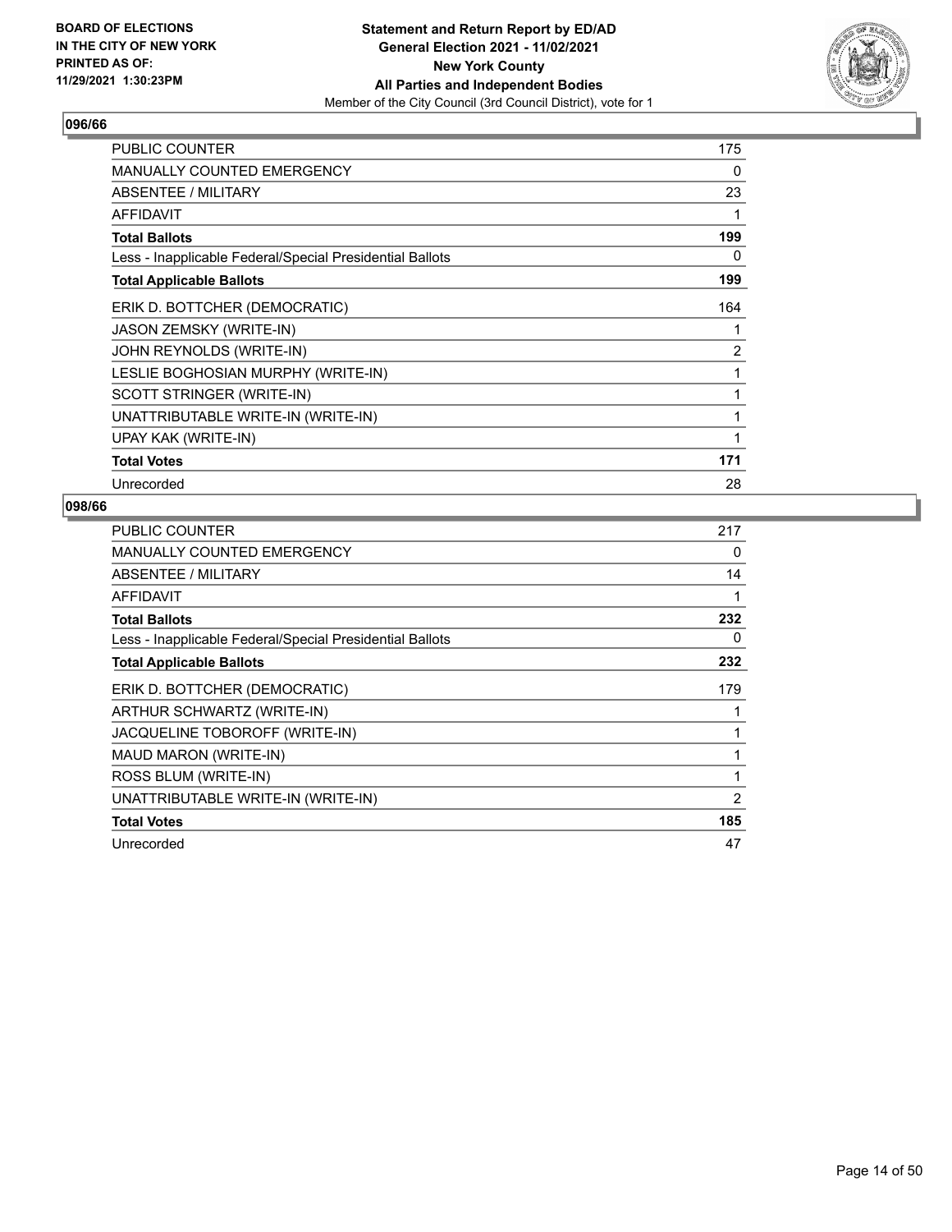**Statement and Return Report by ED/AD**
**General Election 2021 - 11/02/2021**
**New York County**
**All Parties and Independent Bodies**
Member of the City Council (3rd Council District), vote for 1

BOARD OF ELECTIONS IN THE CITY OF NEW YORK PRINTED AS OF: 11/29/2021 1:30:23PM

## 096/66

| | |
|---|---|
| PUBLIC COUNTER | 175 |
| MANUALLY COUNTED EMERGENCY | 0 |
| ABSENTEE / MILITARY | 23 |
| AFFIDAVIT | 1 |
| **Total Ballots** | **199** |
| Less - Inapplicable Federal/Special Presidential Ballots | 0 |
| **Total Applicable Ballots** | **199** |
| ERIK D. BOTTCHER (DEMOCRATIC) | 164 |
| JASON ZEMSKY (WRITE-IN) | 1 |
| JOHN REYNOLDS (WRITE-IN) | 2 |
| LESLIE BOGHOSIAN MURPHY (WRITE-IN) | 1 |
| SCOTT STRINGER (WRITE-IN) | 1 |
| UNATTRIBUTABLE WRITE-IN (WRITE-IN) | 1 |
| UPAY KAK (WRITE-IN) | 1 |
| **Total Votes** | **171** |
| Unrecorded | 28 |

## 098/66

| | |
|---|---|
| PUBLIC COUNTER | 217 |
| MANUALLY COUNTED EMERGENCY | 0 |
| ABSENTEE / MILITARY | 14 |
| AFFIDAVIT | 1 |
| **Total Ballots** | **232** |
| Less - Inapplicable Federal/Special Presidential Ballots | 0 |
| **Total Applicable Ballots** | **232** |
| ERIK D. BOTTCHER (DEMOCRATIC) | 179 |
| ARTHUR SCHWARTZ (WRITE-IN) | 1 |
| JACQUELINE TOBOROFF (WRITE-IN) | 1 |
| MAUD MARON (WRITE-IN) | 1 |
| ROSS BLUM (WRITE-IN) | 1 |
| UNATTRIBUTABLE WRITE-IN (WRITE-IN) | 2 |
| **Total Votes** | **185** |
| Unrecorded | 47 |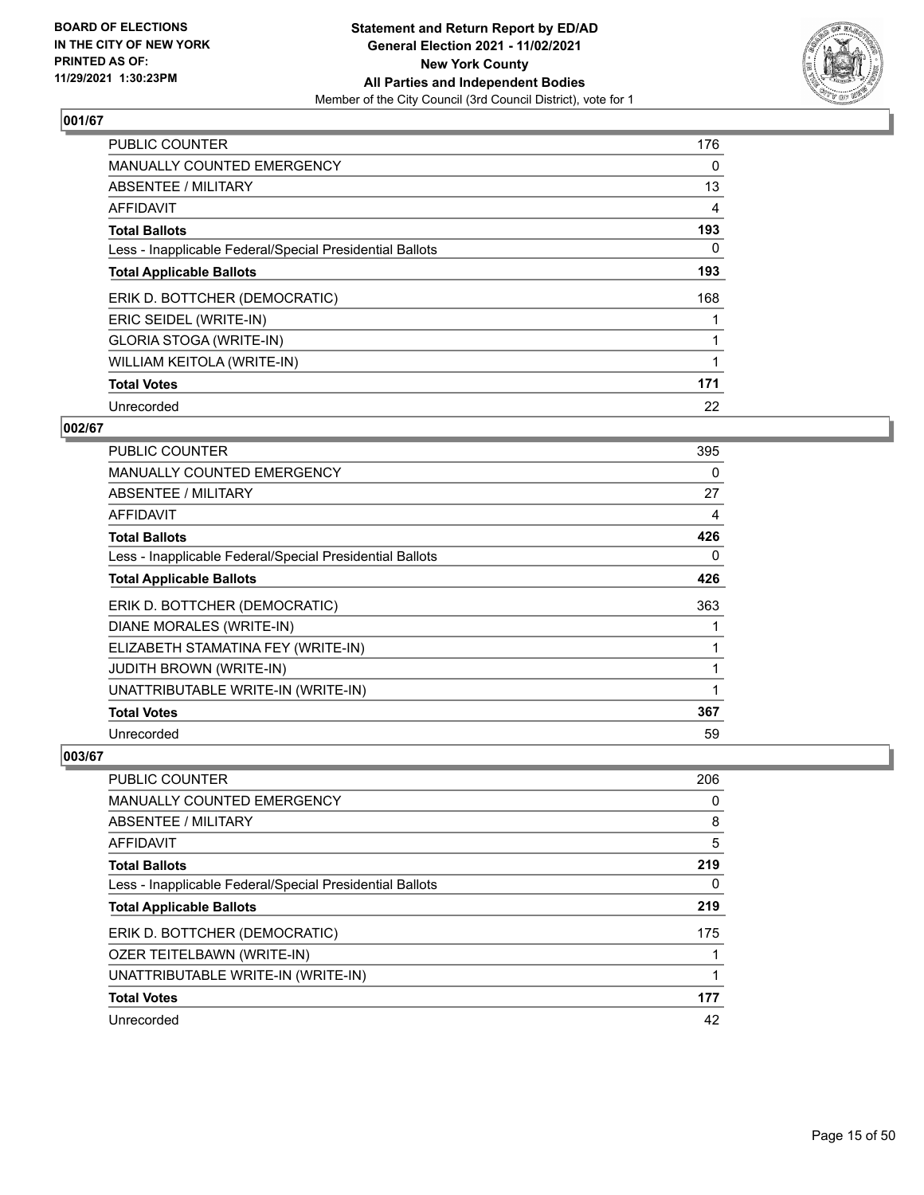**BOARD OF ELECTIONS IN THE CITY OF NEW YORK PRINTED AS OF: 11/29/2021 1:30:23PM**

**Statement and Return Report by ED/AD**
**General Election 2021 - 11/02/2021**
**New York County**
**All Parties and Independent Bodies**
Member of the City Council (3rd Council District), vote for 1

### 001/67

| | |
|---|---|
| PUBLIC COUNTER | 176 |
| MANUALLY COUNTED EMERGENCY | 0 |
| ABSENTEE / MILITARY | 13 |
| AFFIDAVIT | 4 |
| **Total Ballots** | **193** |
| Less - Inapplicable Federal/Special Presidential Ballots | 0 |
| **Total Applicable Ballots** | **193** |
| ERIK D. BOTTCHER (DEMOCRATIC) | 168 |
| ERIC SEIDEL (WRITE-IN) | 1 |
| GLORIA STOGA (WRITE-IN) | 1 |
| WILLIAM KEITOLA (WRITE-IN) | 1 |
| **Total Votes** | **171** |
| Unrecorded | 22 |

### 002/67

| | |
|---|---|
| PUBLIC COUNTER | 395 |
| MANUALLY COUNTED EMERGENCY | 0 |
| ABSENTEE / MILITARY | 27 |
| AFFIDAVIT | 4 |
| **Total Ballots** | **426** |
| Less - Inapplicable Federal/Special Presidential Ballots | 0 |
| **Total Applicable Ballots** | **426** |
| ERIK D. BOTTCHER (DEMOCRATIC) | 363 |
| DIANE MORALES (WRITE-IN) | 1 |
| ELIZABETH STAMATINA FEY (WRITE-IN) | 1 |
| JUDITH BROWN (WRITE-IN) | 1 |
| UNATTRIBUTABLE WRITE-IN (WRITE-IN) | 1 |
| **Total Votes** | **367** |
| Unrecorded | 59 |

### 003/67

| | |
|---|---|
| PUBLIC COUNTER | 206 |
| MANUALLY COUNTED EMERGENCY | 0 |
| ABSENTEE / MILITARY | 8 |
| AFFIDAVIT | 5 |
| **Total Ballots** | **219** |
| Less - Inapplicable Federal/Special Presidential Ballots | 0 |
| **Total Applicable Ballots** | **219** |
| ERIK D. BOTTCHER (DEMOCRATIC) | 175 |
| OZER TEITELBAWN (WRITE-IN) | 1 |
| UNATTRIBUTABLE WRITE-IN (WRITE-IN) | 1 |
| **Total Votes** | **177** |
| Unrecorded | 42 |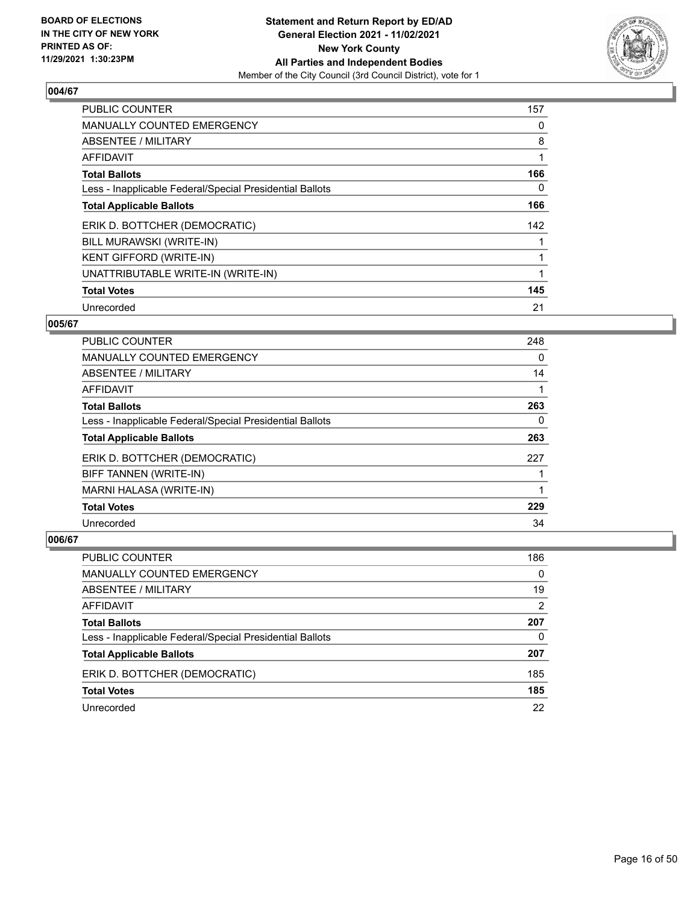**Statement and Return Report by ED/AD**
**General Election 2021 - 11/02/2021**
**New York County**
**All Parties and Independent Bodies**
Member of the City Council (3rd Council District), vote for 1

BOARD OF ELECTIONS IN THE CITY OF NEW YORK PRINTED AS OF: 11/29/2021 1:30:23PM

## 004/67

| | |
|---|---|
| PUBLIC COUNTER | 157 |
| MANUALLY COUNTED EMERGENCY | 0 |
| ABSENTEE / MILITARY | 8 |
| AFFIDAVIT | 1 |
| **Total Ballots** | **166** |
| Less - Inapplicable Federal/Special Presidential Ballots | 0 |
| **Total Applicable Ballots** | **166** |
| ERIK D. BOTTCHER (DEMOCRATIC) | 142 |
| BILL MURAWSKI (WRITE-IN) | 1 |
| KENT GIFFORD (WRITE-IN) | 1 |
| UNATTRIBUTABLE WRITE-IN (WRITE-IN) | 1 |
| **Total Votes** | **145** |
| Unrecorded | 21 |

## 005/67

| | |
|---|---|
| PUBLIC COUNTER | 248 |
| MANUALLY COUNTED EMERGENCY | 0 |
| ABSENTEE / MILITARY | 14 |
| AFFIDAVIT | 1 |
| **Total Ballots** | **263** |
| Less - Inapplicable Federal/Special Presidential Ballots | 0 |
| **Total Applicable Ballots** | **263** |
| ERIK D. BOTTCHER (DEMOCRATIC) | 227 |
| BIFF TANNEN (WRITE-IN) | 1 |
| MARNI HALASA (WRITE-IN) | 1 |
| **Total Votes** | **229** |
| Unrecorded | 34 |

## 006/67

| | |
|---|---|
| PUBLIC COUNTER | 186 |
| MANUALLY COUNTED EMERGENCY | 0 |
| ABSENTEE / MILITARY | 19 |
| AFFIDAVIT | 2 |
| **Total Ballots** | **207** |
| Less - Inapplicable Federal/Special Presidential Ballots | 0 |
| **Total Applicable Ballots** | **207** |
| ERIK D. BOTTCHER (DEMOCRATIC) | 185 |
| **Total Votes** | **185** |
| Unrecorded | 22 |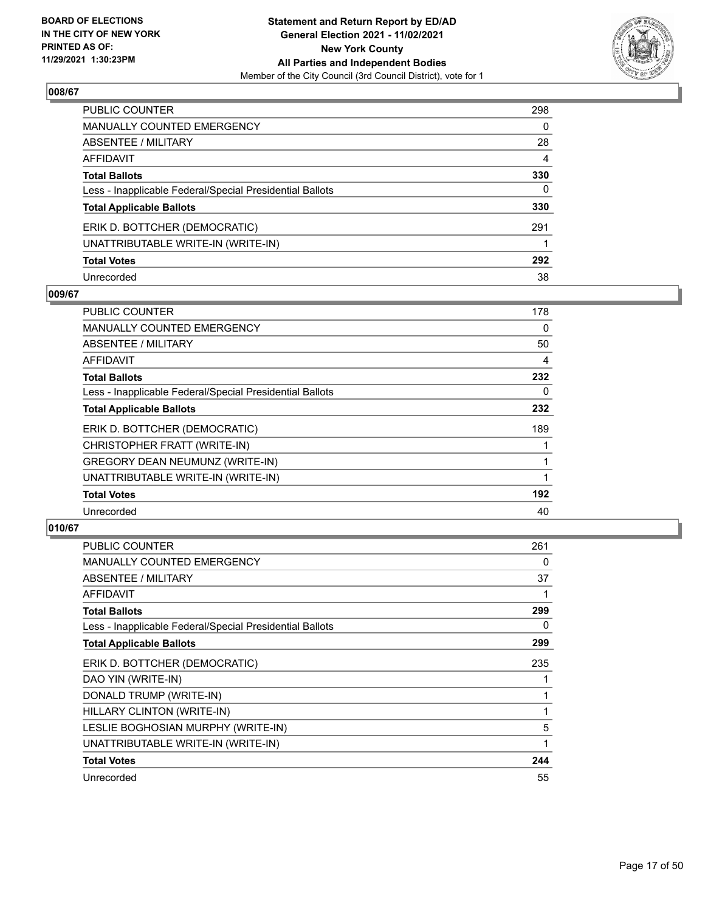**BOARD OF ELECTIONS IN THE CITY OF NEW YORK PRINTED AS OF: 11/29/2021 1:30:23PM**

**Statement and Return Report by ED/AD General Election 2021 - 11/02/2021 New York County All Parties and Independent Bodies**

Member of the City Council (3rd Council District), vote for 1

## 008/67

| | |
|---|---|
| PUBLIC COUNTER | 298 |
| MANUALLY COUNTED EMERGENCY | 0 |
| ABSENTEE / MILITARY | 28 |
| AFFIDAVIT | 4 |
| **Total Ballots** | **330** |
| Less - Inapplicable Federal/Special Presidential Ballots | 0 |
| **Total Applicable Ballots** | **330** |
| ERIK D. BOTTCHER (DEMOCRATIC) | 291 |
| UNATTRIBUTABLE WRITE-IN (WRITE-IN) | 1 |
| **Total Votes** | **292** |
| Unrecorded | 38 |

## 009/67

| | |
|---|---|
| PUBLIC COUNTER | 178 |
| MANUALLY COUNTED EMERGENCY | 0 |
| ABSENTEE / MILITARY | 50 |
| AFFIDAVIT | 4 |
| **Total Ballots** | **232** |
| Less - Inapplicable Federal/Special Presidential Ballots | 0 |
| **Total Applicable Ballots** | **232** |
| ERIK D. BOTTCHER (DEMOCRATIC) | 189 |
| CHRISTOPHER FRATT (WRITE-IN) | 1 |
| GREGORY DEAN NEUMUNZ (WRITE-IN) | 1 |
| UNATTRIBUTABLE WRITE-IN (WRITE-IN) | 1 |
| **Total Votes** | **192** |
| Unrecorded | 40 |

## 010/67

| | |
|---|---|
| PUBLIC COUNTER | 261 |
| MANUALLY COUNTED EMERGENCY | 0 |
| ABSENTEE / MILITARY | 37 |
| AFFIDAVIT | 1 |
| **Total Ballots** | **299** |
| Less - Inapplicable Federal/Special Presidential Ballots | 0 |
| **Total Applicable Ballots** | **299** |
| ERIK D. BOTTCHER (DEMOCRATIC) | 235 |
| DAO YIN (WRITE-IN) | 1 |
| DONALD TRUMP (WRITE-IN) | 1 |
| HILLARY CLINTON (WRITE-IN) | 1 |
| LESLIE BOGHOSIAN MURPHY (WRITE-IN) | 5 |
| UNATTRIBUTABLE WRITE-IN (WRITE-IN) | 1 |
| **Total Votes** | **244** |
| Unrecorded | 55 |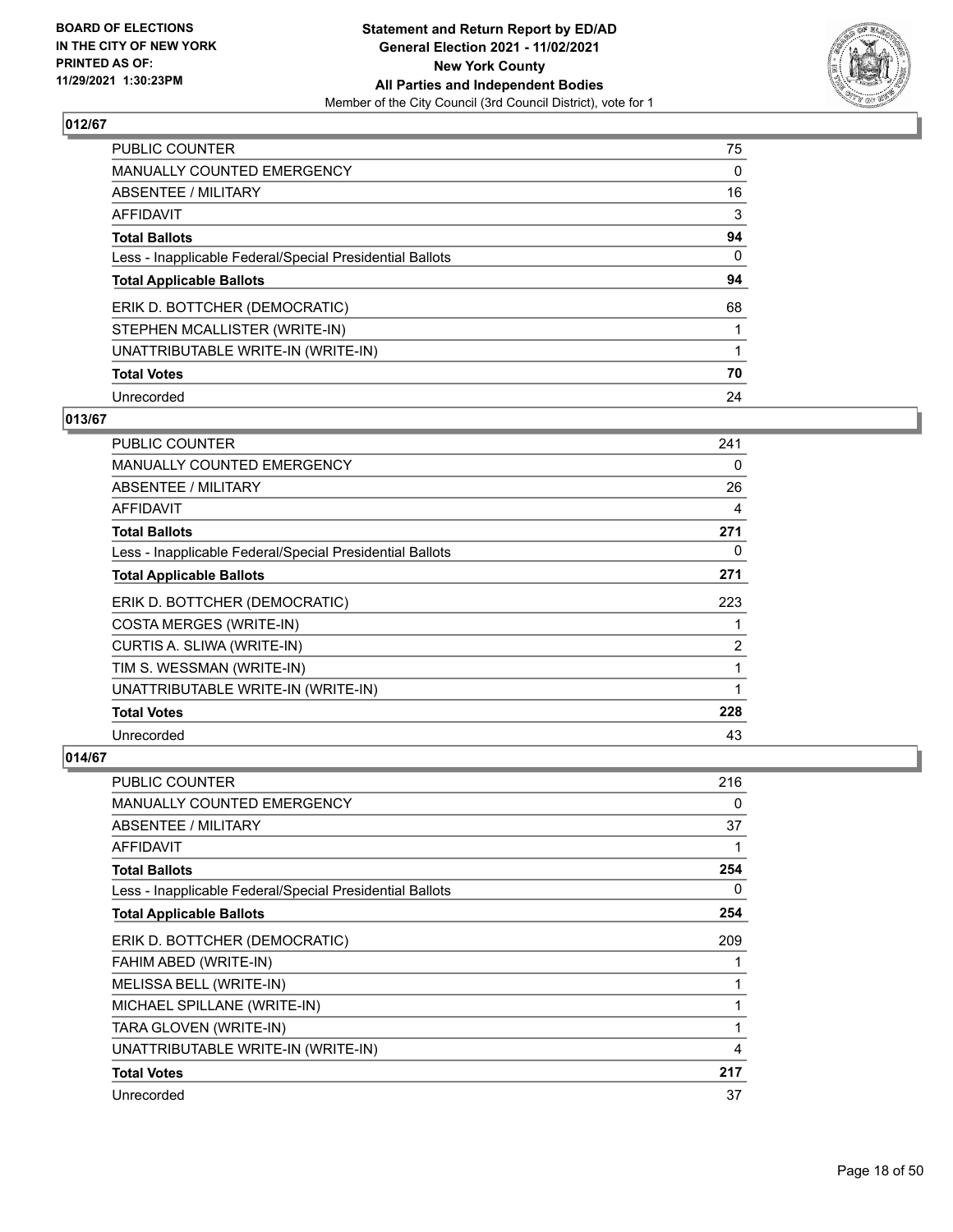**Statement and Return Report by ED/AD**
**General Election 2021 - 11/02/2021**
**New York County**
**All Parties and Independent Bodies**
Member of the City Council (3rd Council District), vote for 1

BOARD OF ELECTIONS
IN THE CITY OF NEW YORK
PRINTED AS OF:
11/29/2021 1:30:23PM

### 012/67

| | |
|---|---|
| PUBLIC COUNTER | 75 |
| MANUALLY COUNTED EMERGENCY | 0 |
| ABSENTEE / MILITARY | 16 |
| AFFIDAVIT | 3 |
| **Total Ballots** | **94** |
| Less - Inapplicable Federal/Special Presidential Ballots | 0 |
| **Total Applicable Ballots** | **94** |
| ERIK D. BOTTCHER (DEMOCRATIC) | 68 |
| STEPHEN MCALLISTER (WRITE-IN) | 1 |
| UNATTRIBUTABLE WRITE-IN (WRITE-IN) | 1 |
| **Total Votes** | **70** |
| Unrecorded | 24 |

### 013/67

| | |
|---|---|
| PUBLIC COUNTER | 241 |
| MANUALLY COUNTED EMERGENCY | 0 |
| ABSENTEE / MILITARY | 26 |
| AFFIDAVIT | 4 |
| **Total Ballots** | **271** |
| Less - Inapplicable Federal/Special Presidential Ballots | 0 |
| **Total Applicable Ballots** | **271** |
| ERIK D. BOTTCHER (DEMOCRATIC) | 223 |
| COSTA MERGES (WRITE-IN) | 1 |
| CURTIS A. SLIWA (WRITE-IN) | 2 |
| TIM S. WESSMAN (WRITE-IN) | 1 |
| UNATTRIBUTABLE WRITE-IN (WRITE-IN) | 1 |
| **Total Votes** | **228** |
| Unrecorded | 43 |

### 014/67

| | |
|---|---|
| PUBLIC COUNTER | 216 |
| MANUALLY COUNTED EMERGENCY | 0 |
| ABSENTEE / MILITARY | 37 |
| AFFIDAVIT | 1 |
| **Total Ballots** | **254** |
| Less - Inapplicable Federal/Special Presidential Ballots | 0 |
| **Total Applicable Ballots** | **254** |
| ERIK D. BOTTCHER (DEMOCRATIC) | 209 |
| FAHIM ABED (WRITE-IN) | 1 |
| MELISSA BELL (WRITE-IN) | 1 |
| MICHAEL SPILLANE (WRITE-IN) | 1 |
| TARA GLOVEN (WRITE-IN) | 1 |
| UNATTRIBUTABLE WRITE-IN (WRITE-IN) | 4 |
| **Total Votes** | **217** |
| Unrecorded | 37 |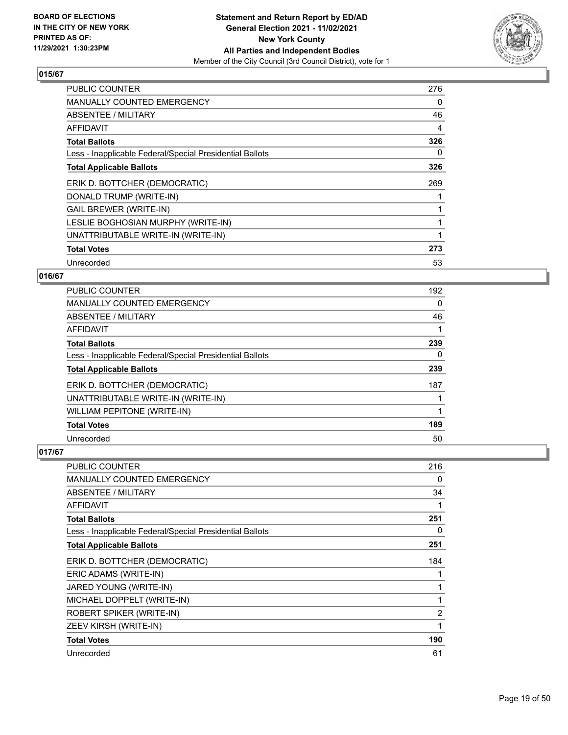**Statement and Return Report by ED/AD**
**General Election 2021 - 11/02/2021**
**New York County**
**All Parties and Independent Bodies**
Member of the City Council (3rd Council District), vote for 1

BOARD OF ELECTIONS IN THE CITY OF NEW YORK PRINTED AS OF: 11/29/2021 1:30:23PM

## 015/67

| | |
|---|---|
| PUBLIC COUNTER | 276 |
| MANUALLY COUNTED EMERGENCY | 0 |
| ABSENTEE / MILITARY | 46 |
| AFFIDAVIT | 4 |
| **Total Ballots** | **326** |
| Less - Inapplicable Federal/Special Presidential Ballots | 0 |
| **Total Applicable Ballots** | **326** |
| ERIK D. BOTTCHER (DEMOCRATIC) | 269 |
| DONALD TRUMP (WRITE-IN) | 1 |
| GAIL BREWER (WRITE-IN) | 1 |
| LESLIE BOGHOSIAN MURPHY (WRITE-IN) | 1 |
| UNATTRIBUTABLE WRITE-IN (WRITE-IN) | 1 |
| **Total Votes** | **273** |
| Unrecorded | 53 |

## 016/67

| | |
|---|---|
| PUBLIC COUNTER | 192 |
| MANUALLY COUNTED EMERGENCY | 0 |
| ABSENTEE / MILITARY | 46 |
| AFFIDAVIT | 1 |
| **Total Ballots** | **239** |
| Less - Inapplicable Federal/Special Presidential Ballots | 0 |
| **Total Applicable Ballots** | **239** |
| ERIK D. BOTTCHER (DEMOCRATIC) | 187 |
| UNATTRIBUTABLE WRITE-IN (WRITE-IN) | 1 |
| WILLIAM PEPITONE (WRITE-IN) | 1 |
| **Total Votes** | **189** |
| Unrecorded | 50 |

## 017/67

| | |
|---|---|
| PUBLIC COUNTER | 216 |
| MANUALLY COUNTED EMERGENCY | 0 |
| ABSENTEE / MILITARY | 34 |
| AFFIDAVIT | 1 |
| **Total Ballots** | **251** |
| Less - Inapplicable Federal/Special Presidential Ballots | 0 |
| **Total Applicable Ballots** | **251** |
| ERIK D. BOTTCHER (DEMOCRATIC) | 184 |
| ERIC ADAMS (WRITE-IN) | 1 |
| JARED YOUNG (WRITE-IN) | 1 |
| MICHAEL DOPPELT (WRITE-IN) | 1 |
| ROBERT SPIKER (WRITE-IN) | 2 |
| ZEEV KIRSH (WRITE-IN) | 1 |
| **Total Votes** | **190** |
| Unrecorded | 61 |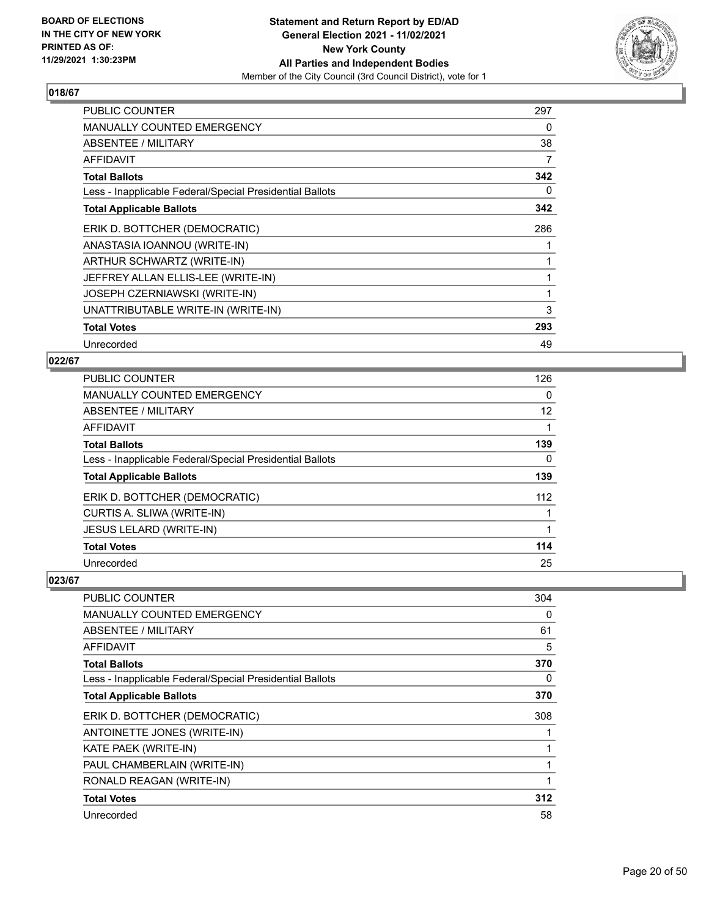**BOARD OF ELECTIONS IN THE CITY OF NEW YORK PRINTED AS OF: 11/29/2021 1:30:23PM**

**Statement and Return Report by ED/AD General Election 2021 - 11/02/2021 New York County All Parties and Independent Bodies**
Member of the City Council (3rd Council District), vote for 1

## 018/67

| | |
|---|---|
| PUBLIC COUNTER | 297 |
| MANUALLY COUNTED EMERGENCY | 0 |
| ABSENTEE / MILITARY | 38 |
| AFFIDAVIT | 7 |
| **Total Ballots** | **342** |
| Less - Inapplicable Federal/Special Presidential Ballots | 0 |
| **Total Applicable Ballots** | **342** |
| ERIK D. BOTTCHER (DEMOCRATIC) | 286 |
| ANASTASIA IOANNOU (WRITE-IN) | 1 |
| ARTHUR SCHWARTZ (WRITE-IN) | 1 |
| JEFFREY ALLAN ELLIS-LEE (WRITE-IN) | 1 |
| JOSEPH CZERNIAWSKI (WRITE-IN) | 1 |
| UNATTRIBUTABLE WRITE-IN (WRITE-IN) | 3 |
| **Total Votes** | **293** |
| Unrecorded | 49 |

## 022/67

| | |
|---|---|
| PUBLIC COUNTER | 126 |
| MANUALLY COUNTED EMERGENCY | 0 |
| ABSENTEE / MILITARY | 12 |
| AFFIDAVIT | 1 |
| **Total Ballots** | **139** |
| Less - Inapplicable Federal/Special Presidential Ballots | 0 |
| **Total Applicable Ballots** | **139** |
| ERIK D. BOTTCHER (DEMOCRATIC) | 112 |
| CURTIS A. SLIWA (WRITE-IN) | 1 |
| JESUS LELARD (WRITE-IN) | 1 |
| **Total Votes** | **114** |
| Unrecorded | 25 |

## 023/67

| | |
|---|---|
| PUBLIC COUNTER | 304 |
| MANUALLY COUNTED EMERGENCY | 0 |
| ABSENTEE / MILITARY | 61 |
| AFFIDAVIT | 5 |
| **Total Ballots** | **370** |
| Less - Inapplicable Federal/Special Presidential Ballots | 0 |
| **Total Applicable Ballots** | **370** |
| ERIK D. BOTTCHER (DEMOCRATIC) | 308 |
| ANTOINETTE JONES (WRITE-IN) | 1 |
| KATE PAEK (WRITE-IN) | 1 |
| PAUL CHAMBERLAIN (WRITE-IN) | 1 |
| RONALD REAGAN (WRITE-IN) | 1 |
| **Total Votes** | **312** |
| Unrecorded | 58 |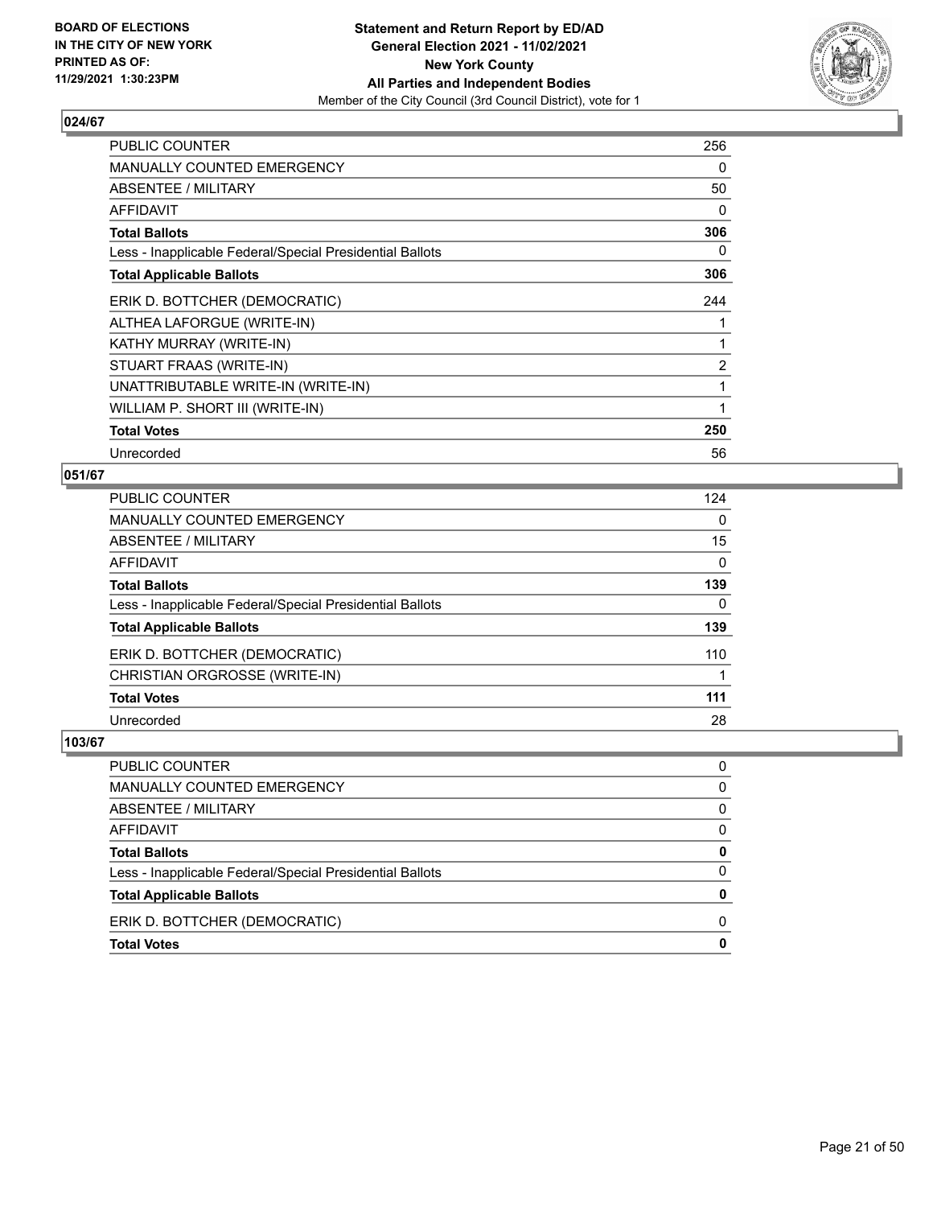# Statement and Return Report by ED/AD
## General Election 2021 - 11/02/2021
## New York County
## All Parties and Independent Bodies
Member of the City Council (3rd Council District), vote for 1

BOARD OF ELECTIONS
IN THE CITY OF NEW YORK
PRINTED AS OF:
11/29/2021 1:30:23PM

### 024/67

| | |
|---|---|
| PUBLIC COUNTER | 256 |
| MANUALLY COUNTED EMERGENCY | 0 |
| ABSENTEE / MILITARY | 50 |
| AFFIDAVIT | 0 |
| **Total Ballots** | **306** |
| Less - Inapplicable Federal/Special Presidential Ballots | 0 |
| **Total Applicable Ballots** | **306** |
| ERIK D. BOTTCHER (DEMOCRATIC) | 244 |
| ALTHEA LAFORGUE (WRITE-IN) | 1 |
| KATHY MURRAY (WRITE-IN) | 1 |
| STUART FRAAS (WRITE-IN) | 2 |
| UNATTRIBUTABLE WRITE-IN (WRITE-IN) | 1 |
| WILLIAM P. SHORT III (WRITE-IN) | 1 |
| **Total Votes** | **250** |
| Unrecorded | 56 |

### 051/67

| | |
|---|---|
| PUBLIC COUNTER | 124 |
| MANUALLY COUNTED EMERGENCY | 0 |
| ABSENTEE / MILITARY | 15 |
| AFFIDAVIT | 0 |
| **Total Ballots** | **139** |
| Less - Inapplicable Federal/Special Presidential Ballots | 0 |
| **Total Applicable Ballots** | **139** |
| ERIK D. BOTTCHER (DEMOCRATIC) | 110 |
| CHRISTIAN ORGROSSE (WRITE-IN) | 1 |
| **Total Votes** | **111** |
| Unrecorded | 28 |

### 103/67

| | |
|---|---|
| PUBLIC COUNTER | 0 |
| MANUALLY COUNTED EMERGENCY | 0 |
| ABSENTEE / MILITARY | 0 |
| AFFIDAVIT | 0 |
| **Total Ballots** | **0** |
| Less - Inapplicable Federal/Special Presidential Ballots | 0 |
| **Total Applicable Ballots** | **0** |
| ERIK D. BOTTCHER (DEMOCRATIC) | 0 |
| **Total Votes** | **0** |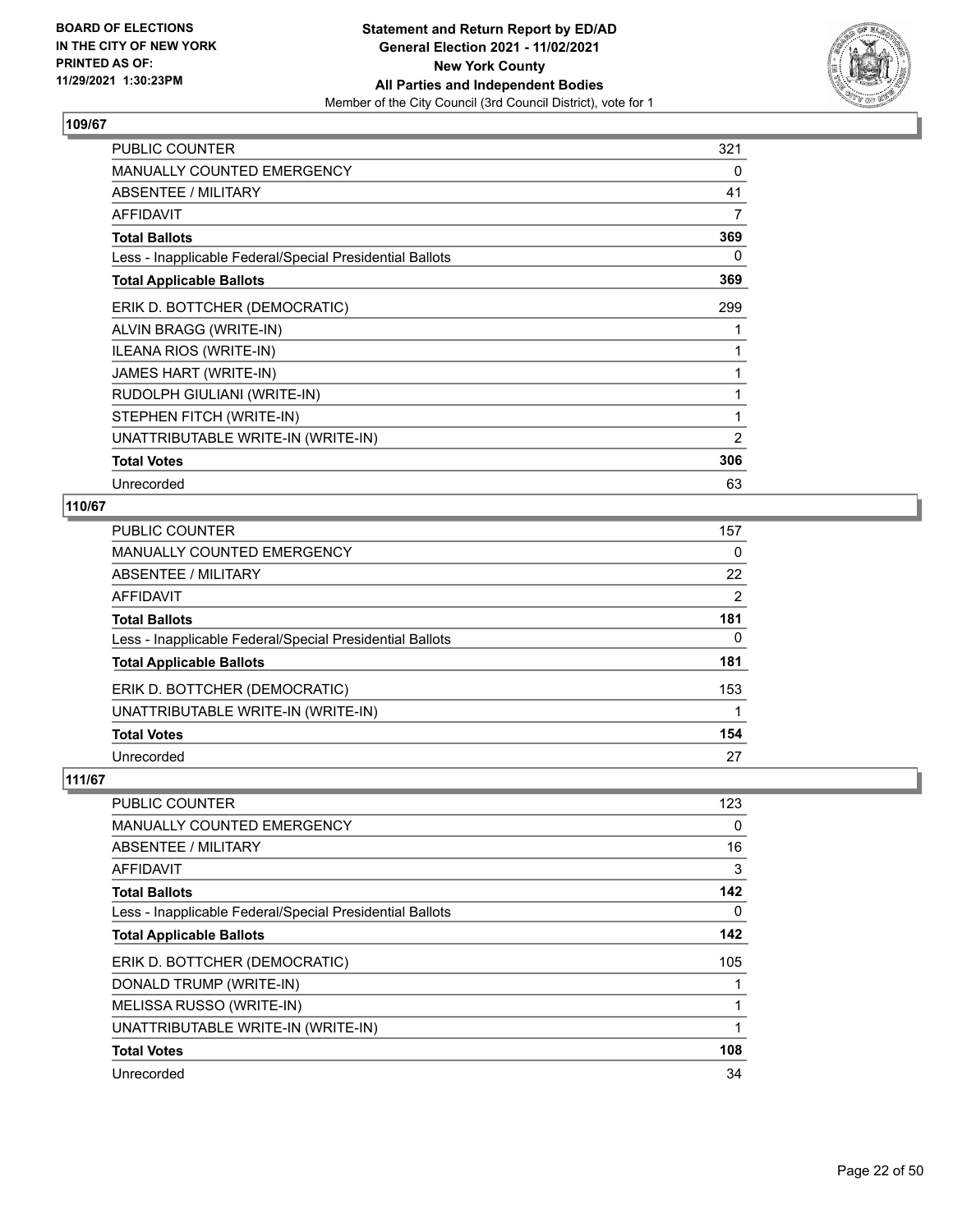BOARD OF ELECTIONS
IN THE CITY OF NEW YORK
PRINTED AS OF:
11/29/2021 1:30:23PM

**Statement and Return Report by ED/AD**
**General Election 2021 - 11/02/2021**
**New York County**
**All Parties and Independent Bodies**
Member of the City Council (3rd Council District), vote for 1

## 109/67

| | |
|---|---|
| PUBLIC COUNTER | 321 |
| MANUALLY COUNTED EMERGENCY | 0 |
| ABSENTEE / MILITARY | 41 |
| AFFIDAVIT | 7 |
| **Total Ballots** | **369** |
| Less - Inapplicable Federal/Special Presidential Ballots | 0 |
| **Total Applicable Ballots** | **369** |
| ERIK D. BOTTCHER (DEMOCRATIC) | 299 |
| ALVIN BRAGG (WRITE-IN) | 1 |
| ILEANA RIOS (WRITE-IN) | 1 |
| JAMES HART (WRITE-IN) | 1 |
| RUDOLPH GIULIANI (WRITE-IN) | 1 |
| STEPHEN FITCH (WRITE-IN) | 1 |
| UNATTRIBUTABLE WRITE-IN (WRITE-IN) | 2 |
| **Total Votes** | **306** |
| Unrecorded | 63 |

## 110/67

| | |
|---|---|
| PUBLIC COUNTER | 157 |
| MANUALLY COUNTED EMERGENCY | 0 |
| ABSENTEE / MILITARY | 22 |
| AFFIDAVIT | 2 |
| **Total Ballots** | **181** |
| Less - Inapplicable Federal/Special Presidential Ballots | 0 |
| **Total Applicable Ballots** | **181** |
| ERIK D. BOTTCHER (DEMOCRATIC) | 153 |
| UNATTRIBUTABLE WRITE-IN (WRITE-IN) | 1 |
| **Total Votes** | **154** |
| Unrecorded | 27 |

## 111/67

| | |
|---|---|
| PUBLIC COUNTER | 123 |
| MANUALLY COUNTED EMERGENCY | 0 |
| ABSENTEE / MILITARY | 16 |
| AFFIDAVIT | 3 |
| **Total Ballots** | **142** |
| Less - Inapplicable Federal/Special Presidential Ballots | 0 |
| **Total Applicable Ballots** | **142** |
| ERIK D. BOTTCHER (DEMOCRATIC) | 105 |
| DONALD TRUMP (WRITE-IN) | 1 |
| MELISSA RUSSO (WRITE-IN) | 1 |
| UNATTRIBUTABLE WRITE-IN (WRITE-IN) | 1 |
| **Total Votes** | **108** |
| Unrecorded | 34 |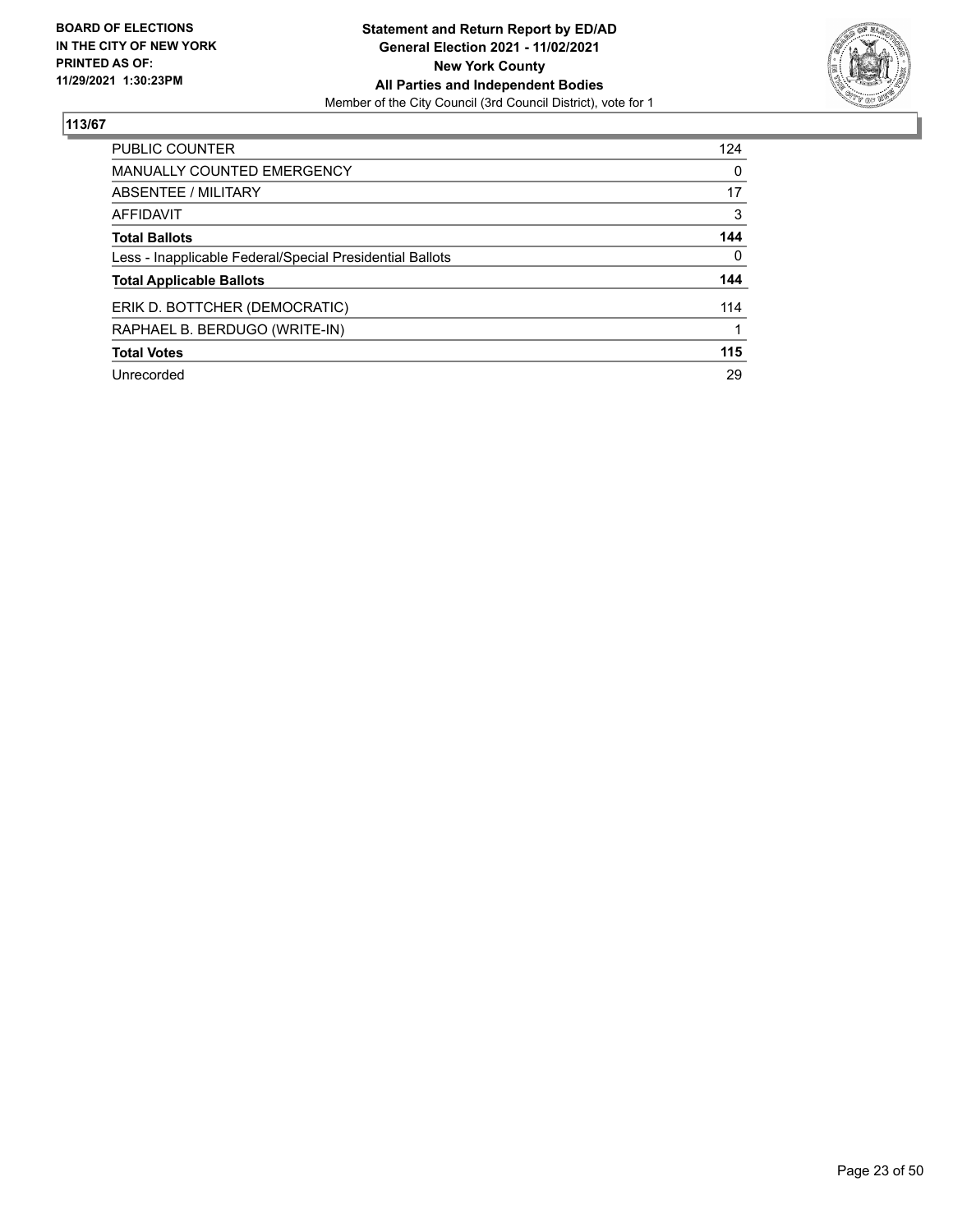**BOARD OF ELECTIONS IN THE CITY OF NEW YORK PRINTED AS OF: 11/29/2021 1:30:23PM**

**Statement and Return Report by ED/AD**
**General Election 2021 - 11/02/2021**
**New York County**
**All Parties and Independent Bodies**
Member of the City Council (3rd Council District), vote for 1

**113/67**

| | |
|---|---|
| PUBLIC COUNTER | 124 |
| MANUALLY COUNTED EMERGENCY | 0 |
| ABSENTEE / MILITARY | 17 |
| AFFIDAVIT | 3 |
| **Total Ballots** | **144** |
| Less - Inapplicable Federal/Special Presidential Ballots | 0 |
| **Total Applicable Ballots** | **144** |
| ERIK D. BOTTCHER (DEMOCRATIC) | 114 |
| RAPHAEL B. BERDUGO (WRITE-IN) | 1 |
| **Total Votes** | **115** |
| Unrecorded | 29 |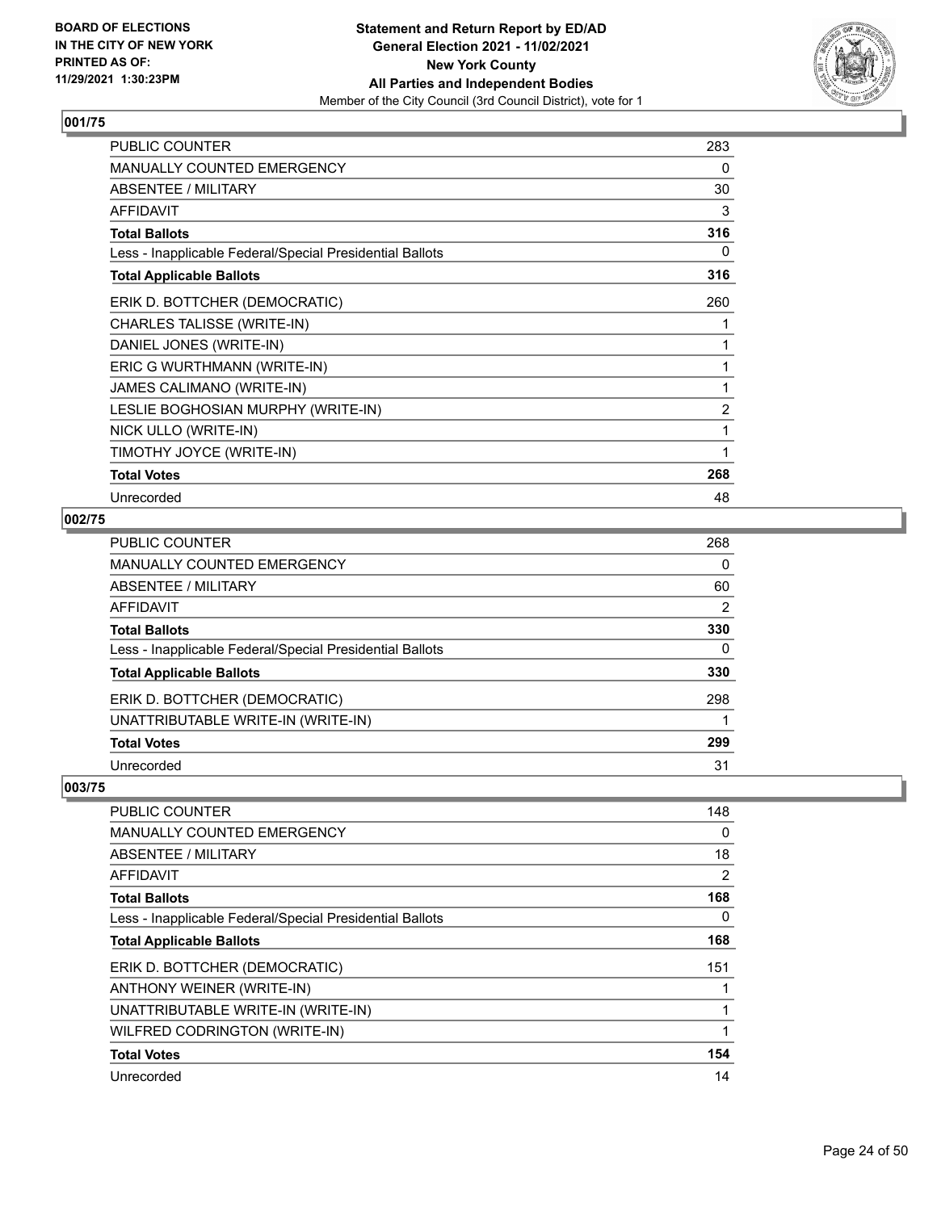BOARD OF ELECTIONS
IN THE CITY OF NEW YORK
PRINTED AS OF:
11/29/2021 1:30:23PM

**Statement and Return Report by ED/AD**
**General Election 2021 - 11/02/2021**
**New York County**
**All Parties and Independent Bodies**
Member of the City Council (3rd Council District), vote for 1

## 001/75

| | |
|---|---|
| PUBLIC COUNTER | 283 |
| MANUALLY COUNTED EMERGENCY | 0 |
| ABSENTEE / MILITARY | 30 |
| AFFIDAVIT | 3 |
| **Total Ballots** | **316** |
| Less - Inapplicable Federal/Special Presidential Ballots | 0 |
| **Total Applicable Ballots** | **316** |
| ERIK D. BOTTCHER (DEMOCRATIC) | 260 |
| CHARLES TALISSE (WRITE-IN) | 1 |
| DANIEL JONES (WRITE-IN) | 1 |
| ERIC G WURTHMANN (WRITE-IN) | 1 |
| JAMES CALIMANO (WRITE-IN) | 1 |
| LESLIE BOGHOSIAN MURPHY (WRITE-IN) | 2 |
| NICK ULLO (WRITE-IN) | 1 |
| TIMOTHY JOYCE (WRITE-IN) | 1 |
| **Total Votes** | **268** |
| Unrecorded | 48 |

## 002/75

| | |
|---|---|
| PUBLIC COUNTER | 268 |
| MANUALLY COUNTED EMERGENCY | 0 |
| ABSENTEE / MILITARY | 60 |
| AFFIDAVIT | 2 |
| **Total Ballots** | **330** |
| Less - Inapplicable Federal/Special Presidential Ballots | 0 |
| **Total Applicable Ballots** | **330** |
| ERIK D. BOTTCHER (DEMOCRATIC) | 298 |
| UNATTRIBUTABLE WRITE-IN (WRITE-IN) | 1 |
| **Total Votes** | **299** |
| Unrecorded | 31 |

## 003/75

| | |
|---|---|
| PUBLIC COUNTER | 148 |
| MANUALLY COUNTED EMERGENCY | 0 |
| ABSENTEE / MILITARY | 18 |
| AFFIDAVIT | 2 |
| **Total Ballots** | **168** |
| Less - Inapplicable Federal/Special Presidential Ballots | 0 |
| **Total Applicable Ballots** | **168** |
| ERIK D. BOTTCHER (DEMOCRATIC) | 151 |
| ANTHONY WEINER (WRITE-IN) | 1 |
| UNATTRIBUTABLE WRITE-IN (WRITE-IN) | 1 |
| WILFRED CODRINGTON (WRITE-IN) | 1 |
| **Total Votes** | **154** |
| Unrecorded | 14 |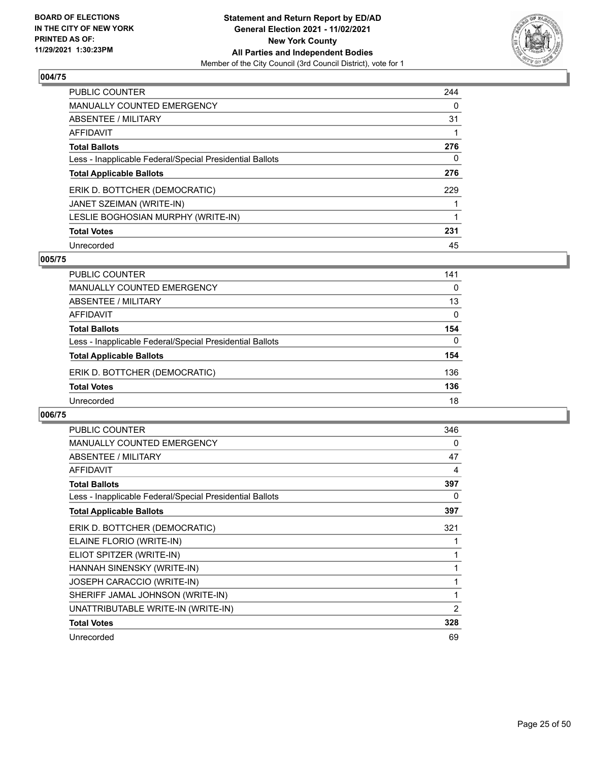### 004/75

| | |
|---|---|
| PUBLIC COUNTER | 244 |
| MANUALLY COUNTED EMERGENCY | 0 |
| ABSENTEE / MILITARY | 31 |
| AFFIDAVIT | 1 |
| **Total Ballots** | **276** |
| Less - Inapplicable Federal/Special Presidential Ballots | 0 |
| **Total Applicable Ballots** | **276** |
| ERIK D. BOTTCHER (DEMOCRATIC) | 229 |
| JANET SZEIMAN (WRITE-IN) | 1 |
| LESLIE BOGHOSIAN MURPHY (WRITE-IN) | 1 |
| **Total Votes** | **231** |
| Unrecorded | 45 |

### 005/75

| | |
|---|---|
| PUBLIC COUNTER | 141 |
| MANUALLY COUNTED EMERGENCY | 0 |
| ABSENTEE / MILITARY | 13 |
| AFFIDAVIT | 0 |
| **Total Ballots** | **154** |
| Less - Inapplicable Federal/Special Presidential Ballots | 0 |
| **Total Applicable Ballots** | **154** |
| ERIK D. BOTTCHER (DEMOCRATIC) | 136 |
| **Total Votes** | **136** |
| Unrecorded | 18 |

### 006/75

| | |
|---|---|
| PUBLIC COUNTER | 346 |
| MANUALLY COUNTED EMERGENCY | 0 |
| ABSENTEE / MILITARY | 47 |
| AFFIDAVIT | 4 |
| **Total Ballots** | **397** |
| Less - Inapplicable Federal/Special Presidential Ballots | 0 |
| **Total Applicable Ballots** | **397** |
| ERIK D. BOTTCHER (DEMOCRATIC) | 321 |
| ELAINE FLORIO (WRITE-IN) | 1 |
| ELIOT SPITZER (WRITE-IN) | 1 |
| HANNAH SINENSKY (WRITE-IN) | 1 |
| JOSEPH CARACCIO (WRITE-IN) | 1 |
| SHERIFF JAMAL JOHNSON (WRITE-IN) | 1 |
| UNATTRIBUTABLE WRITE-IN (WRITE-IN) | 2 |
| **Total Votes** | **328** |
| Unrecorded | 69 |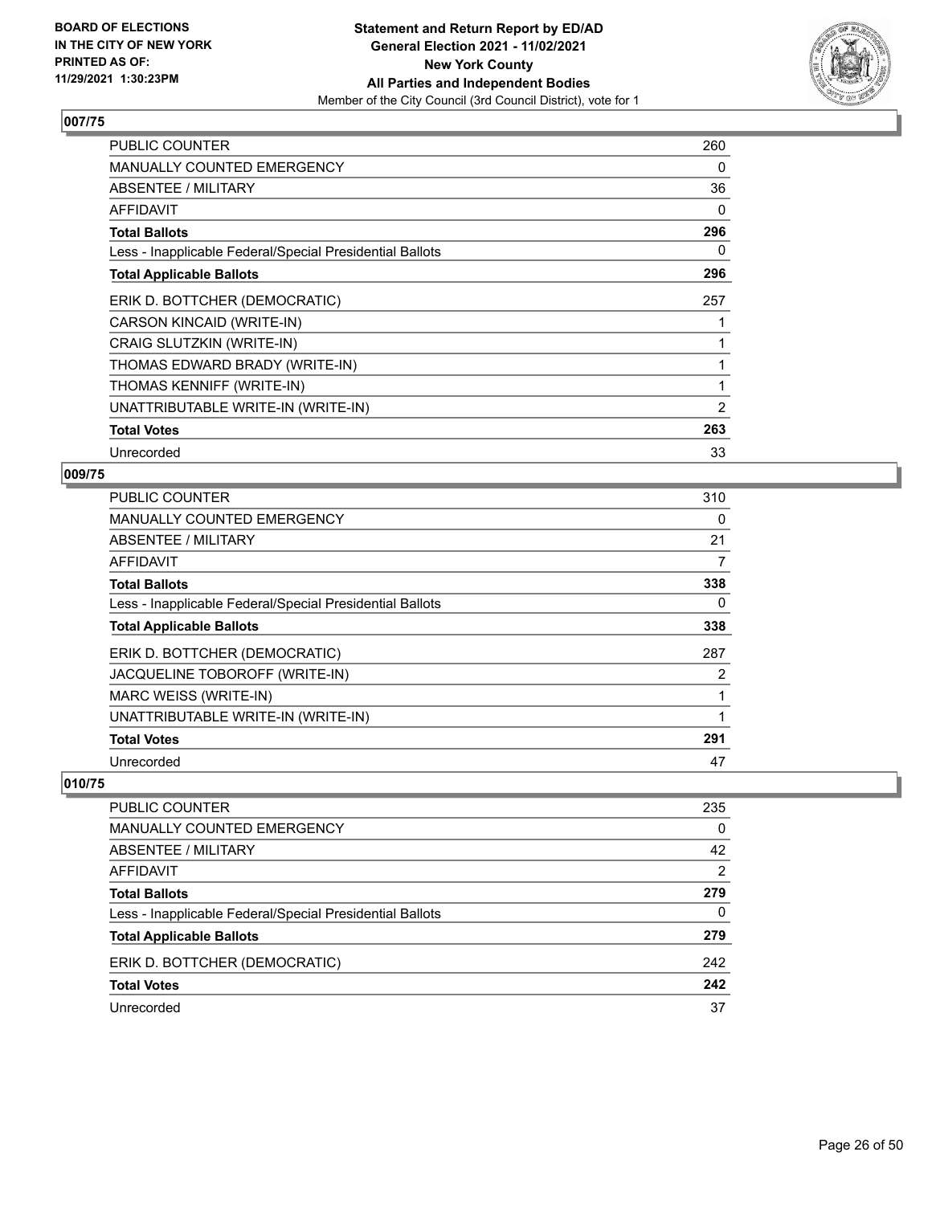**Statement and Return Report by ED/AD**
**General Election 2021 - 11/02/2021**
**New York County**
**All Parties and Independent Bodies**
Member of the City Council (3rd Council District), vote for 1

BOARD OF ELECTIONS IN THE CITY OF NEW YORK PRINTED AS OF: 11/29/2021 1:30:23PM

## 007/75

| | |
|---|---|
| PUBLIC COUNTER | 260 |
| MANUALLY COUNTED EMERGENCY | 0 |
| ABSENTEE / MILITARY | 36 |
| AFFIDAVIT | 0 |
| **Total Ballots** | **296** |
| Less - Inapplicable Federal/Special Presidential Ballots | 0 |
| **Total Applicable Ballots** | **296** |
| ERIK D. BOTTCHER (DEMOCRATIC) | 257 |
| CARSON KINCAID (WRITE-IN) | 1 |
| CRAIG SLUTZKIN (WRITE-IN) | 1 |
| THOMAS EDWARD BRADY (WRITE-IN) | 1 |
| THOMAS KENNIFF (WRITE-IN) | 1 |
| UNATTRIBUTABLE WRITE-IN (WRITE-IN) | 2 |
| **Total Votes** | **263** |
| Unrecorded | 33 |

## 009/75

| | |
|---|---|
| PUBLIC COUNTER | 310 |
| MANUALLY COUNTED EMERGENCY | 0 |
| ABSENTEE / MILITARY | 21 |
| AFFIDAVIT | 7 |
| **Total Ballots** | **338** |
| Less - Inapplicable Federal/Special Presidential Ballots | 0 |
| **Total Applicable Ballots** | **338** |
| ERIK D. BOTTCHER (DEMOCRATIC) | 287 |
| JACQUELINE TOBOROFF (WRITE-IN) | 2 |
| MARC WEISS (WRITE-IN) | 1 |
| UNATTRIBUTABLE WRITE-IN (WRITE-IN) | 1 |
| **Total Votes** | **291** |
| Unrecorded | 47 |

## 010/75

| | |
|---|---|
| PUBLIC COUNTER | 235 |
| MANUALLY COUNTED EMERGENCY | 0 |
| ABSENTEE / MILITARY | 42 |
| AFFIDAVIT | 2 |
| **Total Ballots** | **279** |
| Less - Inapplicable Federal/Special Presidential Ballots | 0 |
| **Total Applicable Ballots** | **279** |
| ERIK D. BOTTCHER (DEMOCRATIC) | 242 |
| **Total Votes** | **242** |
| Unrecorded | 37 |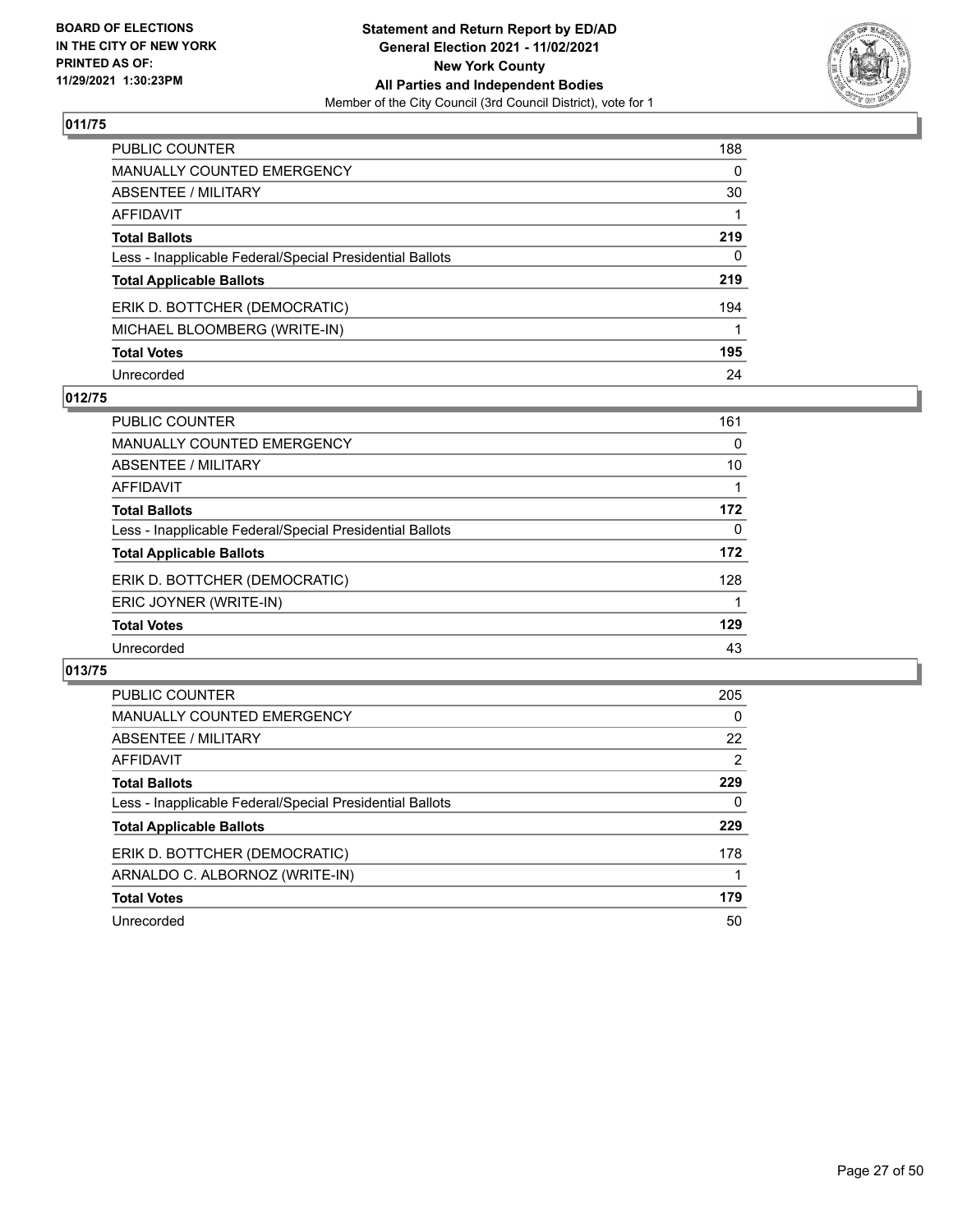**BOARD OF ELECTIONS IN THE CITY OF NEW YORK PRINTED AS OF: 11/29/2021 1:30:23PM**

**Statement and Return Report by ED/AD**
**General Election 2021 - 11/02/2021**
**New York County**
**All Parties and Independent Bodies**
Member of the City Council (3rd Council District), vote for 1

### 011/75

| | |
|---|---|
| PUBLIC COUNTER | 188 |
| MANUALLY COUNTED EMERGENCY | 0 |
| ABSENTEE / MILITARY | 30 |
| AFFIDAVIT | 1 |
| **Total Ballots** | **219** |
| Less - Inapplicable Federal/Special Presidential Ballots | 0 |
| **Total Applicable Ballots** | **219** |
| ERIK D. BOTTCHER (DEMOCRATIC) | 194 |
| MICHAEL BLOOMBERG (WRITE-IN) | 1 |
| **Total Votes** | **195** |
| Unrecorded | 24 |

### 012/75

| | |
|---|---|
| PUBLIC COUNTER | 161 |
| MANUALLY COUNTED EMERGENCY | 0 |
| ABSENTEE / MILITARY | 10 |
| AFFIDAVIT | 1 |
| **Total Ballots** | **172** |
| Less - Inapplicable Federal/Special Presidential Ballots | 0 |
| **Total Applicable Ballots** | **172** |
| ERIK D. BOTTCHER (DEMOCRATIC) | 128 |
| ERIC JOYNER (WRITE-IN) | 1 |
| **Total Votes** | **129** |
| Unrecorded | 43 |

### 013/75

| | |
|---|---|
| PUBLIC COUNTER | 205 |
| MANUALLY COUNTED EMERGENCY | 0 |
| ABSENTEE / MILITARY | 22 |
| AFFIDAVIT | 2 |
| **Total Ballots** | **229** |
| Less - Inapplicable Federal/Special Presidential Ballots | 0 |
| **Total Applicable Ballots** | **229** |
| ERIK D. BOTTCHER (DEMOCRATIC) | 178 |
| ARNALDO C. ALBORNOZ (WRITE-IN) | 1 |
| **Total Votes** | **179** |
| Unrecorded | 50 |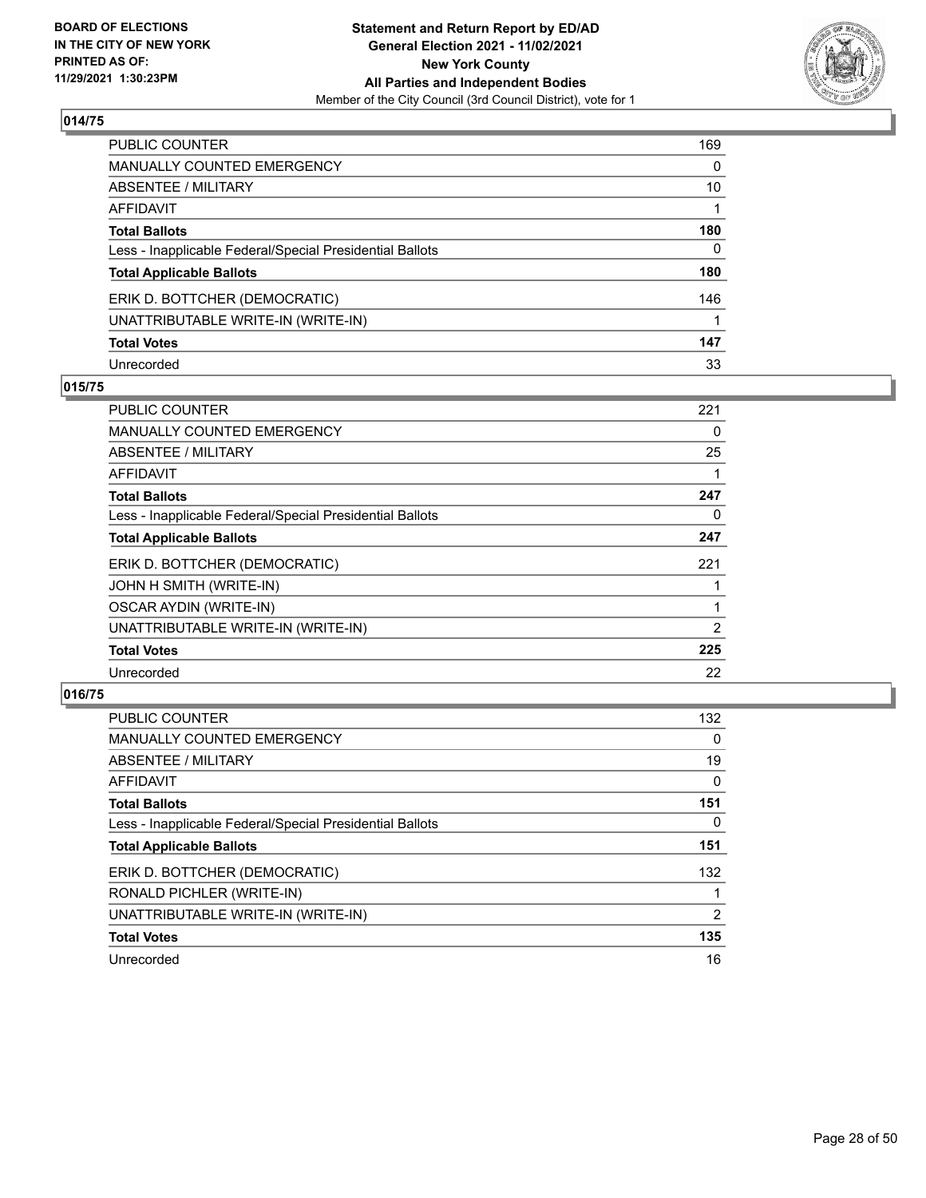**BOARD OF ELECTIONS IN THE CITY OF NEW YORK PRINTED AS OF: 11/29/2021 1:30:23PM**

**Statement and Return Report by ED/AD General Election 2021 - 11/02/2021 New York County All Parties and Independent Bodies**
Member of the City Council (3rd Council District), vote for 1

### 014/75

| | |
|---|---|
| PUBLIC COUNTER | 169 |
| MANUALLY COUNTED EMERGENCY | 0 |
| ABSENTEE / MILITARY | 10 |
| AFFIDAVIT | 1 |
| **Total Ballots** | **180** |
| Less - Inapplicable Federal/Special Presidential Ballots | 0 |
| **Total Applicable Ballots** | **180** |
| ERIK D. BOTTCHER (DEMOCRATIC) | 146 |
| UNATTRIBUTABLE WRITE-IN (WRITE-IN) | 1 |
| **Total Votes** | **147** |
| Unrecorded | 33 |

### 015/75

| | |
|---|---|
| PUBLIC COUNTER | 221 |
| MANUALLY COUNTED EMERGENCY | 0 |
| ABSENTEE / MILITARY | 25 |
| AFFIDAVIT | 1 |
| **Total Ballots** | **247** |
| Less - Inapplicable Federal/Special Presidential Ballots | 0 |
| **Total Applicable Ballots** | **247** |
| ERIK D. BOTTCHER (DEMOCRATIC) | 221 |
| JOHN H SMITH (WRITE-IN) | 1 |
| OSCAR AYDIN (WRITE-IN) | 1 |
| UNATTRIBUTABLE WRITE-IN (WRITE-IN) | 2 |
| **Total Votes** | **225** |
| Unrecorded | 22 |

### 016/75

| | |
|---|---|
| PUBLIC COUNTER | 132 |
| MANUALLY COUNTED EMERGENCY | 0 |
| ABSENTEE / MILITARY | 19 |
| AFFIDAVIT | 0 |
| **Total Ballots** | **151** |
| Less - Inapplicable Federal/Special Presidential Ballots | 0 |
| **Total Applicable Ballots** | **151** |
| ERIK D. BOTTCHER (DEMOCRATIC) | 132 |
| RONALD PICHLER (WRITE-IN) | 1 |
| UNATTRIBUTABLE WRITE-IN (WRITE-IN) | 2 |
| **Total Votes** | **135** |
| Unrecorded | 16 |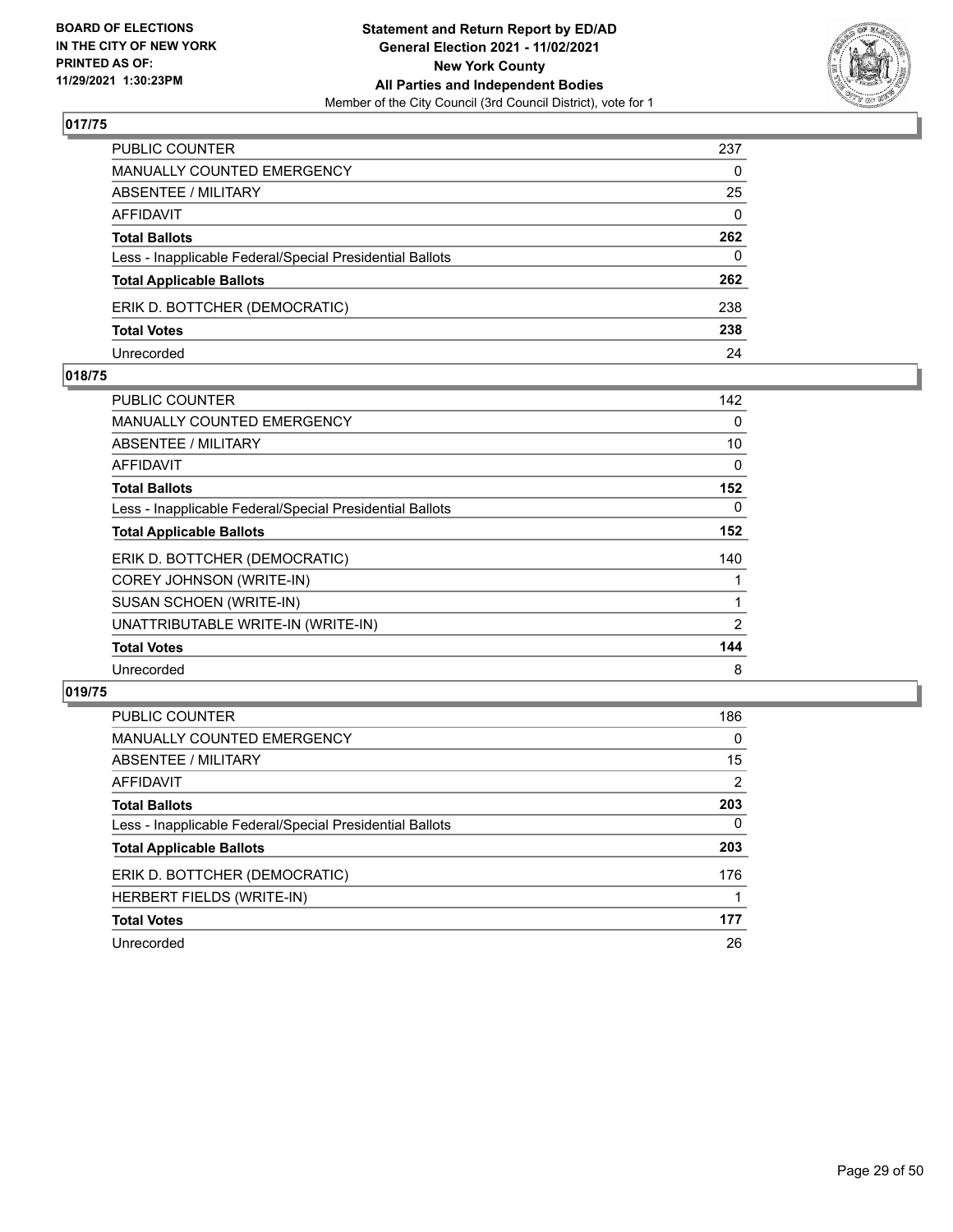BOARD OF ELECTIONS
IN THE CITY OF NEW YORK
PRINTED AS OF:
11/29/2021 1:30:23PM

**Statement and Return Report by ED/AD**
**General Election 2021 - 11/02/2021**
**New York County**
**All Parties and Independent Bodies**
Member of the City Council (3rd Council District), vote for 1

## 017/75

| | |
|---|---|
| PUBLIC COUNTER | 237 |
| MANUALLY COUNTED EMERGENCY | 0 |
| ABSENTEE / MILITARY | 25 |
| AFFIDAVIT | 0 |
| **Total Ballots** | **262** |
| Less - Inapplicable Federal/Special Presidential Ballots | 0 |
| **Total Applicable Ballots** | **262** |
| ERIK D. BOTTCHER (DEMOCRATIC) | 238 |
| **Total Votes** | **238** |
| Unrecorded | 24 |

## 018/75

| | |
|---|---|
| PUBLIC COUNTER | 142 |
| MANUALLY COUNTED EMERGENCY | 0 |
| ABSENTEE / MILITARY | 10 |
| AFFIDAVIT | 0 |
| **Total Ballots** | **152** |
| Less - Inapplicable Federal/Special Presidential Ballots | 0 |
| **Total Applicable Ballots** | **152** |
| ERIK D. BOTTCHER (DEMOCRATIC) | 140 |
| COREY JOHNSON (WRITE-IN) | 1 |
| SUSAN SCHOEN (WRITE-IN) | 1 |
| UNATTRIBUTABLE WRITE-IN (WRITE-IN) | 2 |
| **Total Votes** | **144** |
| Unrecorded | 8 |

## 019/75

| | |
|---|---|
| PUBLIC COUNTER | 186 |
| MANUALLY COUNTED EMERGENCY | 0 |
| ABSENTEE / MILITARY | 15 |
| AFFIDAVIT | 2 |
| **Total Ballots** | **203** |
| Less - Inapplicable Federal/Special Presidential Ballots | 0 |
| **Total Applicable Ballots** | **203** |
| ERIK D. BOTTCHER (DEMOCRATIC) | 176 |
| HERBERT FIELDS (WRITE-IN) | 1 |
| **Total Votes** | **177** |
| Unrecorded | 26 |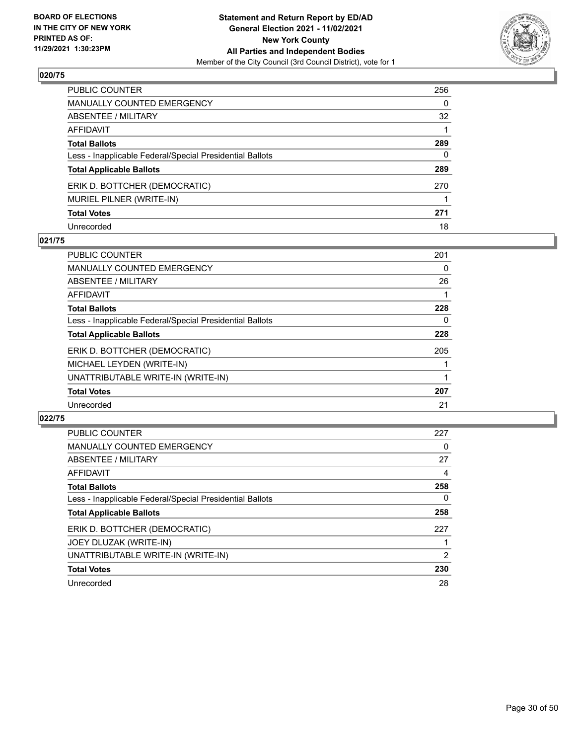## 020/75

| | |
|---|---|
| PUBLIC COUNTER | 256 |
| MANUALLY COUNTED EMERGENCY | 0 |
| ABSENTEE / MILITARY | 32 |
| AFFIDAVIT | 1 |
| **Total Ballots** | **289** |
| Less - Inapplicable Federal/Special Presidential Ballots | 0 |
| **Total Applicable Ballots** | **289** |
| ERIK D. BOTTCHER (DEMOCRATIC) | 270 |
| MURIEL PILNER (WRITE-IN) | 1 |
| **Total Votes** | **271** |
| Unrecorded | 18 |

## 021/75

| | |
|---|---|
| PUBLIC COUNTER | 201 |
| MANUALLY COUNTED EMERGENCY | 0 |
| ABSENTEE / MILITARY | 26 |
| AFFIDAVIT | 1 |
| **Total Ballots** | **228** |
| Less - Inapplicable Federal/Special Presidential Ballots | 0 |
| **Total Applicable Ballots** | **228** |
| ERIK D. BOTTCHER (DEMOCRATIC) | 205 |
| MICHAEL LEYDEN (WRITE-IN) | 1 |
| UNATTRIBUTABLE WRITE-IN (WRITE-IN) | 1 |
| **Total Votes** | **207** |
| Unrecorded | 21 |

## 022/75

| | |
|---|---|
| PUBLIC COUNTER | 227 |
| MANUALLY COUNTED EMERGENCY | 0 |
| ABSENTEE / MILITARY | 27 |
| AFFIDAVIT | 4 |
| **Total Ballots** | **258** |
| Less - Inapplicable Federal/Special Presidential Ballots | 0 |
| **Total Applicable Ballots** | **258** |
| ERIK D. BOTTCHER (DEMOCRATIC) | 227 |
| JOEY DLUZAK (WRITE-IN) | 1 |
| UNATTRIBUTABLE WRITE-IN (WRITE-IN) | 2 |
| **Total Votes** | **230** |
| Unrecorded | 28 |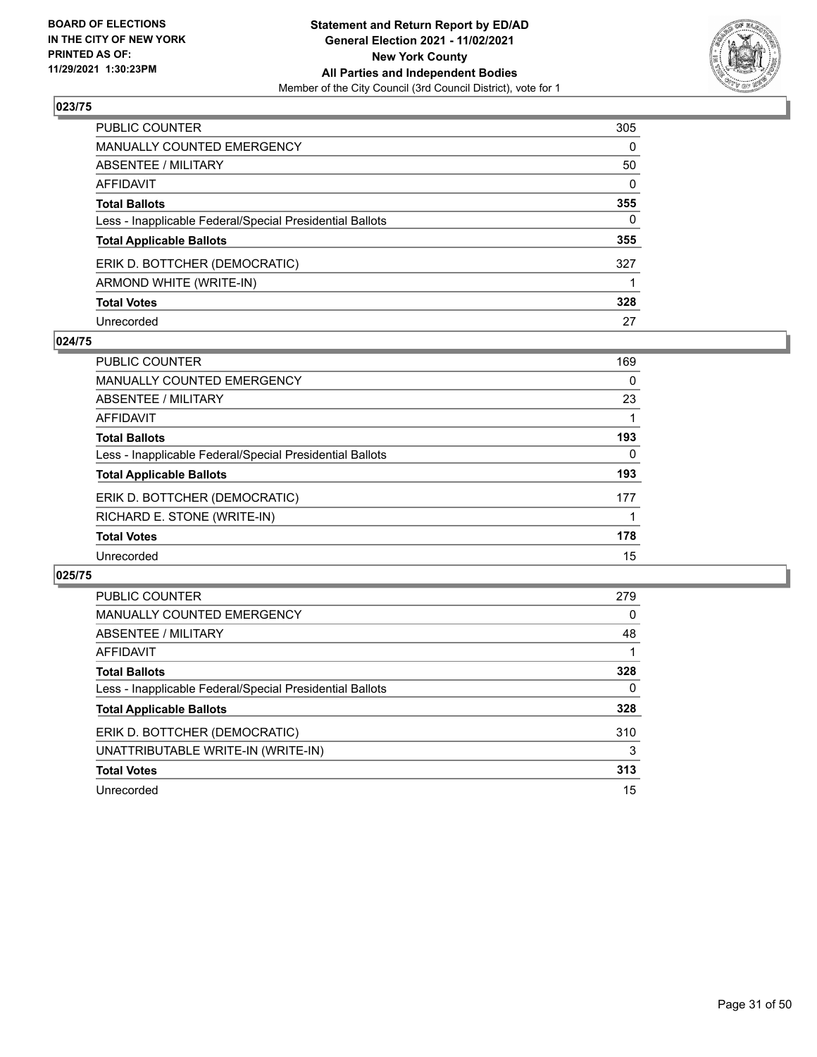**BOARD OF ELECTIONS IN THE CITY OF NEW YORK PRINTED AS OF: 11/29/2021 1:30:23PM**

**Statement and Return Report by ED/AD General Election 2021 - 11/02/2021 New York County All Parties and Independent Bodies**

Member of the City Council (3rd Council District), vote for 1

### 023/75

| | |
|---|---|
| PUBLIC COUNTER | 305 |
| MANUALLY COUNTED EMERGENCY | 0 |
| ABSENTEE / MILITARY | 50 |
| AFFIDAVIT | 0 |
| **Total Ballots** | **355** |
| Less - Inapplicable Federal/Special Presidential Ballots | 0 |
| **Total Applicable Ballots** | **355** |
| ERIK D. BOTTCHER (DEMOCRATIC) | 327 |
| ARMOND WHITE (WRITE-IN) | 1 |
| **Total Votes** | **328** |
| Unrecorded | 27 |

### 024/75

| | |
|---|---|
| PUBLIC COUNTER | 169 |
| MANUALLY COUNTED EMERGENCY | 0 |
| ABSENTEE / MILITARY | 23 |
| AFFIDAVIT | 1 |
| **Total Ballots** | **193** |
| Less - Inapplicable Federal/Special Presidential Ballots | 0 |
| **Total Applicable Ballots** | **193** |
| ERIK D. BOTTCHER (DEMOCRATIC) | 177 |
| RICHARD E. STONE (WRITE-IN) | 1 |
| **Total Votes** | **178** |
| Unrecorded | 15 |

### 025/75

| | |
|---|---|
| PUBLIC COUNTER | 279 |
| MANUALLY COUNTED EMERGENCY | 0 |
| ABSENTEE / MILITARY | 48 |
| AFFIDAVIT | 1 |
| **Total Ballots** | **328** |
| Less - Inapplicable Federal/Special Presidential Ballots | 0 |
| **Total Applicable Ballots** | **328** |
| ERIK D. BOTTCHER (DEMOCRATIC) | 310 |
| UNATTRIBUTABLE WRITE-IN (WRITE-IN) | 3 |
| **Total Votes** | **313** |
| Unrecorded | 15 |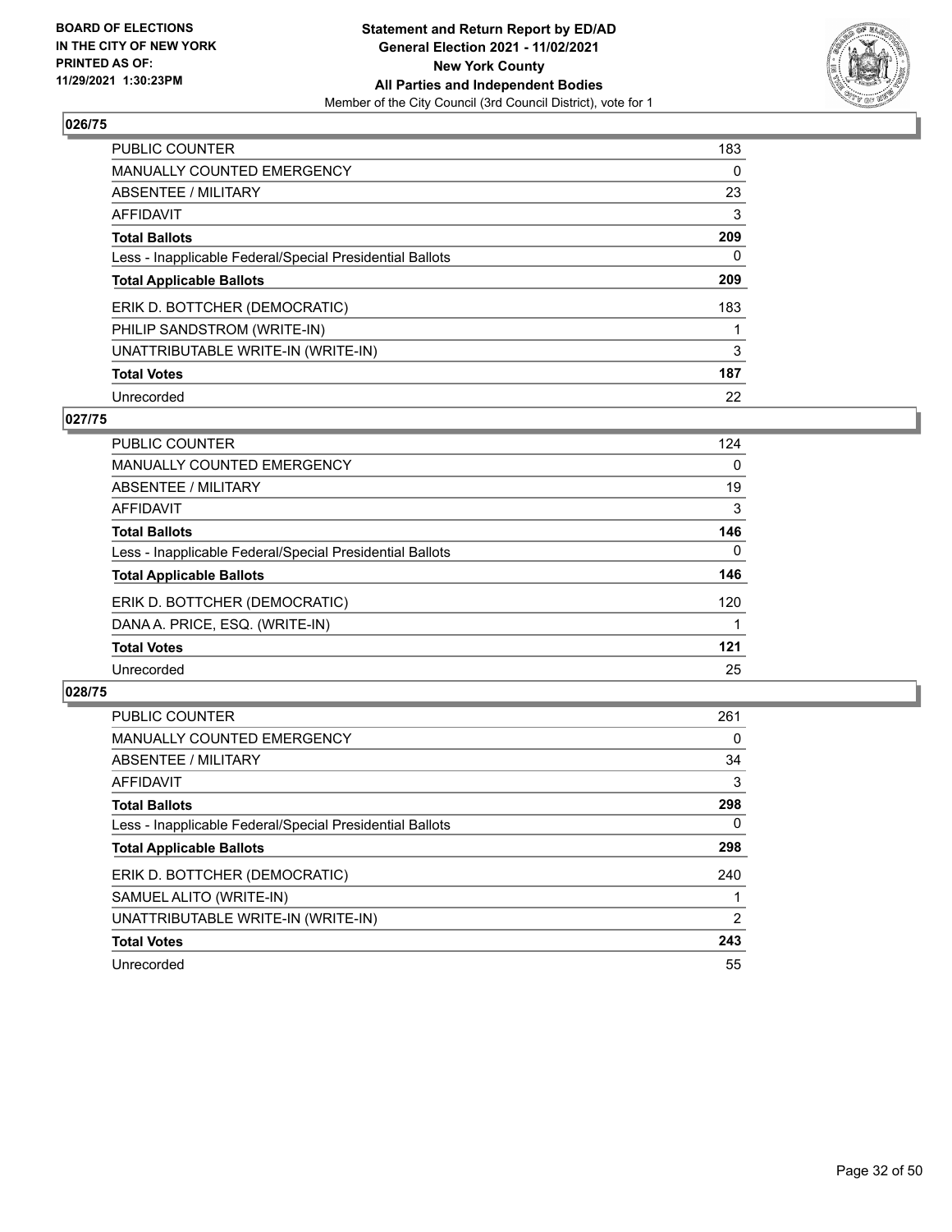**BOARD OF ELECTIONS IN THE CITY OF NEW YORK PRINTED AS OF: 11/29/2021 1:30:23PM**

**Statement and Return Report by ED/AD**
**General Election 2021 - 11/02/2021**
**New York County**
**All Parties and Independent Bodies**
Member of the City Council (3rd Council District), vote for 1

## 026/75

| | |
|---|---|
| PUBLIC COUNTER | 183 |
| MANUALLY COUNTED EMERGENCY | 0 |
| ABSENTEE / MILITARY | 23 |
| AFFIDAVIT | 3 |
| **Total Ballots** | **209** |
| Less - Inapplicable Federal/Special Presidential Ballots | 0 |
| **Total Applicable Ballots** | **209** |
| ERIK D. BOTTCHER (DEMOCRATIC) | 183 |
| PHILIP SANDSTROM (WRITE-IN) | 1 |
| UNATTRIBUTABLE WRITE-IN (WRITE-IN) | 3 |
| **Total Votes** | **187** |
| Unrecorded | 22 |

## 027/75

| | |
|---|---|
| PUBLIC COUNTER | 124 |
| MANUALLY COUNTED EMERGENCY | 0 |
| ABSENTEE / MILITARY | 19 |
| AFFIDAVIT | 3 |
| **Total Ballots** | **146** |
| Less - Inapplicable Federal/Special Presidential Ballots | 0 |
| **Total Applicable Ballots** | **146** |
| ERIK D. BOTTCHER (DEMOCRATIC) | 120 |
| DANA A. PRICE, ESQ. (WRITE-IN) | 1 |
| **Total Votes** | **121** |
| Unrecorded | 25 |

## 028/75

| | |
|---|---|
| PUBLIC COUNTER | 261 |
| MANUALLY COUNTED EMERGENCY | 0 |
| ABSENTEE / MILITARY | 34 |
| AFFIDAVIT | 3 |
| **Total Ballots** | **298** |
| Less - Inapplicable Federal/Special Presidential Ballots | 0 |
| **Total Applicable Ballots** | **298** |
| ERIK D. BOTTCHER (DEMOCRATIC) | 240 |
| SAMUEL ALITO (WRITE-IN) | 1 |
| UNATTRIBUTABLE WRITE-IN (WRITE-IN) | 2 |
| **Total Votes** | **243** |
| Unrecorded | 55 |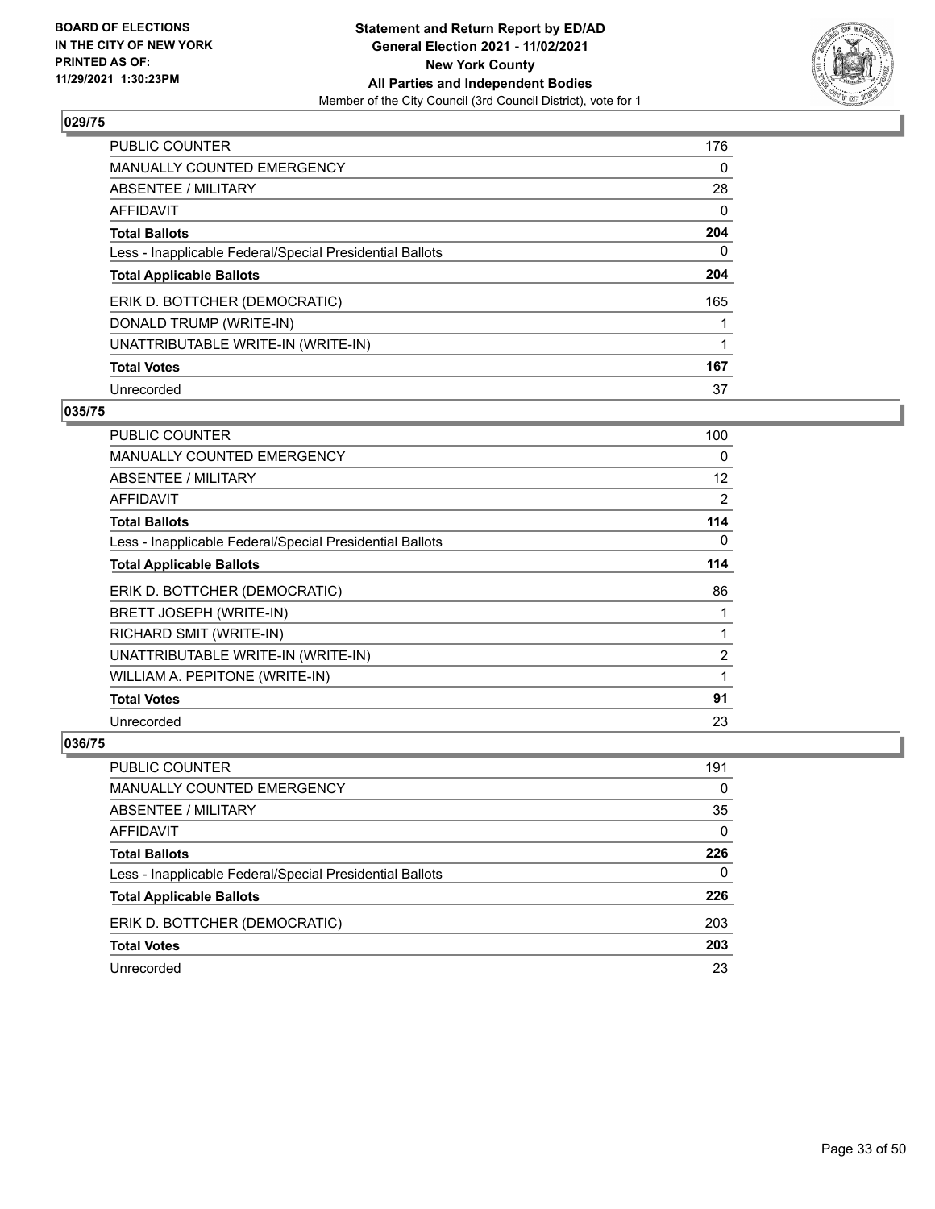**BOARD OF ELECTIONS IN THE CITY OF NEW YORK PRINTED AS OF: 11/29/2021 1:30:23PM**

**Statement and Return Report by ED/AD General Election 2021 - 11/02/2021 New York County All Parties and Independent Bodies**
Member of the City Council (3rd Council District), vote for 1

### 029/75

| | |
|---|---|
| PUBLIC COUNTER | 176 |
| MANUALLY COUNTED EMERGENCY | 0 |
| ABSENTEE / MILITARY | 28 |
| AFFIDAVIT | 0 |
| **Total Ballots** | **204** |
| Less - Inapplicable Federal/Special Presidential Ballots | 0 |
| **Total Applicable Ballots** | **204** |
| ERIK D. BOTTCHER (DEMOCRATIC) | 165 |
| DONALD TRUMP (WRITE-IN) | 1 |
| UNATTRIBUTABLE WRITE-IN (WRITE-IN) | 1 |
| **Total Votes** | **167** |
| Unrecorded | 37 |

### 035/75

| | |
|---|---|
| PUBLIC COUNTER | 100 |
| MANUALLY COUNTED EMERGENCY | 0 |
| ABSENTEE / MILITARY | 12 |
| AFFIDAVIT | 2 |
| **Total Ballots** | **114** |
| Less - Inapplicable Federal/Special Presidential Ballots | 0 |
| **Total Applicable Ballots** | **114** |
| ERIK D. BOTTCHER (DEMOCRATIC) | 86 |
| BRETT JOSEPH (WRITE-IN) | 1 |
| RICHARD SMIT (WRITE-IN) | 1 |
| UNATTRIBUTABLE WRITE-IN (WRITE-IN) | 2 |
| WILLIAM A. PEPITONE (WRITE-IN) | 1 |
| **Total Votes** | **91** |
| Unrecorded | 23 |

### 036/75

| | |
|---|---|
| PUBLIC COUNTER | 191 |
| MANUALLY COUNTED EMERGENCY | 0 |
| ABSENTEE / MILITARY | 35 |
| AFFIDAVIT | 0 |
| **Total Ballots** | **226** |
| Less - Inapplicable Federal/Special Presidential Ballots | 0 |
| **Total Applicable Ballots** | **226** |
| ERIK D. BOTTCHER (DEMOCRATIC) | 203 |
| **Total Votes** | **203** |
| Unrecorded | 23 |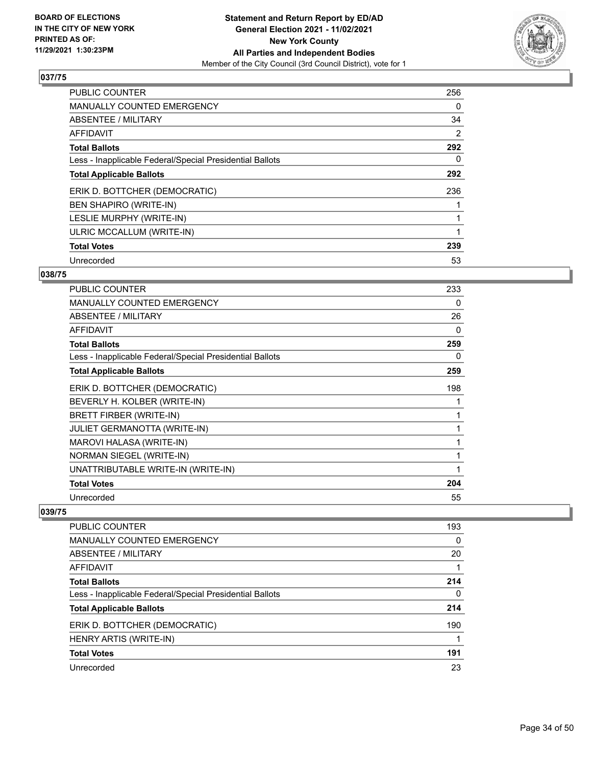**Statement and Return Report by ED/AD**
**General Election 2021 - 11/02/2021**
**New York County**
**All Parties and Independent Bodies**
Member of the City Council (3rd Council District), vote for 1

BOARD OF ELECTIONS
IN THE CITY OF NEW YORK
PRINTED AS OF:
11/29/2021 1:30:23PM

### 037/75

| | |
|---|---|
| PUBLIC COUNTER | 256 |
| MANUALLY COUNTED EMERGENCY | 0 |
| ABSENTEE / MILITARY | 34 |
| AFFIDAVIT | 2 |
| **Total Ballots** | **292** |
| Less - Inapplicable Federal/Special Presidential Ballots | 0 |
| **Total Applicable Ballots** | **292** |
| ERIK D. BOTTCHER (DEMOCRATIC) | 236 |
| BEN SHAPIRO (WRITE-IN) | 1 |
| LESLIE MURPHY (WRITE-IN) | 1 |
| ULRIC MCCALLUM (WRITE-IN) | 1 |
| **Total Votes** | **239** |
| Unrecorded | 53 |

### 038/75

| | |
|---|---|
| PUBLIC COUNTER | 233 |
| MANUALLY COUNTED EMERGENCY | 0 |
| ABSENTEE / MILITARY | 26 |
| AFFIDAVIT | 0 |
| **Total Ballots** | **259** |
| Less - Inapplicable Federal/Special Presidential Ballots | 0 |
| **Total Applicable Ballots** | **259** |
| ERIK D. BOTTCHER (DEMOCRATIC) | 198 |
| BEVERLY H. KOLBER (WRITE-IN) | 1 |
| BRETT FIRBER (WRITE-IN) | 1 |
| JULIET GERMANOTTA (WRITE-IN) | 1 |
| MAROVI HALASA (WRITE-IN) | 1 |
| NORMAN SIEGEL (WRITE-IN) | 1 |
| UNATTRIBUTABLE WRITE-IN (WRITE-IN) | 1 |
| **Total Votes** | **204** |
| Unrecorded | 55 |

### 039/75

| | |
|---|---|
| PUBLIC COUNTER | 193 |
| MANUALLY COUNTED EMERGENCY | 0 |
| ABSENTEE / MILITARY | 20 |
| AFFIDAVIT | 1 |
| **Total Ballots** | **214** |
| Less - Inapplicable Federal/Special Presidential Ballots | 0 |
| **Total Applicable Ballots** | **214** |
| ERIK D. BOTTCHER (DEMOCRATIC) | 190 |
| HENRY ARTIS (WRITE-IN) | 1 |
| **Total Votes** | **191** |
| Unrecorded | 23 |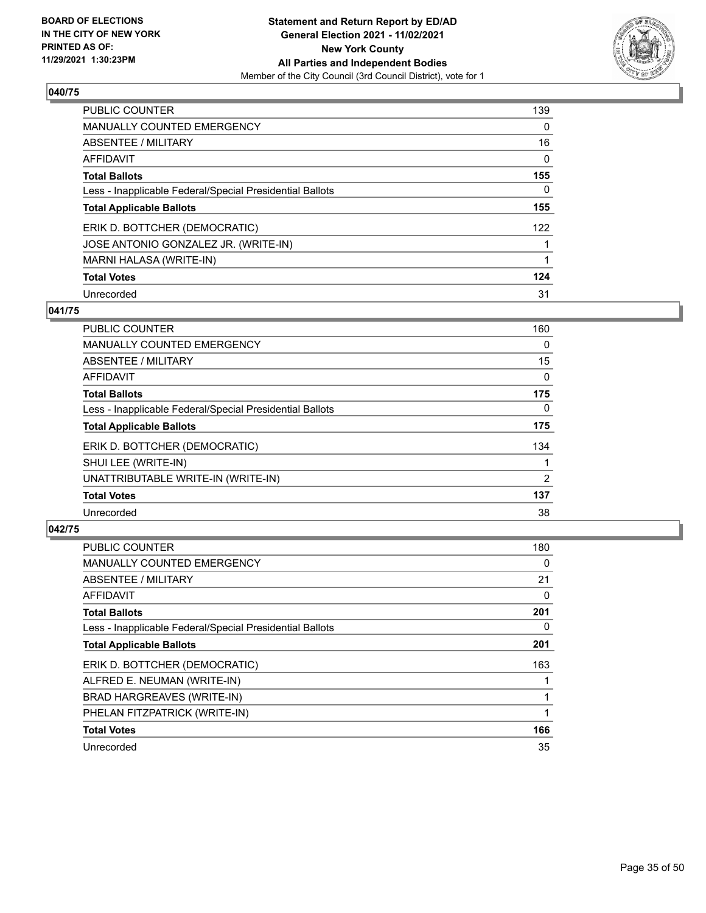**BOARD OF ELECTIONS IN THE CITY OF NEW YORK PRINTED AS OF: 11/29/2021 1:30:23PM**

**Statement and Return Report by ED/AD General Election 2021 - 11/02/2021 New York County All Parties and Independent Bodies**
Member of the City Council (3rd Council District), vote for 1

### 040/75

| | |
|---|---|
| PUBLIC COUNTER | 139 |
| MANUALLY COUNTED EMERGENCY | 0 |
| ABSENTEE / MILITARY | 16 |
| AFFIDAVIT | 0 |
| **Total Ballots** | **155** |
| Less - Inapplicable Federal/Special Presidential Ballots | 0 |
| **Total Applicable Ballots** | **155** |
| ERIK D. BOTTCHER (DEMOCRATIC) | 122 |
| JOSE ANTONIO GONZALEZ JR. (WRITE-IN) | 1 |
| MARNI HALASA (WRITE-IN) | 1 |
| **Total Votes** | **124** |
| Unrecorded | 31 |

### 041/75

| | |
|---|---|
| PUBLIC COUNTER | 160 |
| MANUALLY COUNTED EMERGENCY | 0 |
| ABSENTEE / MILITARY | 15 |
| AFFIDAVIT | 0 |
| **Total Ballots** | **175** |
| Less - Inapplicable Federal/Special Presidential Ballots | 0 |
| **Total Applicable Ballots** | **175** |
| ERIK D. BOTTCHER (DEMOCRATIC) | 134 |
| SHUI LEE (WRITE-IN) | 1 |
| UNATTRIBUTABLE WRITE-IN (WRITE-IN) | 2 |
| **Total Votes** | **137** |
| Unrecorded | 38 |

### 042/75

| | |
|---|---|
| PUBLIC COUNTER | 180 |
| MANUALLY COUNTED EMERGENCY | 0 |
| ABSENTEE / MILITARY | 21 |
| AFFIDAVIT | 0 |
| **Total Ballots** | **201** |
| Less - Inapplicable Federal/Special Presidential Ballots | 0 |
| **Total Applicable Ballots** | **201** |
| ERIK D. BOTTCHER (DEMOCRATIC) | 163 |
| ALFRED E. NEUMAN (WRITE-IN) | 1 |
| BRAD HARGREAVES (WRITE-IN) | 1 |
| PHELAN FITZPATRICK (WRITE-IN) | 1 |
| **Total Votes** | **166** |
| Unrecorded | 35 |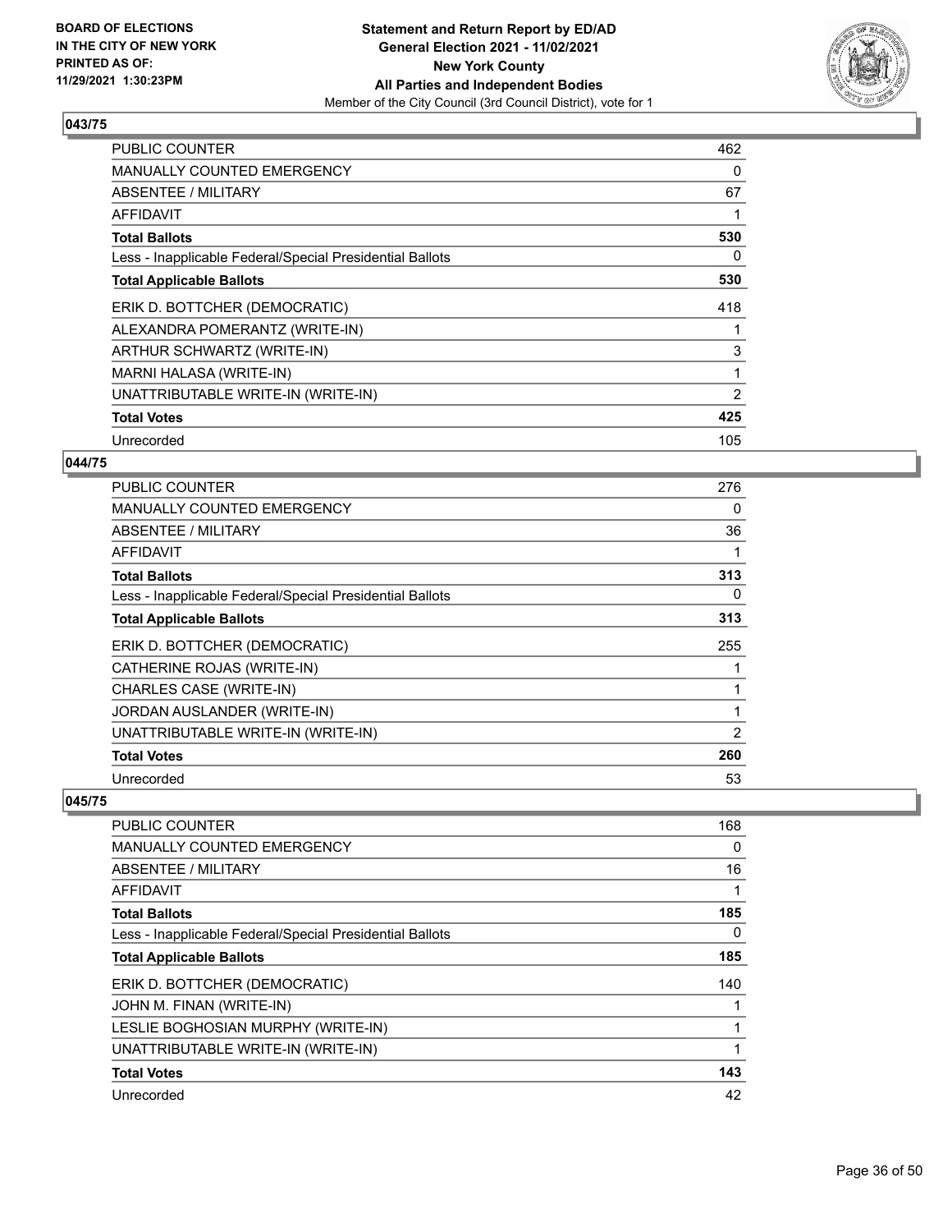## 043/75

| PUBLIC COUNTER | 462 |
| --- | --- |
| MANUALLY COUNTED EMERGENCY | 0 |
| ABSENTEE / MILITARY | 67 |
| AFFIDAVIT | 1 |
| **Total Ballots** | **530** |
| Less - Inapplicable Federal/Special Presidential Ballots | 0 |
| **Total Applicable Ballots** | **530** |
| ERIK D. BOTTCHER (DEMOCRATIC) | 418 |
| ALEXANDRA POMERANTZ (WRITE-IN) | 1 |
| ARTHUR SCHWARTZ (WRITE-IN) | 3 |
| MARNI HALASA (WRITE-IN) | 1 |
| UNATTRIBUTABLE WRITE-IN (WRITE-IN) | 2 |
| **Total Votes** | **425** |
| Unrecorded | 105 |

## 044/75

| PUBLIC COUNTER | 276 |
| --- | --- |
| MANUALLY COUNTED EMERGENCY | 0 |
| ABSENTEE / MILITARY | 36 |
| AFFIDAVIT | 1 |
| **Total Ballots** | **313** |
| Less - Inapplicable Federal/Special Presidential Ballots | 0 |
| **Total Applicable Ballots** | **313** |
| ERIK D. BOTTCHER (DEMOCRATIC) | 255 |
| CATHERINE ROJAS (WRITE-IN) | 1 |
| CHARLES CASE (WRITE-IN) | 1 |
| JORDAN AUSLANDER (WRITE-IN) | 1 |
| UNATTRIBUTABLE WRITE-IN (WRITE-IN) | 2 |
| **Total Votes** | **260** |
| Unrecorded | 53 |

## 045/75

| PUBLIC COUNTER | 168 |
| --- | --- |
| MANUALLY COUNTED EMERGENCY | 0 |
| ABSENTEE / MILITARY | 16 |
| AFFIDAVIT | 1 |
| **Total Ballots** | **185** |
| Less - Inapplicable Federal/Special Presidential Ballots | 0 |
| **Total Applicable Ballots** | **185** |
| ERIK D. BOTTCHER (DEMOCRATIC) | 140 |
| JOHN M. FINAN (WRITE-IN) | 1 |
| LESLIE BOGHOSIAN MURPHY (WRITE-IN) | 1 |
| UNATTRIBUTABLE WRITE-IN (WRITE-IN) | 1 |
| **Total Votes** | **143** |
| Unrecorded | 42 |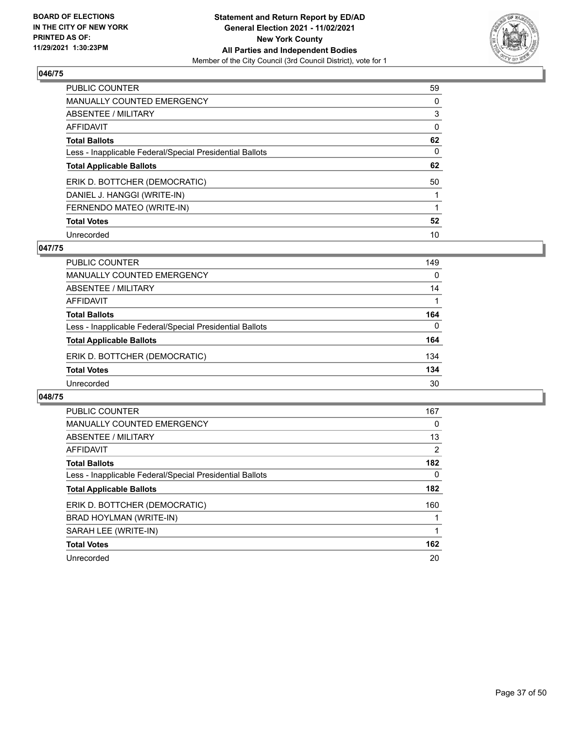**BOARD OF ELECTIONS IN THE CITY OF NEW YORK PRINTED AS OF: 11/29/2021 1:30:23PM**

**Statement and Return Report by ED/AD General Election 2021 - 11/02/2021 New York County All Parties and Independent Bodies**

Member of the City Council (3rd Council District), vote for 1

### 046/75

| | |
|---|---|
| PUBLIC COUNTER | 59 |
| MANUALLY COUNTED EMERGENCY | 0 |
| ABSENTEE / MILITARY | 3 |
| AFFIDAVIT | 0 |
| **Total Ballots** | **62** |
| Less - Inapplicable Federal/Special Presidential Ballots | 0 |
| **Total Applicable Ballots** | **62** |
| ERIK D. BOTTCHER (DEMOCRATIC) | 50 |
| DANIEL J. HANGGI (WRITE-IN) | 1 |
| FERNENDO MATEO (WRITE-IN) | 1 |
| **Total Votes** | **52** |
| Unrecorded | 10 |

### 047/75

| | |
|---|---|
| PUBLIC COUNTER | 149 |
| MANUALLY COUNTED EMERGENCY | 0 |
| ABSENTEE / MILITARY | 14 |
| AFFIDAVIT | 1 |
| **Total Ballots** | **164** |
| Less - Inapplicable Federal/Special Presidential Ballots | 0 |
| **Total Applicable Ballots** | **164** |
| ERIK D. BOTTCHER (DEMOCRATIC) | 134 |
| **Total Votes** | **134** |
| Unrecorded | 30 |

### 048/75

| | |
|---|---|
| PUBLIC COUNTER | 167 |
| MANUALLY COUNTED EMERGENCY | 0 |
| ABSENTEE / MILITARY | 13 |
| AFFIDAVIT | 2 |
| **Total Ballots** | **182** |
| Less - Inapplicable Federal/Special Presidential Ballots | 0 |
| **Total Applicable Ballots** | **182** |
| ERIK D. BOTTCHER (DEMOCRATIC) | 160 |
| BRAD HOYLMAN (WRITE-IN) | 1 |
| SARAH LEE (WRITE-IN) | 1 |
| **Total Votes** | **162** |
| Unrecorded | 20 |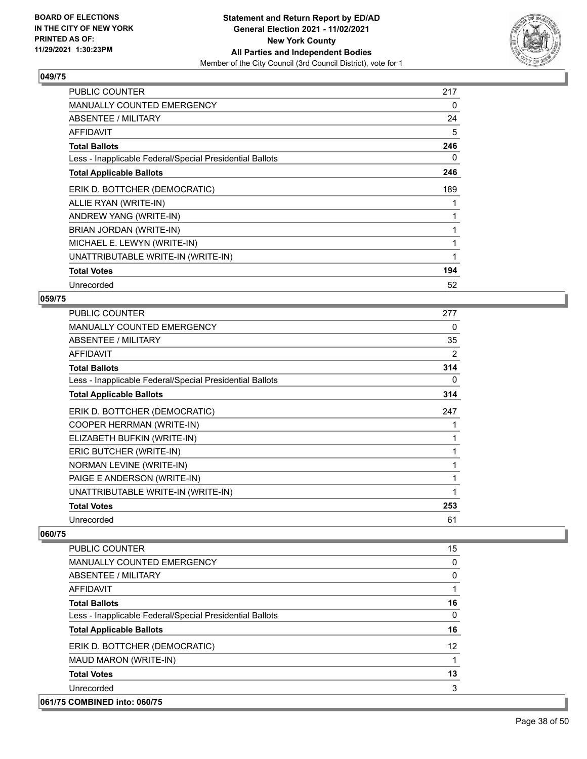**Statement and Return Report by ED/AD**
**General Election 2021 - 11/02/2021**
**New York County**
**All Parties and Independent Bodies**
Member of the City Council (3rd Council District), vote for 1

BOARD OF ELECTIONS IN THE CITY OF NEW YORK PRINTED AS OF: 11/29/2021 1:30:23PM

## 049/75

| | |
|---|---|
| PUBLIC COUNTER | 217 |
| MANUALLY COUNTED EMERGENCY | 0 |
| ABSENTEE / MILITARY | 24 |
| AFFIDAVIT | 5 |
| **Total Ballots** | **246** |
| Less - Inapplicable Federal/Special Presidential Ballots | 0 |
| **Total Applicable Ballots** | **246** |
| ERIK D. BOTTCHER (DEMOCRATIC) | 189 |
| ALLIE RYAN (WRITE-IN) | 1 |
| ANDREW YANG (WRITE-IN) | 1 |
| BRIAN JORDAN (WRITE-IN) | 1 |
| MICHAEL E. LEWYN (WRITE-IN) | 1 |
| UNATTRIBUTABLE WRITE-IN (WRITE-IN) | 1 |
| **Total Votes** | **194** |
| Unrecorded | 52 |

## 059/75

| | |
|---|---|
| PUBLIC COUNTER | 277 |
| MANUALLY COUNTED EMERGENCY | 0 |
| ABSENTEE / MILITARY | 35 |
| AFFIDAVIT | 2 |
| **Total Ballots** | **314** |
| Less - Inapplicable Federal/Special Presidential Ballots | 0 |
| **Total Applicable Ballots** | **314** |
| ERIK D. BOTTCHER (DEMOCRATIC) | 247 |
| COOPER HERRMAN (WRITE-IN) | 1 |
| ELIZABETH BUFKIN (WRITE-IN) | 1 |
| ERIC BUTCHER (WRITE-IN) | 1 |
| NORMAN LEVINE (WRITE-IN) | 1 |
| PAIGE E ANDERSON (WRITE-IN) | 1 |
| UNATTRIBUTABLE WRITE-IN (WRITE-IN) | 1 |
| **Total Votes** | **253** |
| Unrecorded | 61 |

## 060/75

| | |
|---|---|
| PUBLIC COUNTER | 15 |
| MANUALLY COUNTED EMERGENCY | 0 |
| ABSENTEE / MILITARY | 0 |
| AFFIDAVIT | 1 |
| **Total Ballots** | **16** |
| Less - Inapplicable Federal/Special Presidential Ballots | 0 |
| **Total Applicable Ballots** | **16** |
| ERIK D. BOTTCHER (DEMOCRATIC) | 12 |
| MAUD MARON (WRITE-IN) | 1 |
| **Total Votes** | **13** |
| Unrecorded | 3 |

## 061/75 COMBINED into: 060/75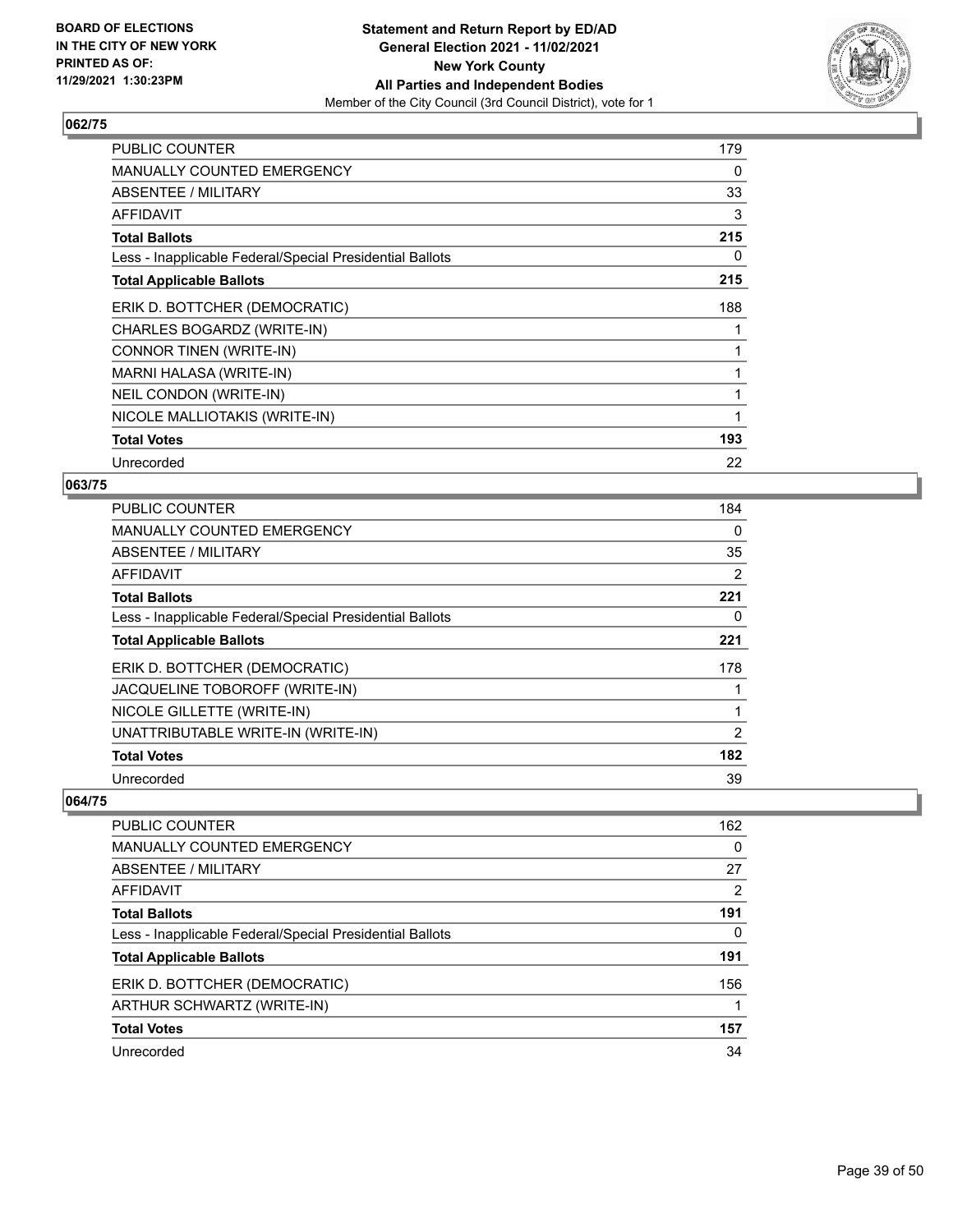**BOARD OF ELECTIONS IN THE CITY OF NEW YORK PRINTED AS OF: 11/29/2021 1:30:23PM**

**Statement and Return Report by ED/AD**
**General Election 2021 - 11/02/2021**
**New York County**
**All Parties and Independent Bodies**
Member of the City Council (3rd Council District), vote for 1

### 062/75

| | |
|---|---|
| PUBLIC COUNTER | 179 |
| MANUALLY COUNTED EMERGENCY | 0 |
| ABSENTEE / MILITARY | 33 |
| AFFIDAVIT | 3 |
| **Total Ballots** | **215** |
| Less - Inapplicable Federal/Special Presidential Ballots | 0 |
| **Total Applicable Ballots** | **215** |
| ERIK D. BOTTCHER (DEMOCRATIC) | 188 |
| CHARLES BOGARDZ (WRITE-IN) | 1 |
| CONNOR TINEN (WRITE-IN) | 1 |
| MARNI HALASA (WRITE-IN) | 1 |
| NEIL CONDON (WRITE-IN) | 1 |
| NICOLE MALLIOTAKIS (WRITE-IN) | 1 |
| **Total Votes** | **193** |
| Unrecorded | 22 |

### 063/75

| | |
|---|---|
| PUBLIC COUNTER | 184 |
| MANUALLY COUNTED EMERGENCY | 0 |
| ABSENTEE / MILITARY | 35 |
| AFFIDAVIT | 2 |
| **Total Ballots** | **221** |
| Less - Inapplicable Federal/Special Presidential Ballots | 0 |
| **Total Applicable Ballots** | **221** |
| ERIK D. BOTTCHER (DEMOCRATIC) | 178 |
| JACQUELINE TOBOROFF (WRITE-IN) | 1 |
| NICOLE GILLETTE (WRITE-IN) | 1 |
| UNATTRIBUTABLE WRITE-IN (WRITE-IN) | 2 |
| **Total Votes** | **182** |
| Unrecorded | 39 |

### 064/75

| | |
|---|---|
| PUBLIC COUNTER | 162 |
| MANUALLY COUNTED EMERGENCY | 0 |
| ABSENTEE / MILITARY | 27 |
| AFFIDAVIT | 2 |
| **Total Ballots** | **191** |
| Less - Inapplicable Federal/Special Presidential Ballots | 0 |
| **Total Applicable Ballots** | **191** |
| ERIK D. BOTTCHER (DEMOCRATIC) | 156 |
| ARTHUR SCHWARTZ (WRITE-IN) | 1 |
| **Total Votes** | **157** |
| Unrecorded | 34 |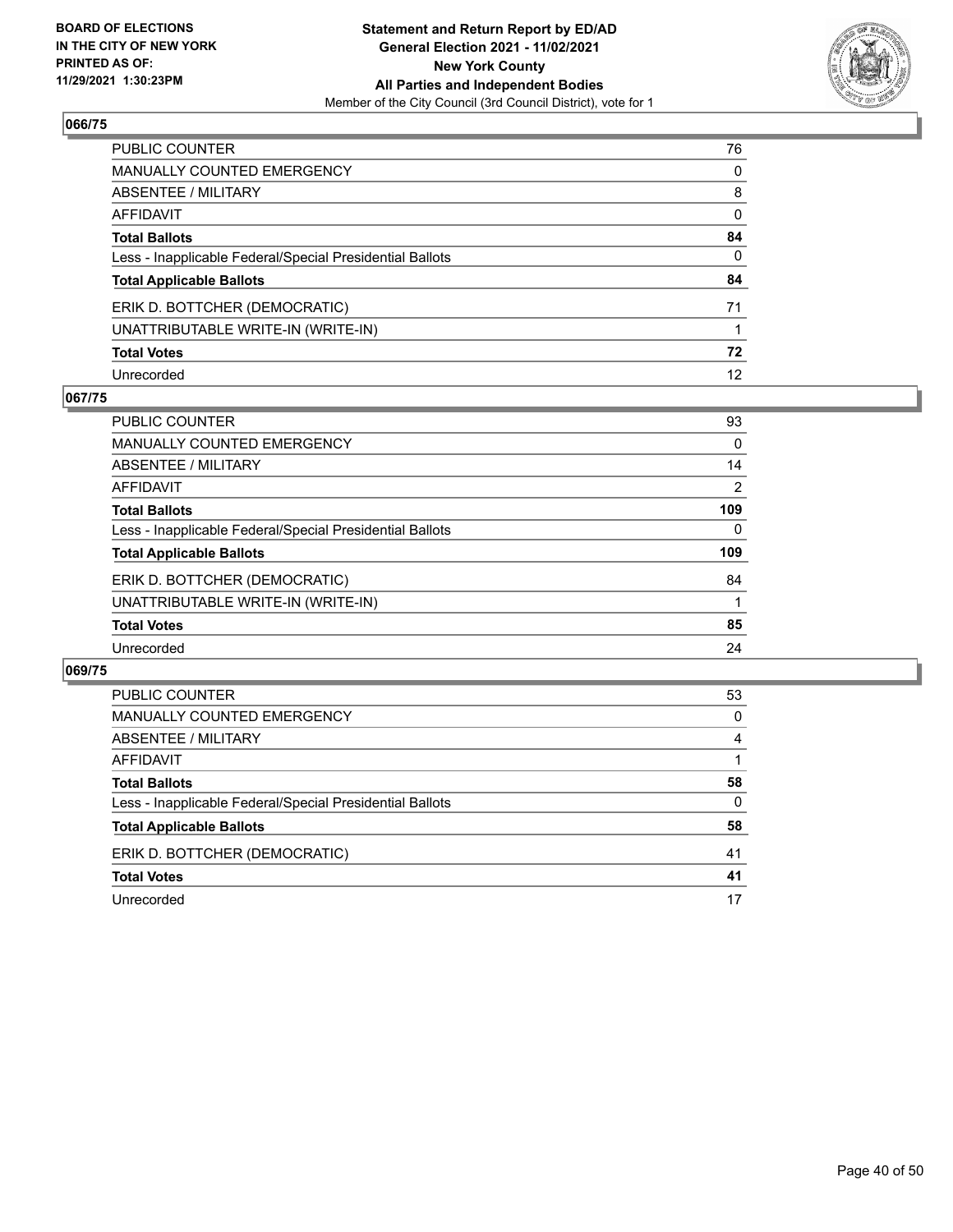**BOARD OF ELECTIONS IN THE CITY OF NEW YORK PRINTED AS OF: 11/29/2021 1:30:23PM**

**Statement and Return Report by ED/AD General Election 2021 - 11/02/2021 New York County All Parties and Independent Bodies**
Member of the City Council (3rd Council District), vote for 1

### 066/75

| | |
|---|---|
| PUBLIC COUNTER | 76 |
| MANUALLY COUNTED EMERGENCY | 0 |
| ABSENTEE / MILITARY | 8 |
| AFFIDAVIT | 0 |
| **Total Ballots** | **84** |
| Less - Inapplicable Federal/Special Presidential Ballots | 0 |
| **Total Applicable Ballots** | **84** |
| ERIK D. BOTTCHER (DEMOCRATIC) | 71 |
| UNATTRIBUTABLE WRITE-IN (WRITE-IN) | 1 |
| **Total Votes** | **72** |
| Unrecorded | 12 |

### 067/75

| | |
|---|---|
| PUBLIC COUNTER | 93 |
| MANUALLY COUNTED EMERGENCY | 0 |
| ABSENTEE / MILITARY | 14 |
| AFFIDAVIT | 2 |
| **Total Ballots** | **109** |
| Less - Inapplicable Federal/Special Presidential Ballots | 0 |
| **Total Applicable Ballots** | **109** |
| ERIK D. BOTTCHER (DEMOCRATIC) | 84 |
| UNATTRIBUTABLE WRITE-IN (WRITE-IN) | 1 |
| **Total Votes** | **85** |
| Unrecorded | 24 |

### 069/75

| | |
|---|---|
| PUBLIC COUNTER | 53 |
| MANUALLY COUNTED EMERGENCY | 0 |
| ABSENTEE / MILITARY | 4 |
| AFFIDAVIT | 1 |
| **Total Ballots** | **58** |
| Less - Inapplicable Federal/Special Presidential Ballots | 0 |
| **Total Applicable Ballots** | **58** |
| ERIK D. BOTTCHER (DEMOCRATIC) | 41 |
| **Total Votes** | **41** |
| Unrecorded | 17 |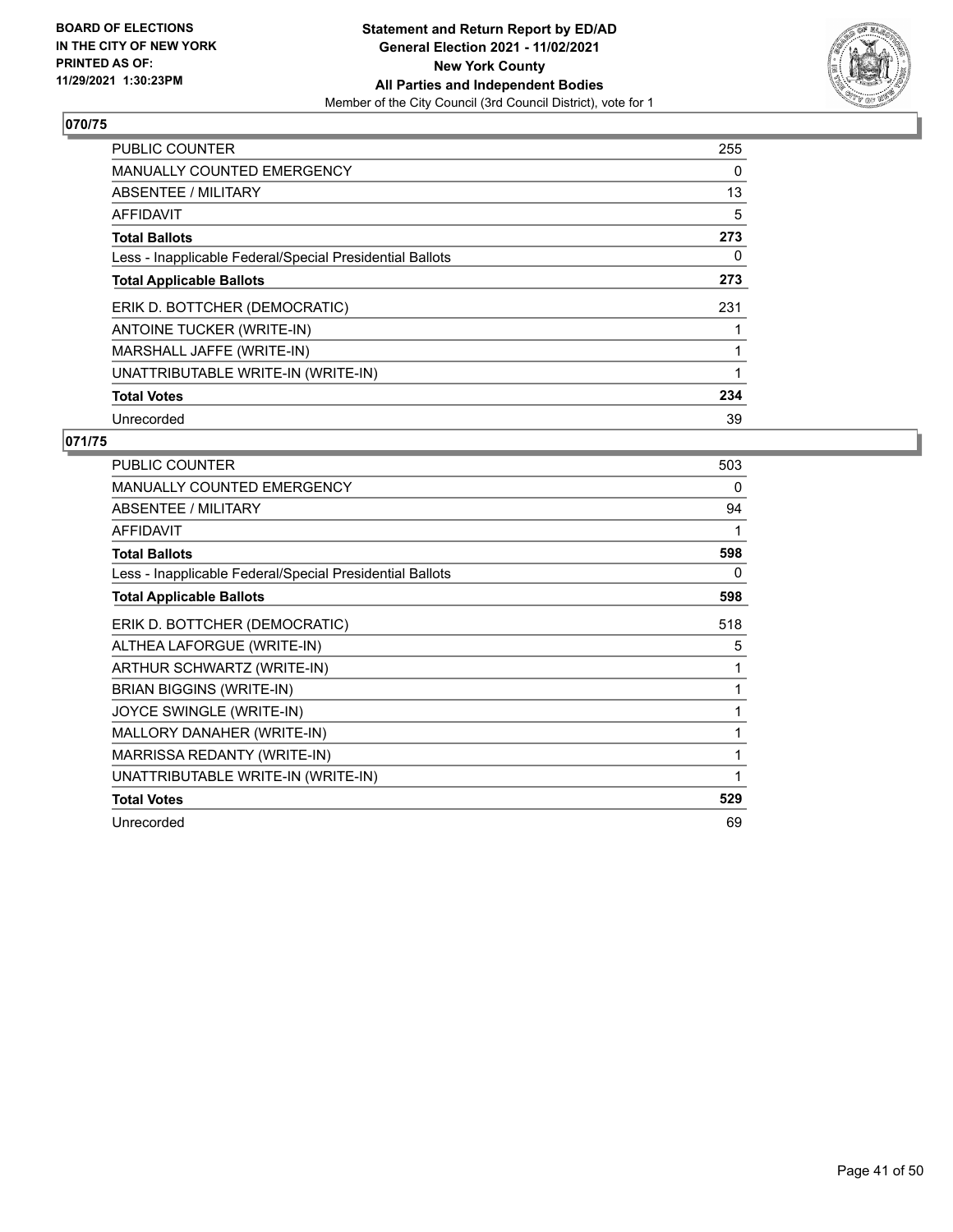BOARD OF ELECTIONS
IN THE CITY OF NEW YORK
PRINTED AS OF:
11/29/2021 1:30:23PM

**Statement and Return Report by ED/AD**
**General Election 2021 - 11/02/2021**
**New York County**
**All Parties and Independent Bodies**
Member of the City Council (3rd Council District), vote for 1

## 070/75

| | |
|---|---|
| PUBLIC COUNTER | 255 |
| MANUALLY COUNTED EMERGENCY | 0 |
| ABSENTEE / MILITARY | 13 |
| AFFIDAVIT | 5 |
| **Total Ballots** | **273** |
| Less - Inapplicable Federal/Special Presidential Ballots | 0 |
| **Total Applicable Ballots** | **273** |
| ERIK D. BOTTCHER (DEMOCRATIC) | 231 |
| ANTOINE TUCKER (WRITE-IN) | 1 |
| MARSHALL JAFFE (WRITE-IN) | 1 |
| UNATTRIBUTABLE WRITE-IN (WRITE-IN) | 1 |
| **Total Votes** | **234** |
| Unrecorded | 39 |

## 071/75

| | |
|---|---|
| PUBLIC COUNTER | 503 |
| MANUALLY COUNTED EMERGENCY | 0 |
| ABSENTEE / MILITARY | 94 |
| AFFIDAVIT | 1 |
| **Total Ballots** | **598** |
| Less - Inapplicable Federal/Special Presidential Ballots | 0 |
| **Total Applicable Ballots** | **598** |
| ERIK D. BOTTCHER (DEMOCRATIC) | 518 |
| ALTHEA LAFORGUE (WRITE-IN) | 5 |
| ARTHUR SCHWARTZ (WRITE-IN) | 1 |
| BRIAN BIGGINS (WRITE-IN) | 1 |
| JOYCE SWINGLE (WRITE-IN) | 1 |
| MALLORY DANAHER (WRITE-IN) | 1 |
| MARRISSA REDANTY (WRITE-IN) | 1 |
| UNATTRIBUTABLE WRITE-IN (WRITE-IN) | 1 |
| **Total Votes** | **529** |
| Unrecorded | 69 |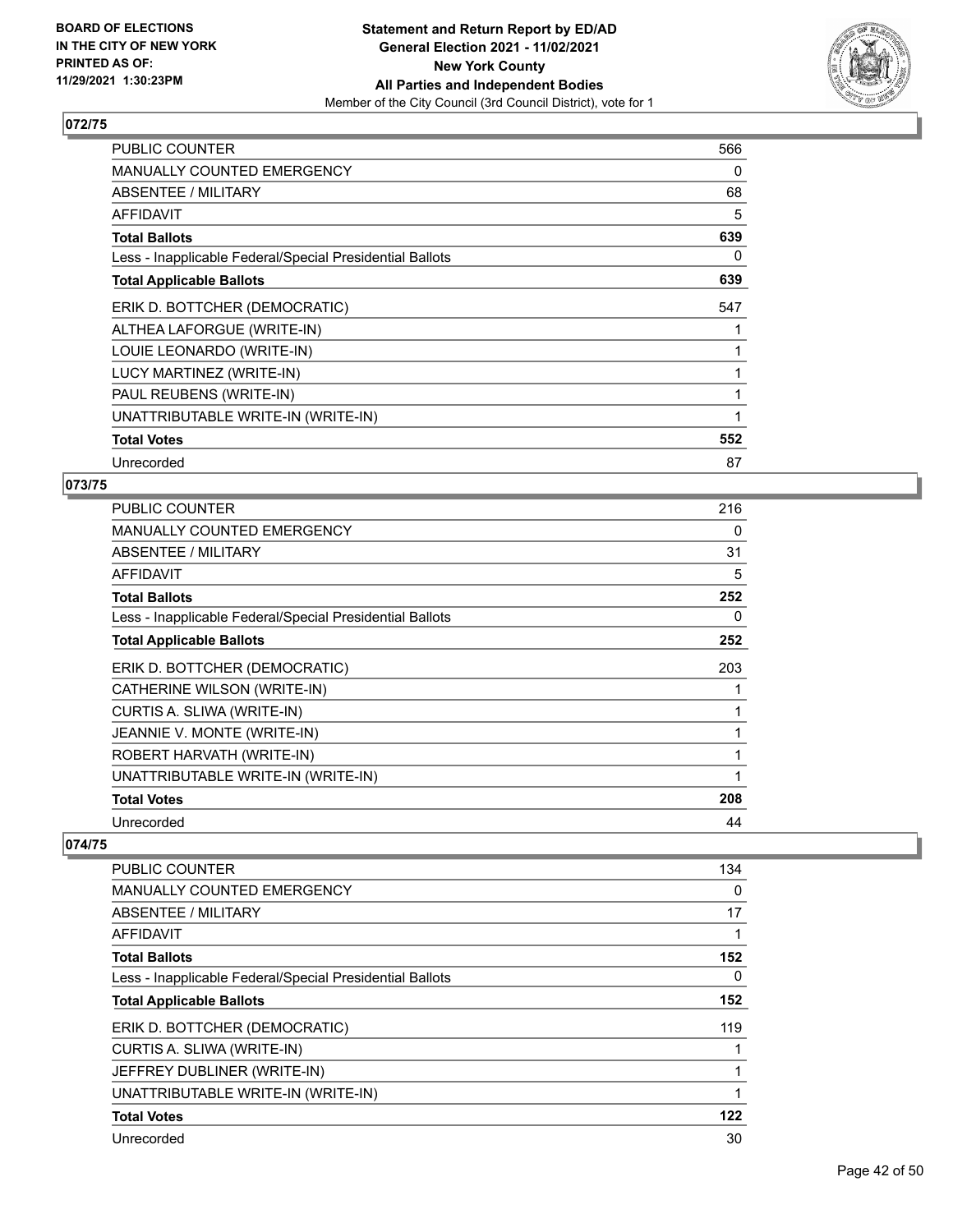## 072/75

| | |
|---|---|
| PUBLIC COUNTER | 566 |
| MANUALLY COUNTED EMERGENCY | 0 |
| ABSENTEE / MILITARY | 68 |
| AFFIDAVIT | 5 |
| **Total Ballots** | **639** |
| Less - Inapplicable Federal/Special Presidential Ballots | 0 |
| **Total Applicable Ballots** | **639** |
| ERIK D. BOTTCHER (DEMOCRATIC) | 547 |
| ALTHEA LAFORGUE (WRITE-IN) | 1 |
| LOUIE LEONARDO (WRITE-IN) | 1 |
| LUCY MARTINEZ (WRITE-IN) | 1 |
| PAUL REUBENS (WRITE-IN) | 1 |
| UNATTRIBUTABLE WRITE-IN (WRITE-IN) | 1 |
| **Total Votes** | **552** |
| Unrecorded | 87 |

## 073/75

| | |
|---|---|
| PUBLIC COUNTER | 216 |
| MANUALLY COUNTED EMERGENCY | 0 |
| ABSENTEE / MILITARY | 31 |
| AFFIDAVIT | 5 |
| **Total Ballots** | **252** |
| Less - Inapplicable Federal/Special Presidential Ballots | 0 |
| **Total Applicable Ballots** | **252** |
| ERIK D. BOTTCHER (DEMOCRATIC) | 203 |
| CATHERINE WILSON (WRITE-IN) | 1 |
| CURTIS A. SLIWA (WRITE-IN) | 1 |
| JEANNIE V. MONTE (WRITE-IN) | 1 |
| ROBERT HARVATH (WRITE-IN) | 1 |
| UNATTRIBUTABLE WRITE-IN (WRITE-IN) | 1 |
| **Total Votes** | **208** |
| Unrecorded | 44 |

## 074/75

| | |
|---|---|
| PUBLIC COUNTER | 134 |
| MANUALLY COUNTED EMERGENCY | 0 |
| ABSENTEE / MILITARY | 17 |
| AFFIDAVIT | 1 |
| **Total Ballots** | **152** |
| Less - Inapplicable Federal/Special Presidential Ballots | 0 |
| **Total Applicable Ballots** | **152** |
| ERIK D. BOTTCHER (DEMOCRATIC) | 119 |
| CURTIS A. SLIWA (WRITE-IN) | 1 |
| JEFFREY DUBLINER (WRITE-IN) | 1 |
| UNATTRIBUTABLE WRITE-IN (WRITE-IN) | 1 |
| **Total Votes** | **122** |
| Unrecorded | 30 |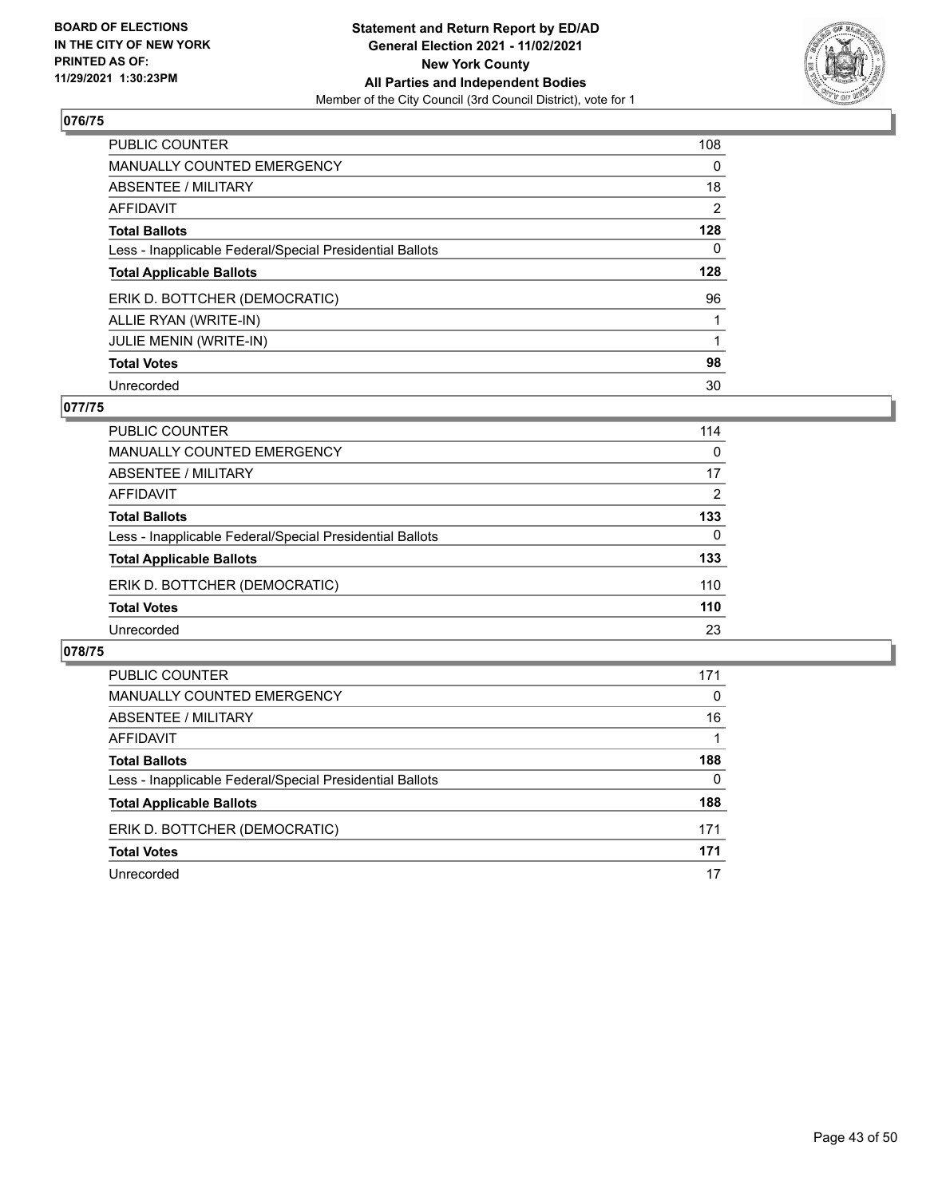BOARD OF ELECTIONS
IN THE CITY OF NEW YORK
PRINTED AS OF:
11/29/2021 1:30:23PM

**Statement and Return Report by ED/AD**
**General Election 2021 - 11/02/2021**
**New York County**
**All Parties and Independent Bodies**
Member of the City Council (3rd Council District), vote for 1

## 076/75

| | |
|---|---|
| PUBLIC COUNTER | 108 |
| MANUALLY COUNTED EMERGENCY | 0 |
| ABSENTEE / MILITARY | 18 |
| AFFIDAVIT | 2 |
| **Total Ballots** | **128** |
| Less - Inapplicable Federal/Special Presidential Ballots | 0 |
| **Total Applicable Ballots** | **128** |
| ERIK D. BOTTCHER (DEMOCRATIC) | 96 |
| ALLIE RYAN (WRITE-IN) | 1 |
| JULIE MENIN (WRITE-IN) | 1 |
| **Total Votes** | **98** |
| Unrecorded | 30 |

## 077/75

| | |
|---|---|
| PUBLIC COUNTER | 114 |
| MANUALLY COUNTED EMERGENCY | 0 |
| ABSENTEE / MILITARY | 17 |
| AFFIDAVIT | 2 |
| **Total Ballots** | **133** |
| Less - Inapplicable Federal/Special Presidential Ballots | 0 |
| **Total Applicable Ballots** | **133** |
| ERIK D. BOTTCHER (DEMOCRATIC) | 110 |
| **Total Votes** | **110** |
| Unrecorded | 23 |

## 078/75

| | |
|---|---|
| PUBLIC COUNTER | 171 |
| MANUALLY COUNTED EMERGENCY | 0 |
| ABSENTEE / MILITARY | 16 |
| AFFIDAVIT | 1 |
| **Total Ballots** | **188** |
| Less - Inapplicable Federal/Special Presidential Ballots | 0 |
| **Total Applicable Ballots** | **188** |
| ERIK D. BOTTCHER (DEMOCRATIC) | 171 |
| **Total Votes** | **171** |
| Unrecorded | 17 |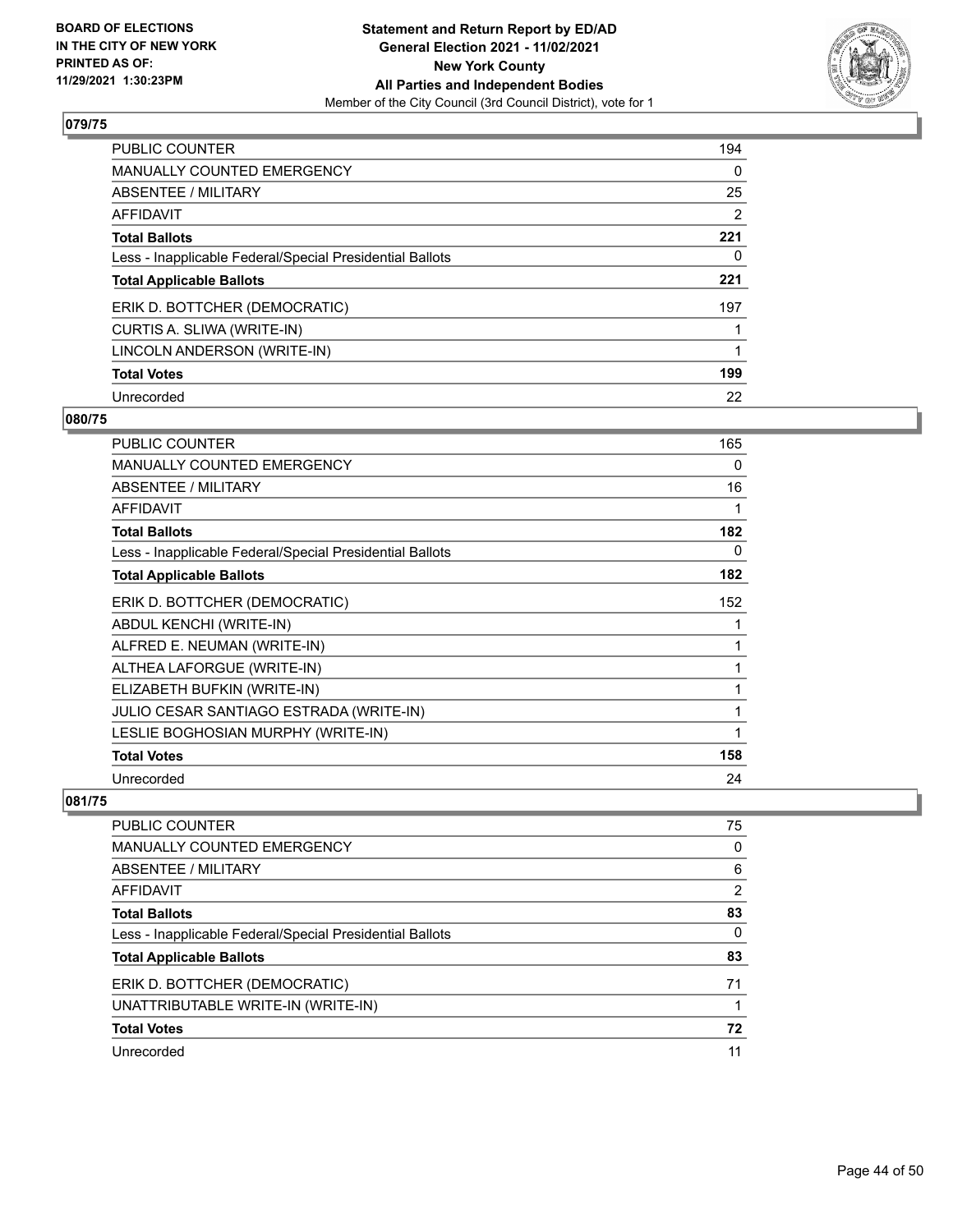**BOARD OF ELECTIONS IN THE CITY OF NEW YORK PRINTED AS OF: 11/29/2021 1:30:23PM**

**Statement and Return Report by ED/AD General Election 2021 - 11/02/2021 New York County All Parties and Independent Bodies**

Member of the City Council (3rd Council District), vote for 1

### 079/75

| | |
|---|---|
| PUBLIC COUNTER | 194 |
| MANUALLY COUNTED EMERGENCY | 0 |
| ABSENTEE / MILITARY | 25 |
| AFFIDAVIT | 2 |
| **Total Ballots** | **221** |
| Less - Inapplicable Federal/Special Presidential Ballots | 0 |
| **Total Applicable Ballots** | **221** |
| ERIK D. BOTTCHER (DEMOCRATIC) | 197 |
| CURTIS A. SLIWA (WRITE-IN) | 1 |
| LINCOLN ANDERSON (WRITE-IN) | 1 |
| **Total Votes** | **199** |
| Unrecorded | 22 |

### 080/75

| | |
|---|---|
| PUBLIC COUNTER | 165 |
| MANUALLY COUNTED EMERGENCY | 0 |
| ABSENTEE / MILITARY | 16 |
| AFFIDAVIT | 1 |
| **Total Ballots** | **182** |
| Less - Inapplicable Federal/Special Presidential Ballots | 0 |
| **Total Applicable Ballots** | **182** |
| ERIK D. BOTTCHER (DEMOCRATIC) | 152 |
| ABDUL KENCHI (WRITE-IN) | 1 |
| ALFRED E. NEUMAN (WRITE-IN) | 1 |
| ALTHEA LAFORGUE (WRITE-IN) | 1 |
| ELIZABETH BUFKIN (WRITE-IN) | 1 |
| JULIO CESAR SANTIAGO ESTRADA (WRITE-IN) | 1 |
| LESLIE BOGHOSIAN MURPHY (WRITE-IN) | 1 |
| **Total Votes** | **158** |
| Unrecorded | 24 |

### 081/75

| | |
|---|---|
| PUBLIC COUNTER | 75 |
| MANUALLY COUNTED EMERGENCY | 0 |
| ABSENTEE / MILITARY | 6 |
| AFFIDAVIT | 2 |
| **Total Ballots** | **83** |
| Less - Inapplicable Federal/Special Presidential Ballots | 0 |
| **Total Applicable Ballots** | **83** |
| ERIK D. BOTTCHER (DEMOCRATIC) | 71 |
| UNATTRIBUTABLE WRITE-IN (WRITE-IN) | 1 |
| **Total Votes** | **72** |
| Unrecorded | 11 |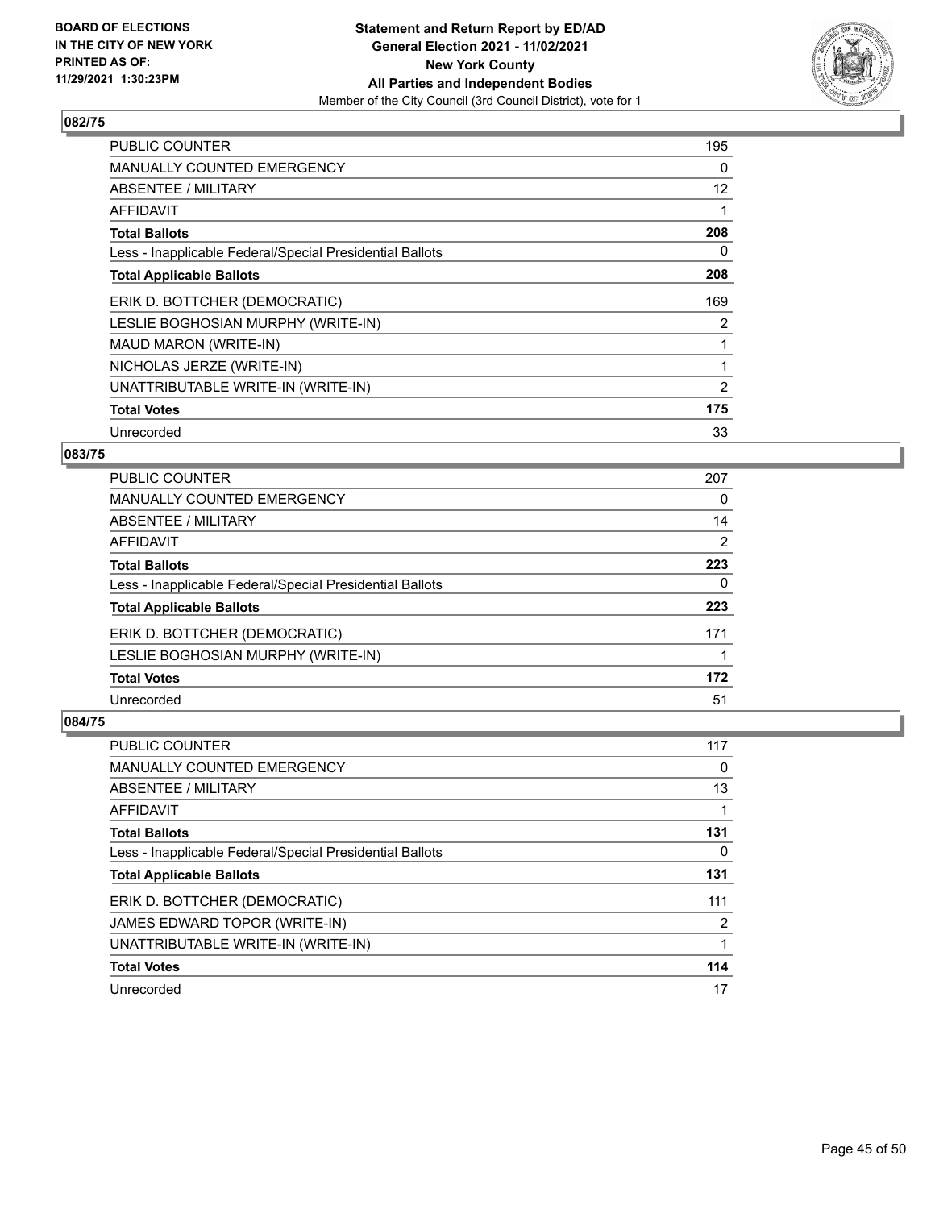**BOARD OF ELECTIONS IN THE CITY OF NEW YORK PRINTED AS OF: 11/29/2021 1:30:23PM**

**Statement and Return Report by ED/AD General Election 2021 - 11/02/2021 New York County All Parties and Independent Bodies**
Member of the City Council (3rd Council District), vote for 1

## 082/75

| | |
|---|---|
| PUBLIC COUNTER | 195 |
| MANUALLY COUNTED EMERGENCY | 0 |
| ABSENTEE / MILITARY | 12 |
| AFFIDAVIT | 1 |
| **Total Ballots** | **208** |
| Less - Inapplicable Federal/Special Presidential Ballots | 0 |
| **Total Applicable Ballots** | **208** |
| ERIK D. BOTTCHER (DEMOCRATIC) | 169 |
| LESLIE BOGHOSIAN MURPHY (WRITE-IN) | 2 |
| MAUD MARON (WRITE-IN) | 1 |
| NICHOLAS JERZE (WRITE-IN) | 1 |
| UNATTRIBUTABLE WRITE-IN (WRITE-IN) | 2 |
| **Total Votes** | **175** |
| Unrecorded | 33 |

## 083/75

| | |
|---|---|
| PUBLIC COUNTER | 207 |
| MANUALLY COUNTED EMERGENCY | 0 |
| ABSENTEE / MILITARY | 14 |
| AFFIDAVIT | 2 |
| **Total Ballots** | **223** |
| Less - Inapplicable Federal/Special Presidential Ballots | 0 |
| **Total Applicable Ballots** | **223** |
| ERIK D. BOTTCHER (DEMOCRATIC) | 171 |
| LESLIE BOGHOSIAN MURPHY (WRITE-IN) | 1 |
| **Total Votes** | **172** |
| Unrecorded | 51 |

## 084/75

| | |
|---|---|
| PUBLIC COUNTER | 117 |
| MANUALLY COUNTED EMERGENCY | 0 |
| ABSENTEE / MILITARY | 13 |
| AFFIDAVIT | 1 |
| **Total Ballots** | **131** |
| Less - Inapplicable Federal/Special Presidential Ballots | 0 |
| **Total Applicable Ballots** | **131** |
| ERIK D. BOTTCHER (DEMOCRATIC) | 111 |
| JAMES EDWARD TOPOR (WRITE-IN) | 2 |
| UNATTRIBUTABLE WRITE-IN (WRITE-IN) | 1 |
| **Total Votes** | **114** |
| Unrecorded | 17 |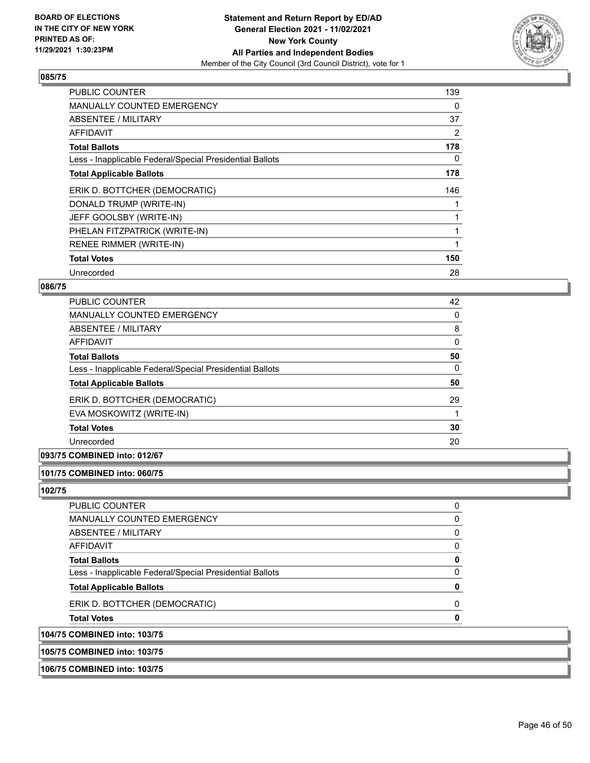**Statement and Return Report by ED/AD**
**General Election 2021 - 11/02/2021**
**New York County**
**All Parties and Independent Bodies**
Member of the City Council (3rd Council District), vote for 1

BOARD OF ELECTIONS IN THE CITY OF NEW YORK
PRINTED AS OF: 11/29/2021 1:30:23PM

### 085/75

| | |
|---|---|
| PUBLIC COUNTER | 139 |
| MANUALLY COUNTED EMERGENCY | 0 |
| ABSENTEE / MILITARY | 37 |
| AFFIDAVIT | 2 |
| **Total Ballots** | **178** |
| Less - Inapplicable Federal/Special Presidential Ballots | 0 |
| **Total Applicable Ballots** | **178** |
| ERIK D. BOTTCHER (DEMOCRATIC) | 146 |
| DONALD TRUMP (WRITE-IN) | 1 |
| JEFF GOOLSBY (WRITE-IN) | 1 |
| PHELAN FITZPATRICK (WRITE-IN) | 1 |
| RENEE RIMMER (WRITE-IN) | 1 |
| **Total Votes** | **150** |
| Unrecorded | 28 |

### 086/75

| | |
|---|---|
| PUBLIC COUNTER | 42 |
| MANUALLY COUNTED EMERGENCY | 0 |
| ABSENTEE / MILITARY | 8 |
| AFFIDAVIT | 0 |
| **Total Ballots** | **50** |
| Less - Inapplicable Federal/Special Presidential Ballots | 0 |
| **Total Applicable Ballots** | **50** |
| ERIK D. BOTTCHER (DEMOCRATIC) | 29 |
| EVA MOSKOWITZ (WRITE-IN) | 1 |
| **Total Votes** | **30** |
| Unrecorded | 20 |

### 093/75 COMBINED into: 012/67

### 101/75 COMBINED into: 060/75

### 102/75

| | |
|---|---|
| PUBLIC COUNTER | 0 |
| MANUALLY COUNTED EMERGENCY | 0 |
| ABSENTEE / MILITARY | 0 |
| AFFIDAVIT | 0 |
| **Total Ballots** | **0** |
| Less - Inapplicable Federal/Special Presidential Ballots | 0 |
| **Total Applicable Ballots** | **0** |
| ERIK D. BOTTCHER (DEMOCRATIC) | 0 |
| **Total Votes** | **0** |

### 104/75 COMBINED into: 103/75

### 105/75 COMBINED into: 103/75

### 106/75 COMBINED into: 103/75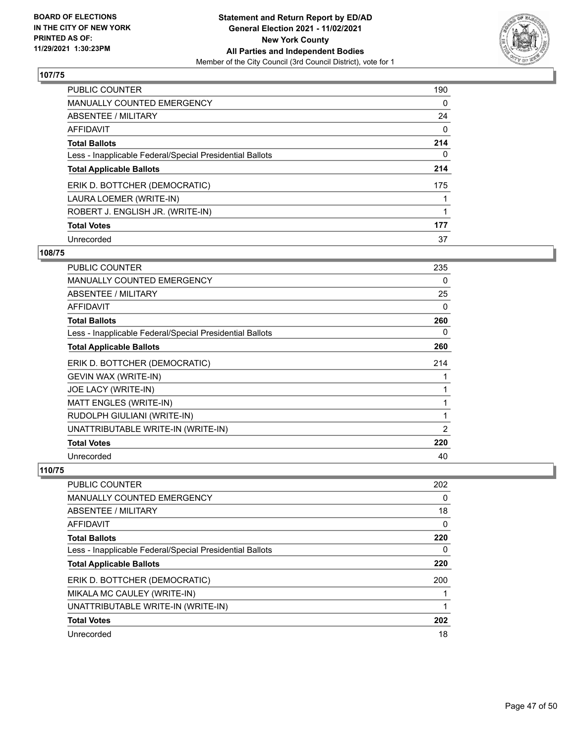**BOARD OF ELECTIONS IN THE CITY OF NEW YORK PRINTED AS OF: 11/29/2021 1:30:23PM**

**Statement and Return Report by ED/AD**
**General Election 2021 - 11/02/2021**
**New York County**
**All Parties and Independent Bodies**
Member of the City Council (3rd Council District), vote for 1

## 107/75

| | |
|---|---|
| PUBLIC COUNTER | 190 |
| MANUALLY COUNTED EMERGENCY | 0 |
| ABSENTEE / MILITARY | 24 |
| AFFIDAVIT | 0 |
| **Total Ballots** | **214** |
| Less - Inapplicable Federal/Special Presidential Ballots | 0 |
| **Total Applicable Ballots** | **214** |
| ERIK D. BOTTCHER (DEMOCRATIC) | 175 |
| LAURA LOEMER (WRITE-IN) | 1 |
| ROBERT J. ENGLISH JR. (WRITE-IN) | 1 |
| **Total Votes** | **177** |
| Unrecorded | 37 |

## 108/75

| | |
|---|---|
| PUBLIC COUNTER | 235 |
| MANUALLY COUNTED EMERGENCY | 0 |
| ABSENTEE / MILITARY | 25 |
| AFFIDAVIT | 0 |
| **Total Ballots** | **260** |
| Less - Inapplicable Federal/Special Presidential Ballots | 0 |
| **Total Applicable Ballots** | **260** |
| ERIK D. BOTTCHER (DEMOCRATIC) | 214 |
| GEVIN WAX (WRITE-IN) | 1 |
| JOE LACY (WRITE-IN) | 1 |
| MATT ENGLES (WRITE-IN) | 1 |
| RUDOLPH GIULIANI (WRITE-IN) | 1 |
| UNATTRIBUTABLE WRITE-IN (WRITE-IN) | 2 |
| **Total Votes** | **220** |
| Unrecorded | 40 |

## 110/75

| | |
|---|---|
| PUBLIC COUNTER | 202 |
| MANUALLY COUNTED EMERGENCY | 0 |
| ABSENTEE / MILITARY | 18 |
| AFFIDAVIT | 0 |
| **Total Ballots** | **220** |
| Less - Inapplicable Federal/Special Presidential Ballots | 0 |
| **Total Applicable Ballots** | **220** |
| ERIK D. BOTTCHER (DEMOCRATIC) | 200 |
| MIKALA MC CAULEY (WRITE-IN) | 1 |
| UNATTRIBUTABLE WRITE-IN (WRITE-IN) | 1 |
| **Total Votes** | **202** |
| Unrecorded | 18 |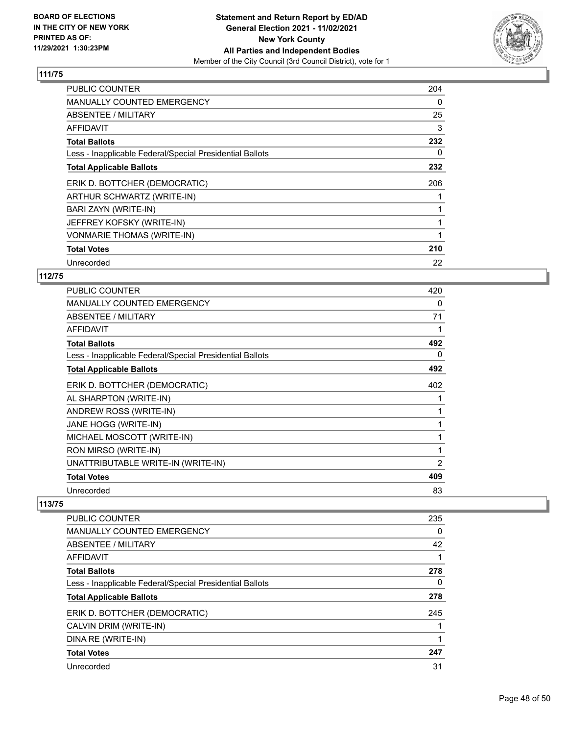**BOARD OF ELECTIONS IN THE CITY OF NEW YORK PRINTED AS OF: 11/29/2021 1:30:23PM**

**Statement and Return Report by ED/AD General Election 2021 - 11/02/2021 New York County All Parties and Independent Bodies**
Member of the City Council (3rd Council District), vote for 1

## 111/75

| | |
|---|---|
| PUBLIC COUNTER | 204 |
| MANUALLY COUNTED EMERGENCY | 0 |
| ABSENTEE / MILITARY | 25 |
| AFFIDAVIT | 3 |
| **Total Ballots** | **232** |
| Less - Inapplicable Federal/Special Presidential Ballots | 0 |
| **Total Applicable Ballots** | **232** |
| ERIK D. BOTTCHER (DEMOCRATIC) | 206 |
| ARTHUR SCHWARTZ (WRITE-IN) | 1 |
| BARI ZAYN (WRITE-IN) | 1 |
| JEFFREY KOFSKY (WRITE-IN) | 1 |
| VONMARIE THOMAS (WRITE-IN) | 1 |
| **Total Votes** | **210** |
| Unrecorded | 22 |

## 112/75

| | |
|---|---|
| PUBLIC COUNTER | 420 |
| MANUALLY COUNTED EMERGENCY | 0 |
| ABSENTEE / MILITARY | 71 |
| AFFIDAVIT | 1 |
| **Total Ballots** | **492** |
| Less - Inapplicable Federal/Special Presidential Ballots | 0 |
| **Total Applicable Ballots** | **492** |
| ERIK D. BOTTCHER (DEMOCRATIC) | 402 |
| AL SHARPTON (WRITE-IN) | 1 |
| ANDREW ROSS (WRITE-IN) | 1 |
| JANE HOGG (WRITE-IN) | 1 |
| MICHAEL MOSCOTT (WRITE-IN) | 1 |
| RON MIRSO (WRITE-IN) | 1 |
| UNATTRIBUTABLE WRITE-IN (WRITE-IN) | 2 |
| **Total Votes** | **409** |
| Unrecorded | 83 |

## 113/75

| | |
|---|---|
| PUBLIC COUNTER | 235 |
| MANUALLY COUNTED EMERGENCY | 0 |
| ABSENTEE / MILITARY | 42 |
| AFFIDAVIT | 1 |
| **Total Ballots** | **278** |
| Less - Inapplicable Federal/Special Presidential Ballots | 0 |
| **Total Applicable Ballots** | **278** |
| ERIK D. BOTTCHER (DEMOCRATIC) | 245 |
| CALVIN DRIM (WRITE-IN) | 1 |
| DINA RE (WRITE-IN) | 1 |
| **Total Votes** | **247** |
| Unrecorded | 31 |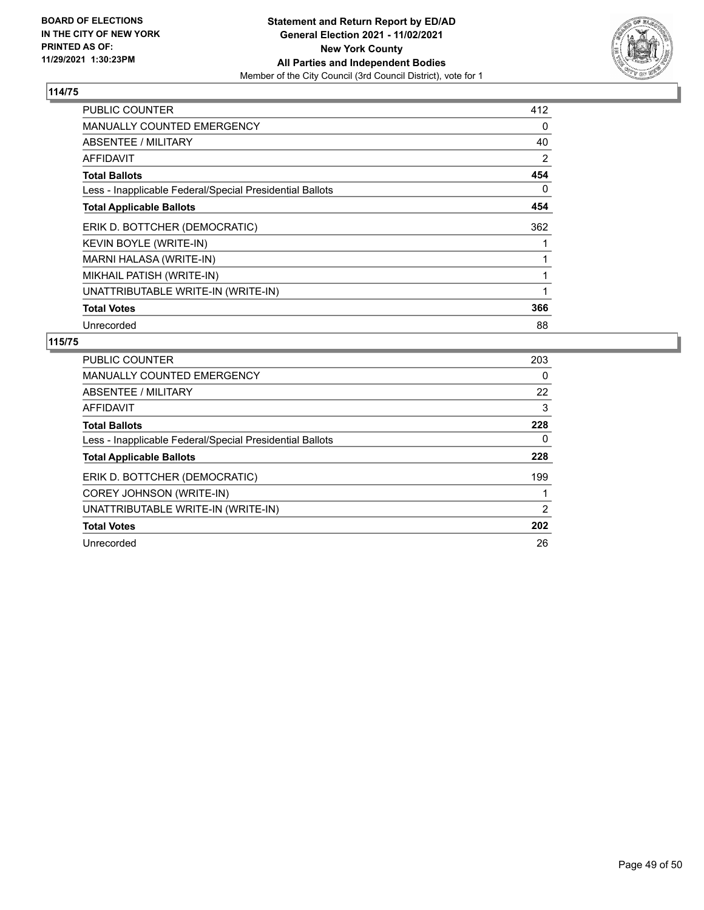BOARD OF ELECTIONS
IN THE CITY OF NEW YORK
PRINTED AS OF:
11/29/2021 1:30:23PM

**Statement and Return Report by ED/AD**
**General Election 2021 - 11/02/2021**
**New York County**
**All Parties and Independent Bodies**
Member of the City Council (3rd Council District), vote for 1

### 114/75

| | |
|---|---|
| PUBLIC COUNTER | 412 |
| MANUALLY COUNTED EMERGENCY | 0 |
| ABSENTEE / MILITARY | 40 |
| AFFIDAVIT | 2 |
| **Total Ballots** | **454** |
| Less - Inapplicable Federal/Special Presidential Ballots | 0 |
| **Total Applicable Ballots** | **454** |
| ERIK D. BOTTCHER (DEMOCRATIC) | 362 |
| KEVIN BOYLE (WRITE-IN) | 1 |
| MARNI HALASA (WRITE-IN) | 1 |
| MIKHAIL PATISH (WRITE-IN) | 1 |
| UNATTRIBUTABLE WRITE-IN (WRITE-IN) | 1 |
| **Total Votes** | **366** |
| Unrecorded | 88 |

### 115/75

| | |
|---|---|
| PUBLIC COUNTER | 203 |
| MANUALLY COUNTED EMERGENCY | 0 |
| ABSENTEE / MILITARY | 22 |
| AFFIDAVIT | 3 |
| **Total Ballots** | **228** |
| Less - Inapplicable Federal/Special Presidential Ballots | 0 |
| **Total Applicable Ballots** | **228** |
| ERIK D. BOTTCHER (DEMOCRATIC) | 199 |
| COREY JOHNSON (WRITE-IN) | 1 |
| UNATTRIBUTABLE WRITE-IN (WRITE-IN) | 2 |
| **Total Votes** | **202** |
| Unrecorded | 26 |